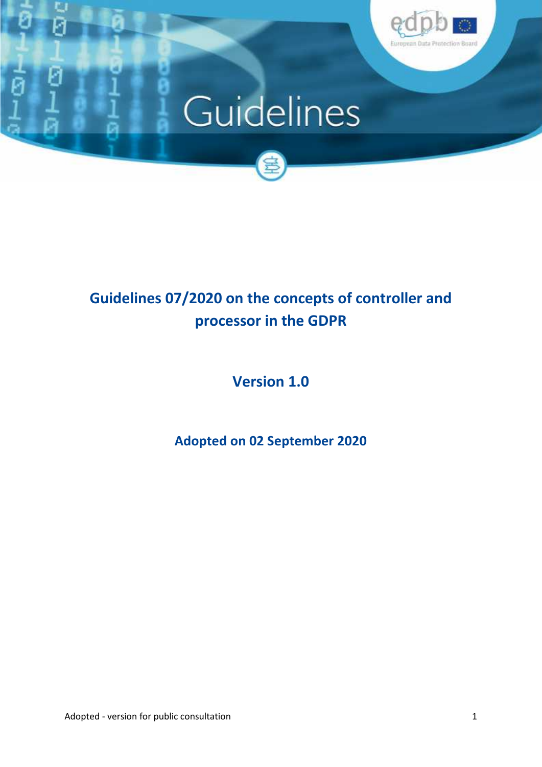# Guidelines

# Guidelines 07/2020 on the concepts of controller and processor in the GDPR

## Version 1.0

### Adopted on 02 September 2020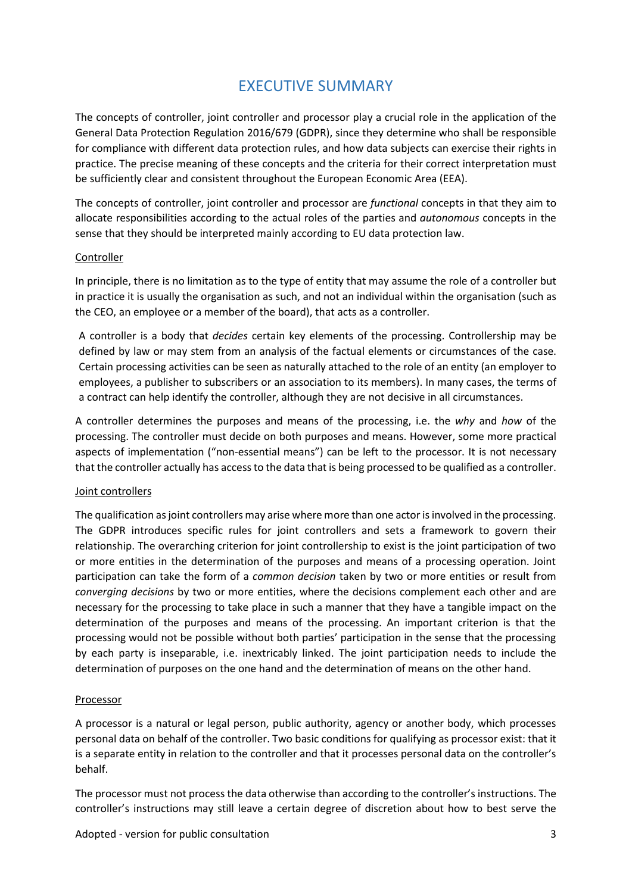# EXECUTIVE SUMMARY

The concepts of controller, joint controller and processor play a crucial role in the application of the General Data Protection Regulation 2016/679 (GDPR), since they determine who shall be responsible for compliance with different data protection rules, and how data subjects can exercise their rights in practice. The precise meaning of these concepts and the criteria for their correct interpretation must be sufficiently clear and consistent throughout the European Economic Area (EEA).

The concepts of controller, joint controller and processor are *functional* concepts in that they aim to allocate responsibilities according to the actual roles of the parties and *autonomous* concepts in the sense that they should be interpreted mainly according to EU data protection law.

<u>Controller</u>

In principle, there is no limitation as to the type of entity that may assume the role of a controller but in practice it is usually the organisation as such, and not an individual within the organisation (such as the CEO, an employee or a member of the board), that acts as a controller.

A controller is a body that *decides* certain key elements of the processing. Controllership may be defined by law or may stem from an analysis of the factual elements or circumstances of the case. Certain processing activities can be seen as naturally attached to the role of an entity (an employer to employees, a publisher to subscribers or an association to its members). In many cases, the terms of a contract can help identify the controller, although they are not decisive in all circumstances.

A controller determines the purposes and means of the processing, i.e. the *why* and *how* of the processing. The controller must decide on both purposes and means. However, some more practical aspects of implementation ("non-essential means") can be left to the processor. It is not necessary that the controller actually has access to the data that is being processed to be qualified as a controller.

<u>Joint controllers</u>

The qualification as joint controllers may arise where more than one actor is involved in the processing. The GDPR introduces specific rules for joint controllers and sets a framework to govern their relationship. The overarching criterion for joint controllership to exist is the joint participation of two or more entities in the determination of the purposes and means of a processing operation. Joint participation can take the form of a *common decision* taken by two or more entities or result from *converging decisions* by two or more entities, where the decisions complement each other and are necessary for the processing to take place in such a manner that they have a tangible impact on the determination of the purposes and means of the processing. An important criterion is that the processing would not be possible without both parties' participation in the sense that the processing by each party is inseparable, i.e. inextricably linked. The joint participation needs to include the determination of purposes on the one hand and the determination of means on the other hand.

<u>Processor</u>

A processor is a natural or legal person, public authority, agency or another body, which processes personal data on behalf of the controller. Two basic conditions for qualifying as processor exist: that it is a separate entity in relation to the controller and that it processes personal data on the controller's behalf.

The processor must not process the data otherwise than according to the controller's instructions. The controller's instructions may still leave a certain degree of discretion about how to best serve the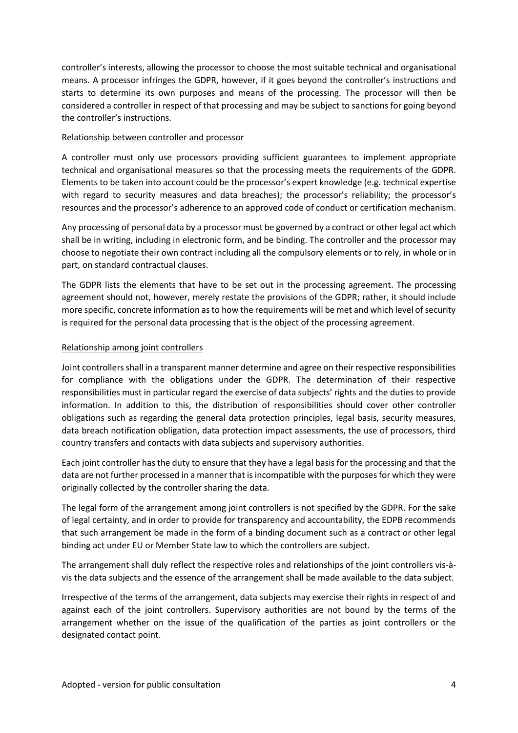controller's interests, allowing the processor to choose the most suitable technical and organisational means. A processor infringes the GDPR, however, if it goes beyond the controller's instructions and starts to determine its own purposes and means of the processing. The processor will then be considered a controller in respect of that processing and may be subject to sanctions for going beyond the controller's instructions.

Relationship between controller and processor

A controller must only use processors providing sufficient guarantees to implement appropriate technical and organisational measures so that the processing meets the requirements of the GDPR. Elements to be taken into account could be the processor's expert knowledge (e.g. technical expertise with regard to security measures and data breaches); the processor's reliability; the processor's resources and the processor's adherence to an approved code of conduct or certification mechanism.

Any processing of personal data by a processor must be governed by a contract or other legal act which shall be in writing, including in electronic form, and be binding. The controller and the processor may choose to negotiate their own contract including all the compulsory elements or to rely, in whole or in part, on standard contractual clauses.

The GDPR lists the elements that have to be set out in the processing agreement. The processing agreement should not, however, merely restate the provisions of the GDPR; rather, it should include more specific, concrete information as to how the requirements will be met and which level of security is required for the personal data processing that is the object of the processing agreement.

Relationship among joint controllers

Joint controllers shall in a transparent manner determine and agree on their respective responsibilities for compliance with the obligations under the GDPR. The determination of their respective responsibilities must in particular regard the exercise of data subjects' rights and the duties to provide information. In addition to this, the distribution of responsibilities should cover other controller obligations such as regarding the general data protection principles, legal basis, security measures, data breach notification obligation, data protection impact assessments, the use of processors, third country transfers and contacts with data subjects and supervisory authorities.

Each joint controller has the duty to ensure that they have a legal basis for the processing and that the data are not further processed in a manner that is incompatible with the purposes for which they were originally collected by the controller sharing the data.

The legal form of the arrangement among joint controllers is not specified by the GDPR. For the sake of legal certainty, and in order to provide for transparency and accountability, the EDPB recommends that such arrangement be made in the form of a binding document such as a contract or other legal binding act under EU or Member State law to which the controllers are subject.

The arrangement shall duly reflect the respective roles and relationships of the joint controllers vis-à-vis the data subjects and the essence of the arrangement shall be made available to the data subject.

Irrespective of the terms of the arrangement, data subjects may exercise their rights in respect of and against each of the joint controllers. Supervisory authorities are not bound by the terms of the arrangement whether on the issue of the qualification of the parties as joint controllers or the designated contact point.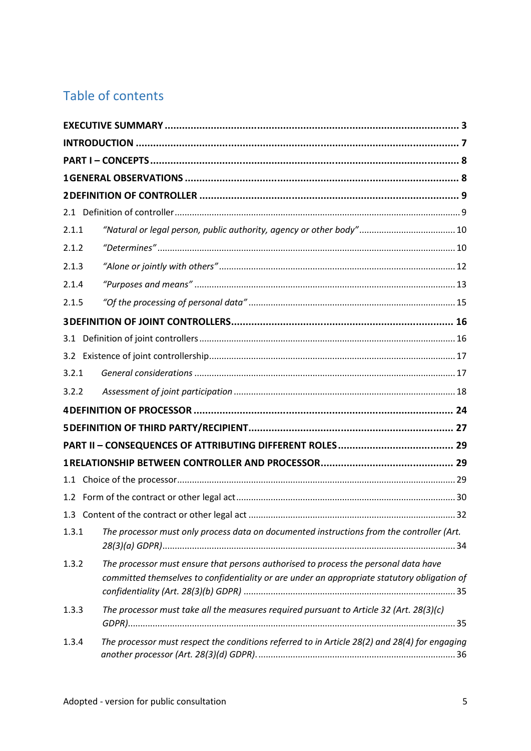# Table of contents

**EXECUTIVE SUMMARY** ..................................................................................................... 3

**INTRODUCTION** ............................................................................................................. 7

**PART I – CONCEPTS** ........................................................................................................ 8

**1 GENERAL OBSERVATIONS** ............................................................................................ 8

**2 DEFINITION OF CONTROLLER** ...................................................................................... 9

2.1 Definition of controller ................................................................................................. 9

2.1.1 *"Natural or legal person, public authority, agency or other body"* .......................... 10

2.1.2 *"Determines"* ........................................................................................................ 10

2.1.3 *"Alone or jointly with others"* ................................................................................ 12

2.1.4 *"Purposes and means"* .......................................................................................... 13

2.1.5 *"Of the processing of personal data"* ..................................................................... 15

**3 DEFINITION OF JOINT CONTROLLERS** ......................................................................... 16

3.1 Definition of joint controllers ...................................................................................... 16

3.2 Existence of joint controllership .................................................................................. 17

3.2.1 *General considerations* ......................................................................................... 17

3.2.2 *Assessment of joint participation* .......................................................................... 18

**4 DEFINITION OF PROCESSOR** ....................................................................................... 24

**5 DEFINITION OF THIRD PARTY/RECIPIENT** ................................................................... 27

**PART II – CONSEQUENCES OF ATTRIBUTING DIFFERENT ROLES** ..................................... 29

**1 RELATIONSHIP BETWEEN CONTROLLER AND PROCESSOR** .......................................... 29

1.1 Choice of the processor .............................................................................................. 29

1.2 Form of the contract or other legal act ....................................................................... 30

1.3 Content of the contract or other legal act ................................................................... 32

1.3.1 *The processor must only process data on documented instructions from the controller (Art. 28(3)(a) GDPR)* ..................................................................................................... 34

1.3.2 *The processor must ensure that persons authorised to process the personal data have committed themselves to confidentiality or are under an appropriate statutory obligation of confidentiality (Art. 28(3)(b) GDPR)* .................................................................................. 35

1.3.3 *The processor must take all the measures required pursuant to Article 32 (Art. 28(3)(c) GDPR)* ................................................................................................................... 35

1.3.4 *The processor must respect the conditions referred to in Article 28(2) and 28(4) for engaging another processor (Art. 28(3)(d) GDPR).* ........................................................................ 36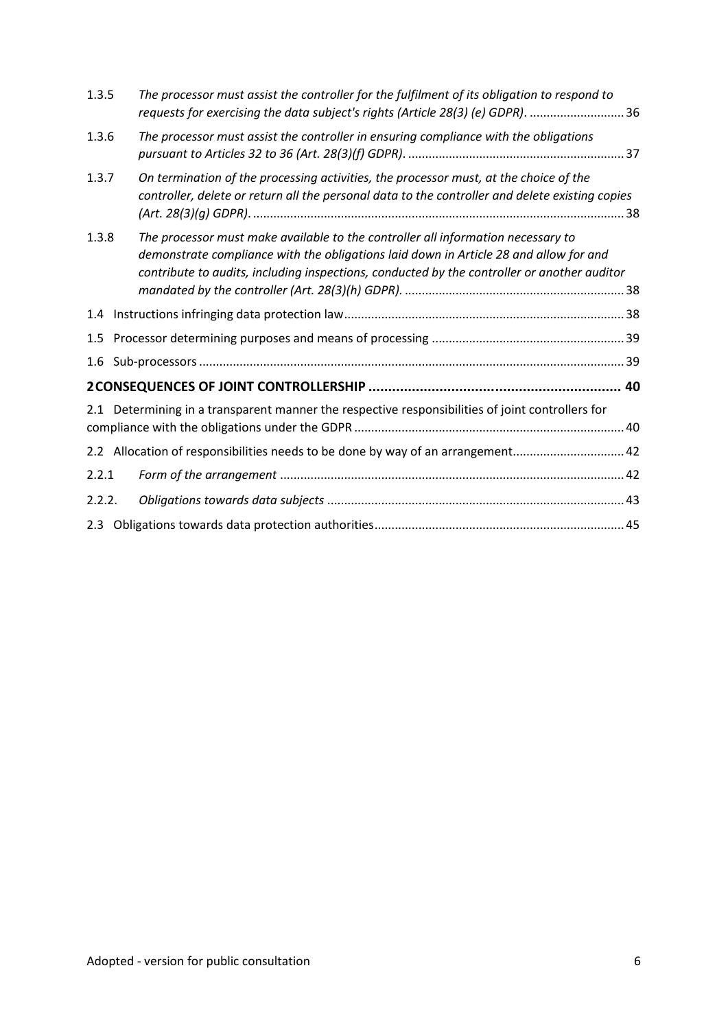| | | |
|---|---|---|
| 1.3.5 | *The processor must assist the controller for the fulfilment of its obligation to respond to requests for exercising the data subject's rights (Article 28(3) (e) GDPR).* | 36 |
| 1.3.6 | *The processor must assist the controller in ensuring compliance with the obligations pursuant to Articles 32 to 36 (Art. 28(3)(f) GDPR).* | 37 |
| 1.3.7 | *On termination of the processing activities, the processor must, at the choice of the controller, delete or return all the personal data to the controller and delete existing copies (Art. 28(3)(g) GDPR).* | 38 |
| 1.3.8 | *The processor must make available to the controller all information necessary to demonstrate compliance with the obligations laid down in Article 28 and allow for and contribute to audits, including inspections, conducted by the controller or another auditor mandated by the controller (Art. 28(3)(h) GDPR).* | 38 |
| 1.4 | Instructions infringing data protection law | 38 |
| 1.5 | Processor determining purposes and means of processing | 39 |
| 1.6 | Sub-processors | 39 |
| **2** | **CONSEQUENCES OF JOINT CONTROLLERSHIP** | **40** |
| 2.1 | Determining in a transparent manner the respective responsibilities of joint controllers for compliance with the obligations under the GDPR | 40 |
| 2.2 | Allocation of responsibilities needs to be done by way of an arrangement | 42 |
| 2.2.1 | *Form of the arrangement* | 42 |
| 2.2.2. | *Obligations towards data subjects* | 43 |
| 2.3 | Obligations towards data protection authorities | 45 |

Adopted - version for public consultation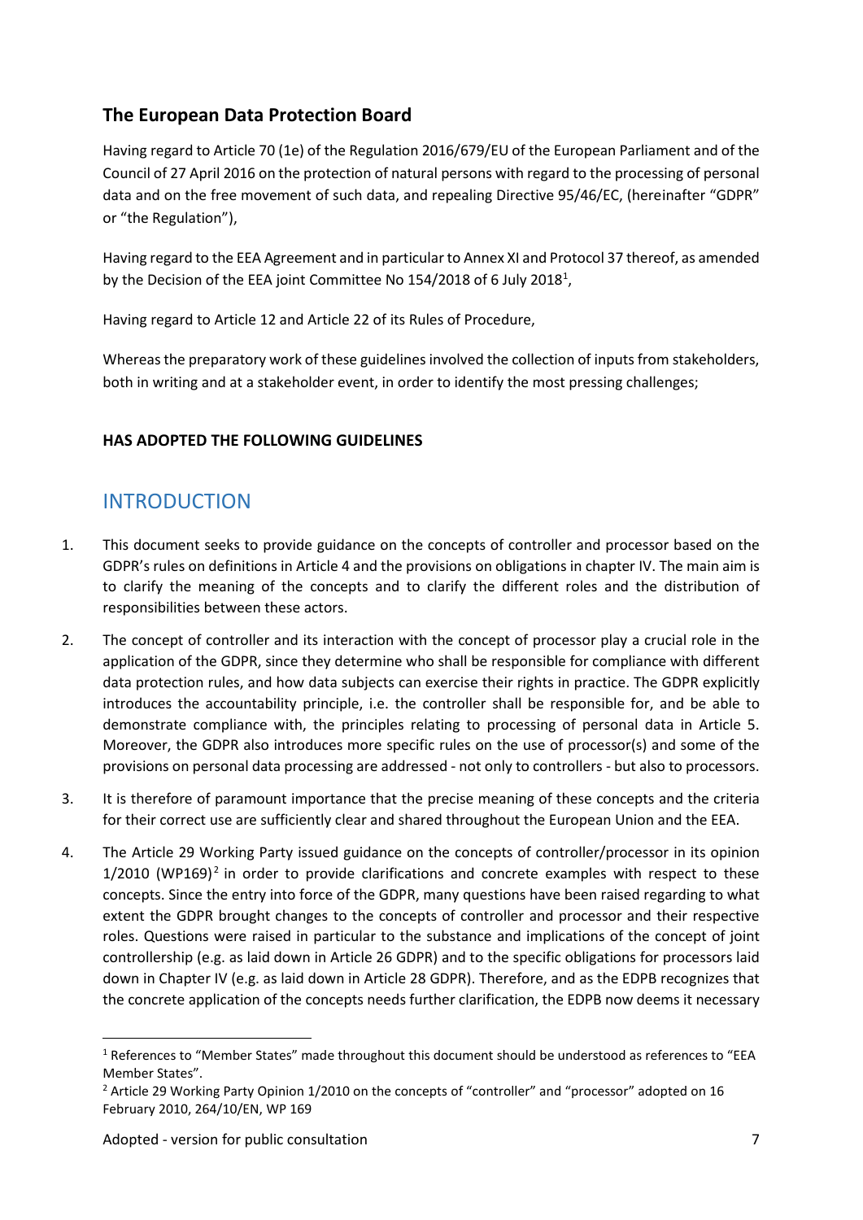## The European Data Protection Board

Having regard to Article 70 (1e) of the Regulation 2016/679/EU of the European Parliament and of the Council of 27 April 2016 on the protection of natural persons with regard to the processing of personal data and on the free movement of such data, and repealing Directive 95/46/EC, (hereinafter "GDPR" or "the Regulation"),

Having regard to the EEA Agreement and in particular to Annex XI and Protocol 37 thereof, as amended by the Decision of the EEA joint Committee No 154/2018 of 6 July 2018[1],

Having regard to Article 12 and Article 22 of its Rules of Procedure,

Whereas the preparatory work of these guidelines involved the collection of inputs from stakeholders, both in writing and at a stakeholder event, in order to identify the most pressing challenges;

**HAS ADOPTED THE FOLLOWING GUIDELINES**

## INTRODUCTION

1. This document seeks to provide guidance on the concepts of controller and processor based on the GDPR's rules on definitions in Article 4 and the provisions on obligations in chapter IV. The main aim is to clarify the meaning of the concepts and to clarify the different roles and the distribution of responsibilities between these actors.

2. The concept of controller and its interaction with the concept of processor play a crucial role in the application of the GDPR, since they determine who shall be responsible for compliance with different data protection rules, and how data subjects can exercise their rights in practice. The GDPR explicitly introduces the accountability principle, i.e. the controller shall be responsible for, and be able to demonstrate compliance with, the principles relating to processing of personal data in Article 5. Moreover, the GDPR also introduces more specific rules on the use of processor(s) and some of the provisions on personal data processing are addressed - not only to controllers - but also to processors.

3. It is therefore of paramount importance that the precise meaning of these concepts and the criteria for their correct use are sufficiently clear and shared throughout the European Union and the EEA.

4. The Article 29 Working Party issued guidance on the concepts of controller/processor in its opinion 1/2010 (WP169)[2] in order to provide clarifications and concrete examples with respect to these concepts. Since the entry into force of the GDPR, many questions have been raised regarding to what extent the GDPR brought changes to the concepts of controller and processor and their respective roles. Questions were raised in particular to the substance and implications of the concept of joint controllership (e.g. as laid down in Article 26 GDPR) and to the specific obligations for processors laid down in Chapter IV (e.g. as laid down in Article 28 GDPR). Therefore, and as the EDPB recognizes that the concrete application of the concepts needs further clarification, the EDPB now deems it necessary

---

[1] References to "Member States" made throughout this document should be understood as references to "EEA Member States".

[2] Article 29 Working Party Opinion 1/2010 on the concepts of "controller" and "processor" adopted on 16 February 2010, 264/10/EN, WP 169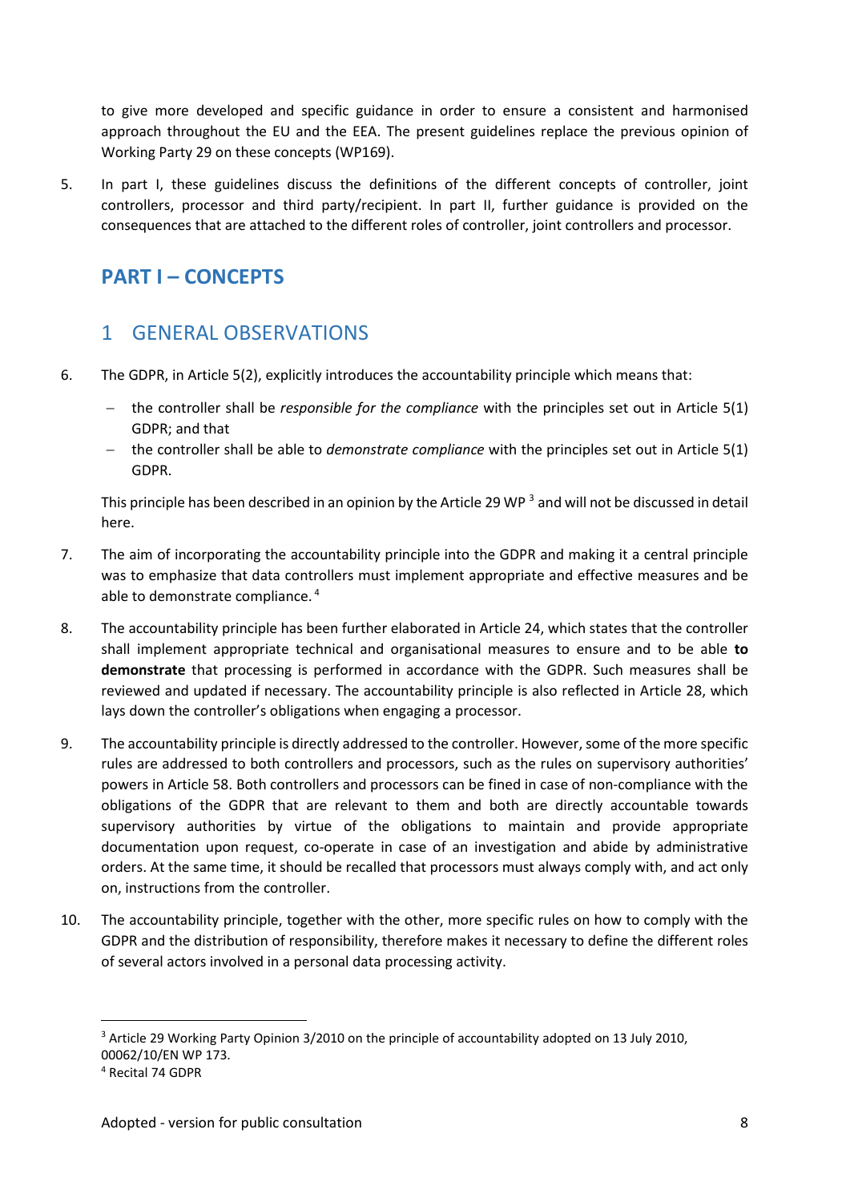to give more developed and specific guidance in order to ensure a consistent and harmonised approach throughout the EU and the EEA. The present guidelines replace the previous opinion of Working Party 29 on these concepts (WP169).

5. In part I, these guidelines discuss the definitions of the different concepts of controller, joint controllers, processor and third party/recipient. In part II, further guidance is provided on the consequences that are attached to the different roles of controller, joint controllers and processor.

# PART I – CONCEPTS

## 1 GENERAL OBSERVATIONS

6. The GDPR, in Article 5(2), explicitly introduces the accountability principle which means that:

   - the controller shall be *responsible for the compliance* with the principles set out in Article 5(1) GDPR; and that
   - the controller shall be able to *demonstrate compliance* with the principles set out in Article 5(1) GDPR.

   This principle has been described in an opinion by the Article 29 WP [3] and will not be discussed in detail here.

7. The aim of incorporating the accountability principle into the GDPR and making it a central principle was to emphasize that data controllers must implement appropriate and effective measures and be able to demonstrate compliance. [4]

8. The accountability principle has been further elaborated in Article 24, which states that the controller shall implement appropriate technical and organisational measures to ensure and to be able **to demonstrate** that processing is performed in accordance with the GDPR. Such measures shall be reviewed and updated if necessary. The accountability principle is also reflected in Article 28, which lays down the controller's obligations when engaging a processor.

9. The accountability principle is directly addressed to the controller. However, some of the more specific rules are addressed to both controllers and processors, such as the rules on supervisory authorities' powers in Article 58. Both controllers and processors can be fined in case of non-compliance with the obligations of the GDPR that are relevant to them and both are directly accountable towards supervisory authorities by virtue of the obligations to maintain and provide appropriate documentation upon request, co-operate in case of an investigation and abide by administrative orders. At the same time, it should be recalled that processors must always comply with, and act only on, instructions from the controller.

10. The accountability principle, together with the other, more specific rules on how to comply with the GDPR and the distribution of responsibility, therefore makes it necessary to define the different roles of several actors involved in a personal data processing activity.

---

[3] Article 29 Working Party Opinion 3/2010 on the principle of accountability adopted on 13 July 2010, 00062/10/EN WP 173.

[4] Recital 74 GDPR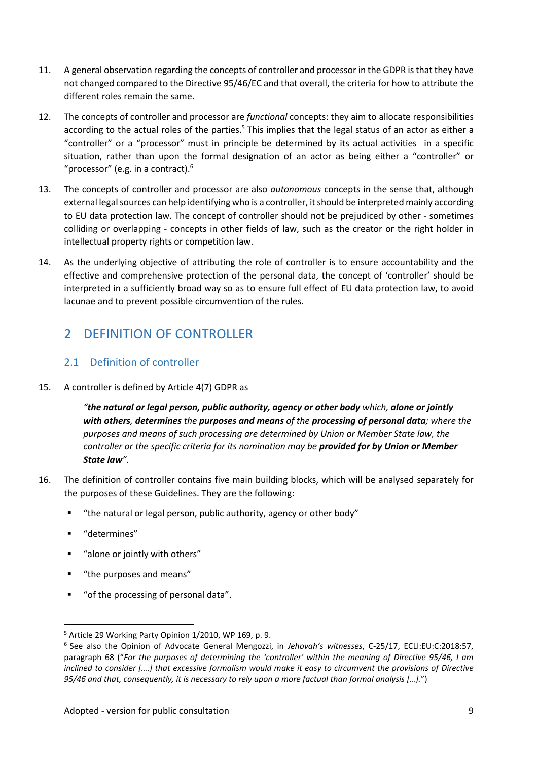11. A general observation regarding the concepts of controller and processor in the GDPR is that they have not changed compared to the Directive 95/46/EC and that overall, the criteria for how to attribute the different roles remain the same.

12. The concepts of controller and processor are *functional* concepts: they aim to allocate responsibilities according to the actual roles of the parties.[5] This implies that the legal status of an actor as either a "controller" or a "processor" must in principle be determined by its actual activities in a specific situation, rather than upon the formal designation of an actor as being either a "controller" or "processor" (e.g. in a contract).[6]

13. The concepts of controller and processor are also *autonomous* concepts in the sense that, although external legal sources can help identifying who is a controller, it should be interpreted mainly according to EU data protection law. The concept of controller should not be prejudiced by other - sometimes colliding or overlapping - concepts in other fields of law, such as the creator or the right holder in intellectual property rights or competition law.

14. As the underlying objective of attributing the role of controller is to ensure accountability and the effective and comprehensive protection of the personal data, the concept of 'controller' should be interpreted in a sufficiently broad way so as to ensure full effect of EU data protection law, to avoid lacunae and to prevent possible circumvention of the rules.

# 2 DEFINITION OF CONTROLLER

## 2.1 Definition of controller

15. A controller is defined by Article 4(7) GDPR as

> *"**the natural or legal person, public authority, agency or other body** which, **alone or jointly with others**, **determines** the **purposes and means** of the **processing of personal data**; where the purposes and means of such processing are determined by Union or Member State law, the controller or the specific criteria for its nomination may be **provided for by Union or Member State law**"*.

16. The definition of controller contains five main building blocks, which will be analysed separately for the purposes of these Guidelines. They are the following:

   - "the natural or legal person, public authority, agency or other body"
   - "determines"
   - "alone or jointly with others"
   - "the purposes and means"
   - "of the processing of personal data".

---

[5] Article 29 Working Party Opinion 1/2010, WP 169, p. 9.

[6] See also the Opinion of Advocate General Mengozzi, in *Jehovah's witnesses*, C-25/17, ECLI:EU:C:2018:57, paragraph 68 ("*For the purposes of determining the 'controller' within the meaning of Directive 95/46, I am inclined to consider [….] that excessive formalism would make it easy to circumvent the provisions of Directive 95/46 and that, consequently, it is necessary to rely upon a more factual than formal analysis […].*")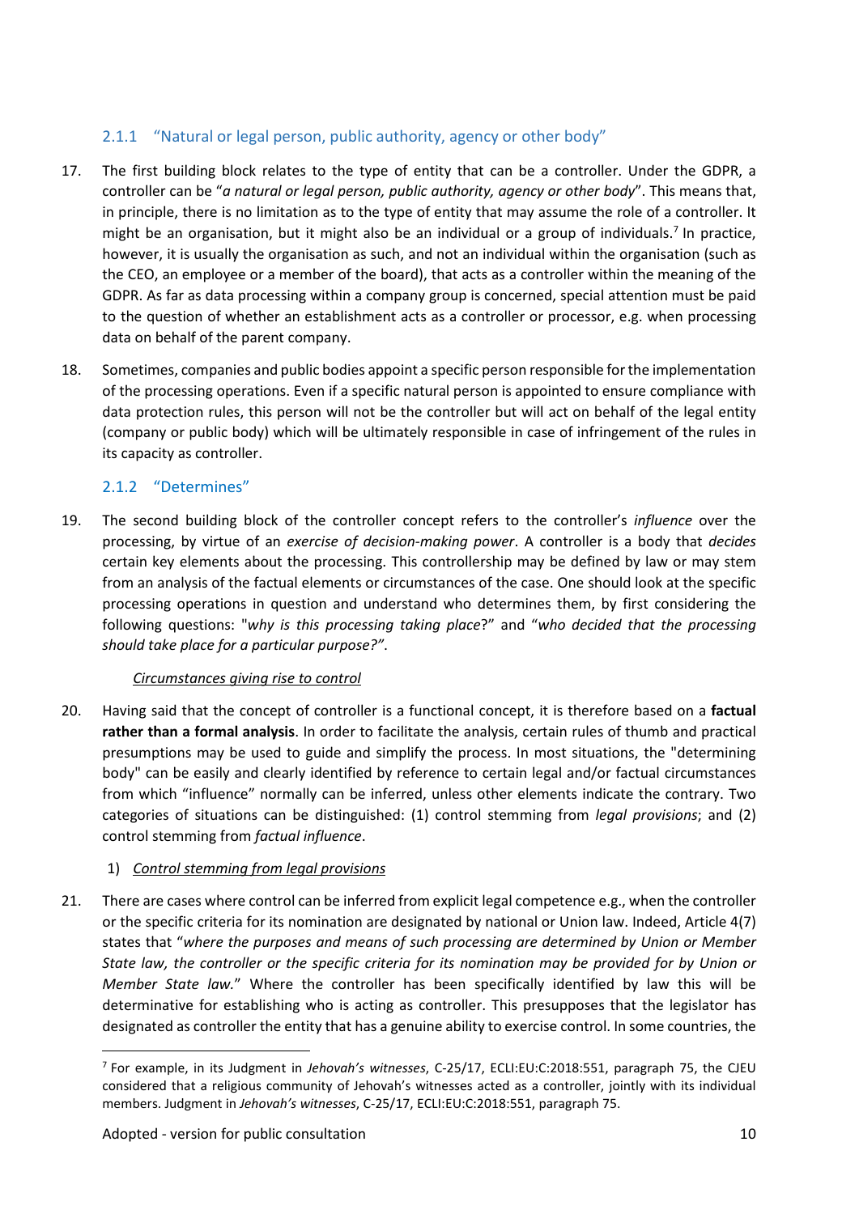### 2.1.1 "Natural or legal person, public authority, agency or other body"

17. The first building block relates to the type of entity that can be a controller. Under the GDPR, a controller can be "*a natural or legal person, public authority, agency or other body*". This means that, in principle, there is no limitation as to the type of entity that may assume the role of a controller. It might be an organisation, but it might also be an individual or a group of individuals.[7] In practice, however, it is usually the organisation as such, and not an individual within the organisation (such as the CEO, an employee or a member of the board), that acts as a controller within the meaning of the GDPR. As far as data processing within a company group is concerned, special attention must be paid to the question of whether an establishment acts as a controller or processor, e.g. when processing data on behalf of the parent company.

18. Sometimes, companies and public bodies appoint a specific person responsible for the implementation of the processing operations. Even if a specific natural person is appointed to ensure compliance with data protection rules, this person will not be the controller but will act on behalf of the legal entity (company or public body) which will be ultimately responsible in case of infringement of the rules in its capacity as controller.

### 2.1.2 "Determines"

19. The second building block of the controller concept refers to the controller's *influence* over the processing, by virtue of an *exercise of decision-making power*. A controller is a body that *decides* certain key elements about the processing. This controllership may be defined by law or may stem from an analysis of the factual elements or circumstances of the case. One should look at the specific processing operations in question and understand who determines them, by first considering the following questions: "*why is this processing taking place*?" and "*who decided that the processing should take place for a particular purpose?"*.

<u>*Circumstances giving rise to control*</u>

20. Having said that the concept of controller is a functional concept, it is therefore based on a **factual rather than a formal analysis**. In order to facilitate the analysis, certain rules of thumb and practical presumptions may be used to guide and simplify the process. In most situations, the "determining body" can be easily and clearly identified by reference to certain legal and/or factual circumstances from which "influence" normally can be inferred, unless other elements indicate the contrary. Two categories of situations can be distinguished: (1) control stemming from *legal provisions*; and (2) control stemming from *factual influence*.

1) <u>*Control stemming from legal provisions*</u>

21. There are cases where control can be inferred from explicit legal competence e.g., when the controller or the specific criteria for its nomination are designated by national or Union law. Indeed, Article 4(7) states that "*where the purposes and means of such processing are determined by Union or Member State law, the controller or the specific criteria for its nomination may be provided for by Union or Member State law.*" Where the controller has been specifically identified by law this will be determinative for establishing who is acting as controller. This presupposes that the legislator has designated as controller the entity that has a genuine ability to exercise control. In some countries, the

[7] For example, in its Judgment in *Jehovah's witnesses*, C-25/17, ECLI:EU:C:2018:551, paragraph 75, the CJEU considered that a religious community of Jehovah's witnesses acted as a controller, jointly with its individual members. Judgment in *Jehovah's witnesses*, C-25/17, ECLI:EU:C:2018:551, paragraph 75.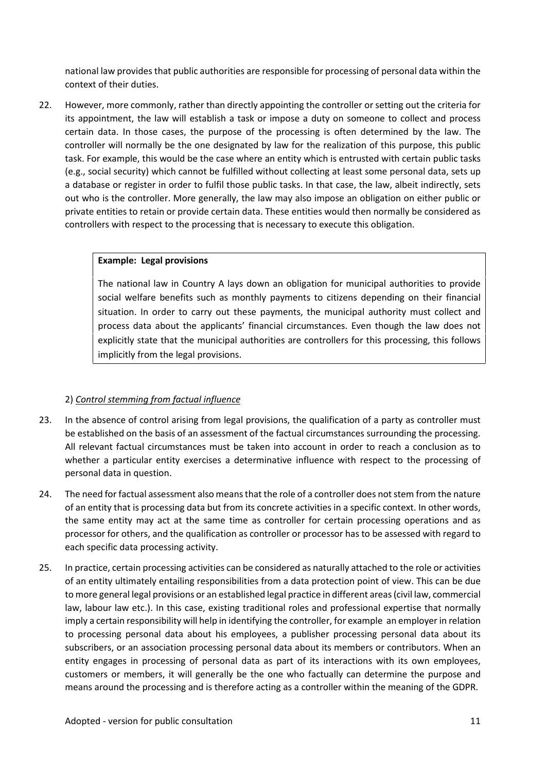national law provides that public authorities are responsible for processing of personal data within the context of their duties.

22. However, more commonly, rather than directly appointing the controller or setting out the criteria for its appointment, the law will establish a task or impose a duty on someone to collect and process certain data. In those cases, the purpose of the processing is often determined by the law. The controller will normally be the one designated by law for the realization of this purpose, this public task. For example, this would be the case where an entity which is entrusted with certain public tasks (e.g., social security) which cannot be fulfilled without collecting at least some personal data, sets up a database or register in order to fulfil those public tasks. In that case, the law, albeit indirectly, sets out who is the controller. More generally, the law may also impose an obligation on either public or private entities to retain or provide certain data. These entities would then normally be considered as controllers with respect to the processing that is necessary to execute this obligation.

> **Example: Legal provisions**
>
> The national law in Country A lays down an obligation for municipal authorities to provide social welfare benefits such as monthly payments to citizens depending on their financial situation. In order to carry out these payments, the municipal authority must collect and process data about the applicants' financial circumstances. Even though the law does not explicitly state that the municipal authorities are controllers for this processing, this follows implicitly from the legal provisions.

2) *Control stemming from factual influence*

23. In the absence of control arising from legal provisions, the qualification of a party as controller must be established on the basis of an assessment of the factual circumstances surrounding the processing. All relevant factual circumstances must be taken into account in order to reach a conclusion as to whether a particular entity exercises a determinative influence with respect to the processing of personal data in question.

24. The need for factual assessment also means that the role of a controller does not stem from the nature of an entity that is processing data but from its concrete activities in a specific context. In other words, the same entity may act at the same time as controller for certain processing operations and as processor for others, and the qualification as controller or processor has to be assessed with regard to each specific data processing activity.

25. In practice, certain processing activities can be considered as naturally attached to the role or activities of an entity ultimately entailing responsibilities from a data protection point of view. This can be due to more general legal provisions or an established legal practice in different areas (civil law, commercial law, labour law etc.). In this case, existing traditional roles and professional expertise that normally imply a certain responsibility will help in identifying the controller, for example an employer in relation to processing personal data about his employees, a publisher processing personal data about its subscribers, or an association processing personal data about its members or contributors. When an entity engages in processing of personal data as part of its interactions with its own employees, customers or members, it will generally be the one who factually can determine the purpose and means around the processing and is therefore acting as a controller within the meaning of the GDPR.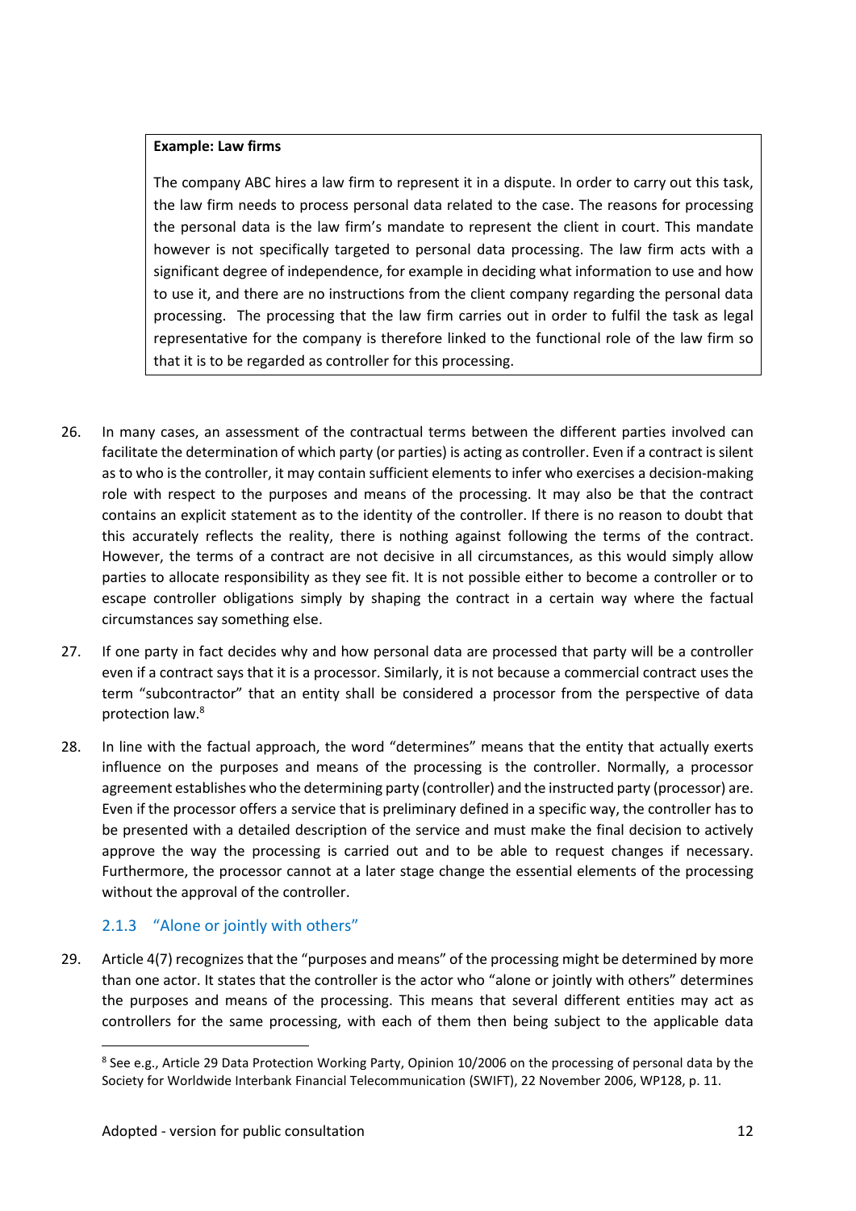> **Example: Law firms**
>
> The company ABC hires a law firm to represent it in a dispute. In order to carry out this task, the law firm needs to process personal data related to the case. The reasons for processing the personal data is the law firm's mandate to represent the client in court. This mandate however is not specifically targeted to personal data processing. The law firm acts with a significant degree of independence, for example in deciding what information to use and how to use it, and there are no instructions from the client company regarding the personal data processing. The processing that the law firm carries out in order to fulfil the task as legal representative for the company is therefore linked to the functional role of the law firm so that it is to be regarded as controller for this processing.

26. In many cases, an assessment of the contractual terms between the different parties involved can facilitate the determination of which party (or parties) is acting as controller. Even if a contract is silent as to who is the controller, it may contain sufficient elements to infer who exercises a decision-making role with respect to the purposes and means of the processing. It may also be that the contract contains an explicit statement as to the identity of the controller. If there is no reason to doubt that this accurately reflects the reality, there is nothing against following the terms of the contract. However, the terms of a contract are not decisive in all circumstances, as this would simply allow parties to allocate responsibility as they see fit. It is not possible either to become a controller or to escape controller obligations simply by shaping the contract in a certain way where the factual circumstances say something else.

27. If one party in fact decides why and how personal data are processed that party will be a controller even if a contract says that it is a processor. Similarly, it is not because a commercial contract uses the term "subcontractor" that an entity shall be considered a processor from the perspective of data protection law.[8]

28. In line with the factual approach, the word "determines" means that the entity that actually exerts influence on the purposes and means of the processing is the controller. Normally, a processor agreement establishes who the determining party (controller) and the instructed party (processor) are. Even if the processor offers a service that is preliminary defined in a specific way, the controller has to be presented with a detailed description of the service and must make the final decision to actively approve the way the processing is carried out and to be able to request changes if necessary. Furthermore, the processor cannot at a later stage change the essential elements of the processing without the approval of the controller.

### 2.1.3 "Alone or jointly with others"

29. Article 4(7) recognizes that the "purposes and means" of the processing might be determined by more than one actor. It states that the controller is the actor who "alone or jointly with others" determines the purposes and means of the processing. This means that several different entities may act as controllers for the same processing, with each of them then being subject to the applicable data

[8] See e.g., Article 29 Data Protection Working Party, Opinion 10/2006 on the processing of personal data by the Society for Worldwide Interbank Financial Telecommunication (SWIFT), 22 November 2006, WP128, p. 11.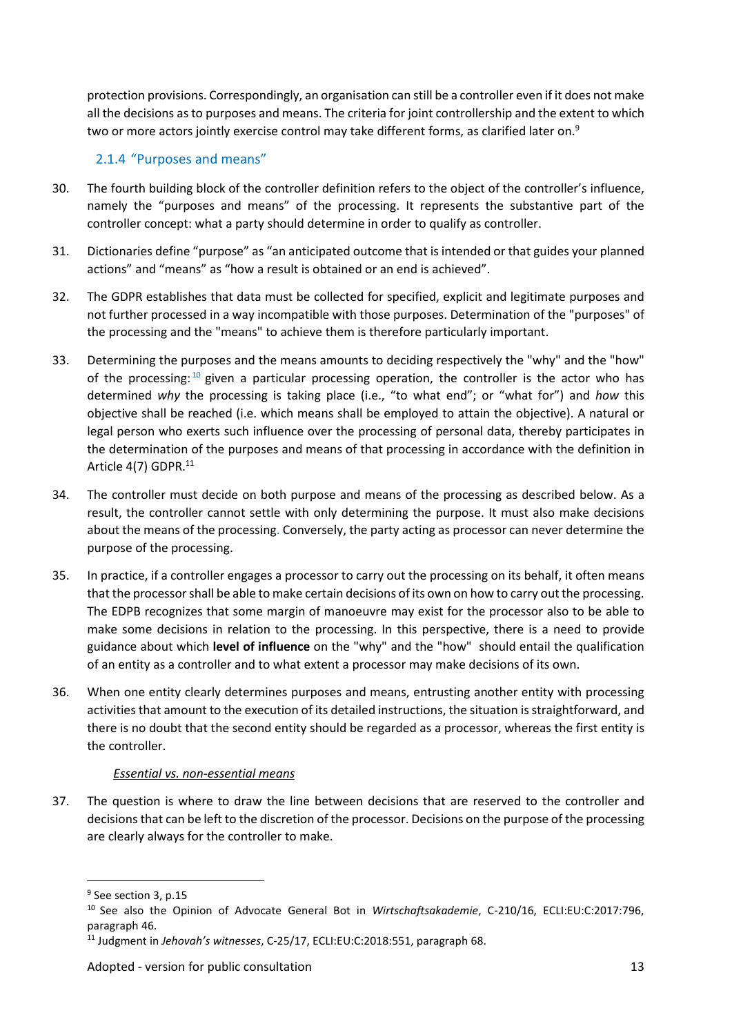protection provisions. Correspondingly, an organisation can still be a controller even if it does not make all the decisions as to purposes and means. The criteria for joint controllership and the extent to which two or more actors jointly exercise control may take different forms, as clarified later on.[9]

### 2.1.4 "Purposes and means"

30. The fourth building block of the controller definition refers to the object of the controller's influence, namely the "purposes and means" of the processing. It represents the substantive part of the controller concept: what a party should determine in order to qualify as controller.

31. Dictionaries define "purpose" as "an anticipated outcome that is intended or that guides your planned actions" and "means" as "how a result is obtained or an end is achieved".

32. The GDPR establishes that data must be collected for specified, explicit and legitimate purposes and not further processed in a way incompatible with those purposes. Determination of the "purposes" of the processing and the "means" to achieve them is therefore particularly important.

33. Determining the purposes and the means amounts to deciding respectively the "why" and the "how" of the processing:[10] given a particular processing operation, the controller is the actor who has determined *why* the processing is taking place (i.e., "to what end"; or "what for") and *how* this objective shall be reached (i.e. which means shall be employed to attain the objective). A natural or legal person who exerts such influence over the processing of personal data, thereby participates in the determination of the purposes and means of that processing in accordance with the definition in Article 4(7) GDPR.[11]

34. The controller must decide on both purpose and means of the processing as described below. As a result, the controller cannot settle with only determining the purpose. It must also make decisions about the means of the processing. Conversely, the party acting as processor can never determine the purpose of the processing.

35. In practice, if a controller engages a processor to carry out the processing on its behalf, it often means that the processor shall be able to make certain decisions of its own on how to carry out the processing. The EDPB recognizes that some margin of manoeuvre may exist for the processor also to be able to make some decisions in relation to the processing. In this perspective, there is a need to provide guidance about which **level of influence** on the "why" and the "how" should entail the qualification of an entity as a controller and to what extent a processor may make decisions of its own.

36. When one entity clearly determines purposes and means, entrusting another entity with processing activities that amount to the execution of its detailed instructions, the situation is straightforward, and there is no doubt that the second entity should be regarded as a processor, whereas the first entity is the controller.

*Essential vs. non-essential means*

37. The question is where to draw the line between decisions that are reserved to the controller and decisions that can be left to the discretion of the processor. Decisions on the purpose of the processing are clearly always for the controller to make.

---

[9] See section 3, p.15

[10] See also the Opinion of Advocate General Bot in *Wirtschaftsakademie*, C-210/16, ECLI:EU:C:2017:796, paragraph 46.

[11] Judgment in *Jehovah's witnesses*, C-25/17, ECLI:EU:C:2018:551, paragraph 68.

Adopted - version for public consultation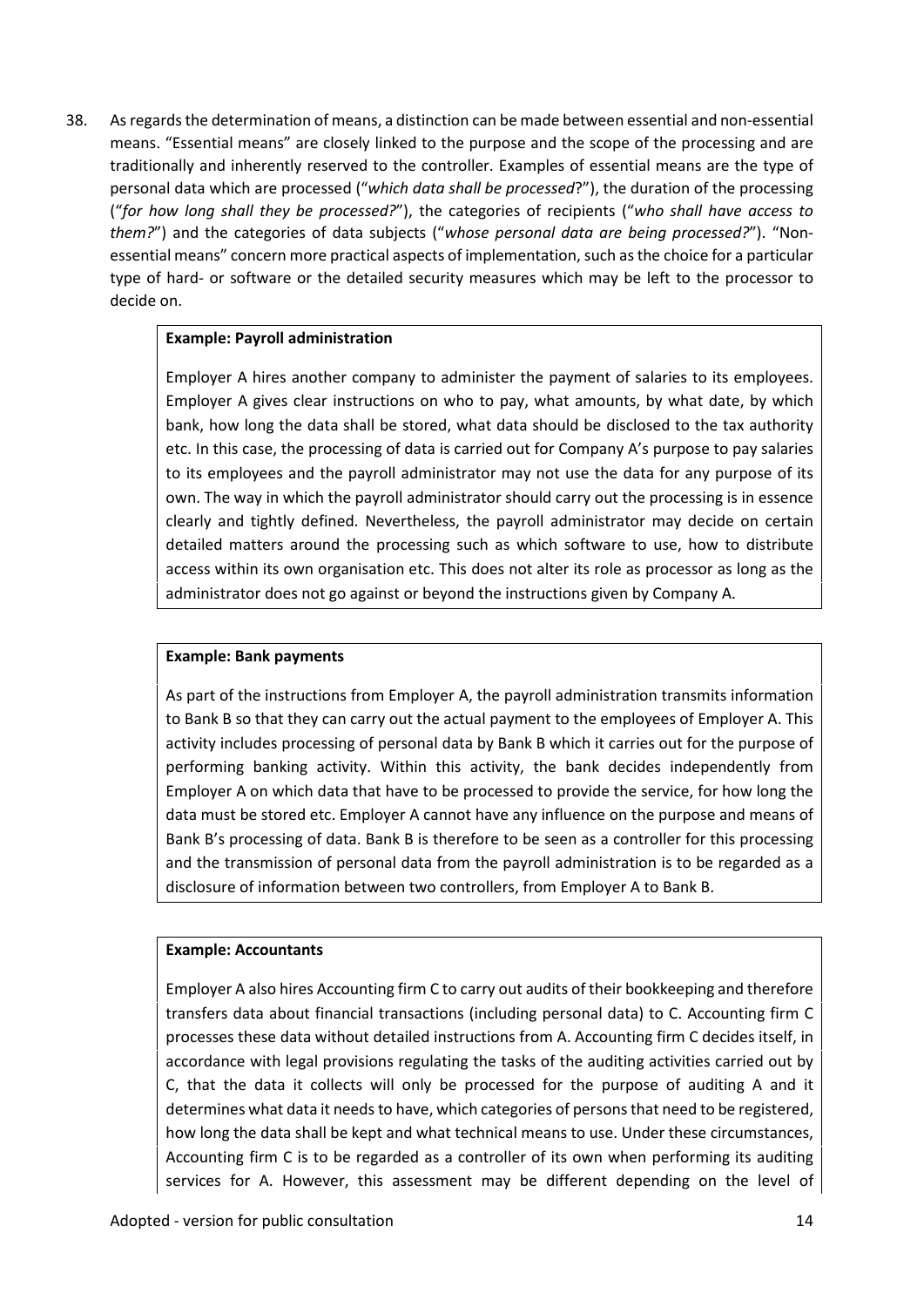38. As regards the determination of means, a distinction can be made between essential and non-essential means. "Essential means" are closely linked to the purpose and the scope of the processing and are traditionally and inherently reserved to the controller. Examples of essential means are the type of personal data which are processed ("*which data shall be processed*?"), the duration of the processing ("*for how long shall they be processed?*"), the categories of recipients ("*who shall have access to them?*") and the categories of data subjects ("*whose personal data are being processed?*"). "Non-essential means" concern more practical aspects of implementation, such as the choice for a particular type of hard- or software or the detailed security measures which may be left to the processor to decide on.

> **Example: Payroll administration**
>
> Employer A hires another company to administer the payment of salaries to its employees. Employer A gives clear instructions on who to pay, what amounts, by what date, by which bank, how long the data shall be stored, what data should be disclosed to the tax authority etc. In this case, the processing of data is carried out for Company A's purpose to pay salaries to its employees and the payroll administrator may not use the data for any purpose of its own. The way in which the payroll administrator should carry out the processing is in essence clearly and tightly defined. Nevertheless, the payroll administrator may decide on certain detailed matters around the processing such as which software to use, how to distribute access within its own organisation etc. This does not alter its role as processor as long as the administrator does not go against or beyond the instructions given by Company A.

> **Example: Bank payments**
>
> As part of the instructions from Employer A, the payroll administration transmits information to Bank B so that they can carry out the actual payment to the employees of Employer A. This activity includes processing of personal data by Bank B which it carries out for the purpose of performing banking activity. Within this activity, the bank decides independently from Employer A on which data that have to be processed to provide the service, for how long the data must be stored etc. Employer A cannot have any influence on the purpose and means of Bank B's processing of data. Bank B is therefore to be seen as a controller for this processing and the transmission of personal data from the payroll administration is to be regarded as a disclosure of information between two controllers, from Employer A to Bank B.

> **Example: Accountants**
>
> Employer A also hires Accounting firm C to carry out audits of their bookkeeping and therefore transfers data about financial transactions (including personal data) to C. Accounting firm C processes these data without detailed instructions from A. Accounting firm C decides itself, in accordance with legal provisions regulating the tasks of the auditing activities carried out by C, that the data it collects will only be processed for the purpose of auditing A and it determines what data it needs to have, which categories of persons that need to be registered, how long the data shall be kept and what technical means to use. Under these circumstances, Accounting firm C is to be regarded as a controller of its own when performing its auditing services for A. However, this assessment may be different depending on the level of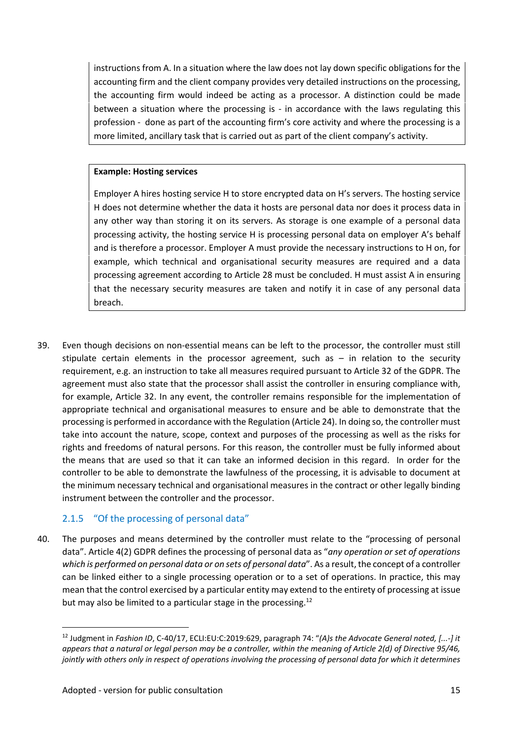instructions from A. In a situation where the law does not lay down specific obligations for the accounting firm and the client company provides very detailed instructions on the processing, the accounting firm would indeed be acting as a processor. A distinction could be made between a situation where the processing is - in accordance with the laws regulating this profession - done as part of the accounting firm's core activity and where the processing is a more limited, ancillary task that is carried out as part of the client company's activity.

**Example: Hosting services**

Employer A hires hosting service H to store encrypted data on H's servers. The hosting service H does not determine whether the data it hosts are personal data nor does it process data in any other way than storing it on its servers. As storage is one example of a personal data processing activity, the hosting service H is processing personal data on employer A's behalf and is therefore a processor. Employer A must provide the necessary instructions to H on, for example, which technical and organisational security measures are required and a data processing agreement according to Article 28 must be concluded. H must assist A in ensuring that the necessary security measures are taken and notify it in case of any personal data breach.

39. Even though decisions on non-essential means can be left to the processor, the controller must still stipulate certain elements in the processor agreement, such as – in relation to the security requirement, e.g. an instruction to take all measures required pursuant to Article 32 of the GDPR. The agreement must also state that the processor shall assist the controller in ensuring compliance with, for example, Article 32. In any event, the controller remains responsible for the implementation of appropriate technical and organisational measures to ensure and be able to demonstrate that the processing is performed in accordance with the Regulation (Article 24). In doing so, the controller must take into account the nature, scope, context and purposes of the processing as well as the risks for rights and freedoms of natural persons. For this reason, the controller must be fully informed about the means that are used so that it can take an informed decision in this regard. In order for the controller to be able to demonstrate the lawfulness of the processing, it is advisable to document at the minimum necessary technical and organisational measures in the contract or other legally binding instrument between the controller and the processor.

### 2.1.5 "Of the processing of personal data"

40. The purposes and means determined by the controller must relate to the "processing of personal data". Article 4(2) GDPR defines the processing of personal data as "*any operation or set of operations which is performed on personal data or on sets of personal data*". As a result, the concept of a controller can be linked either to a single processing operation or to a set of operations. In practice, this may mean that the control exercised by a particular entity may extend to the entirety of processing at issue but may also be limited to a particular stage in the processing.[12]

[12] Judgment in *Fashion ID*, C-40/17, ECLI:EU:C:2019:629, paragraph 74: "*(A)s the Advocate General noted, [...-] it appears that a natural or legal person may be a controller, within the meaning of Article 2(d) of Directive 95/46, jointly with others only in respect of operations involving the processing of personal data for which it determines*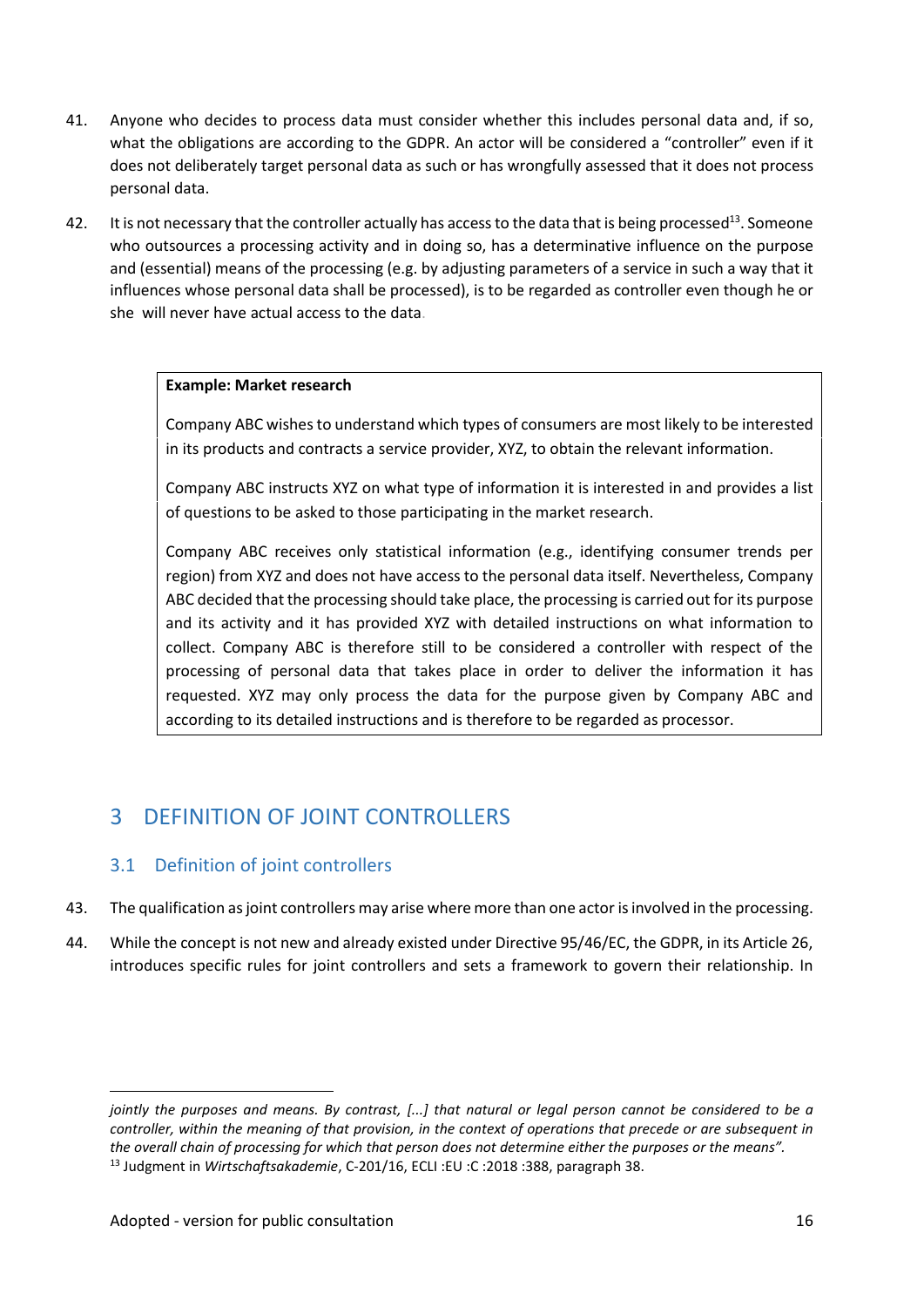41. Anyone who decides to process data must consider whether this includes personal data and, if so, what the obligations are according to the GDPR. An actor will be considered a "controller" even if it does not deliberately target personal data as such or has wrongfully assessed that it does not process personal data.

42. It is not necessary that the controller actually has access to the data that is being processed[13]. Someone who outsources a processing activity and in doing so, has a determinative influence on the purpose and (essential) means of the processing (e.g. by adjusting parameters of a service in such a way that it influences whose personal data shall be processed), is to be regarded as controller even though he or she will never have actual access to the data.

> **Example: Market research**
>
> Company ABC wishes to understand which types of consumers are most likely to be interested in its products and contracts a service provider, XYZ, to obtain the relevant information.
>
> Company ABC instructs XYZ on what type of information it is interested in and provides a list of questions to be asked to those participating in the market research.
>
> Company ABC receives only statistical information (e.g., identifying consumer trends per region) from XYZ and does not have access to the personal data itself. Nevertheless, Company ABC decided that the processing should take place, the processing is carried out for its purpose and its activity and it has provided XYZ with detailed instructions on what information to collect. Company ABC is therefore still to be considered a controller with respect of the processing of personal data that takes place in order to deliver the information it has requested. XYZ may only process the data for the purpose given by Company ABC and according to its detailed instructions and is therefore to be regarded as processor.

# 3 DEFINITION OF JOINT CONTROLLERS

## 3.1 Definition of joint controllers

43. The qualification as joint controllers may arise where more than one actor is involved in the processing.

44. While the concept is not new and already existed under Directive 95/46/EC, the GDPR, in its Article 26, introduces specific rules for joint controllers and sets a framework to govern their relationship. In

---

*jointly the purposes and means. By contrast, [...] that natural or legal person cannot be considered to be a controller, within the meaning of that provision, in the context of operations that precede or are subsequent in the overall chain of processing for which that person does not determine either the purposes or the means".*

[13] Judgment in *Wirtschaftsakademie*, C-201/16, ECLI :EU :C :2018 :388, paragraph 38.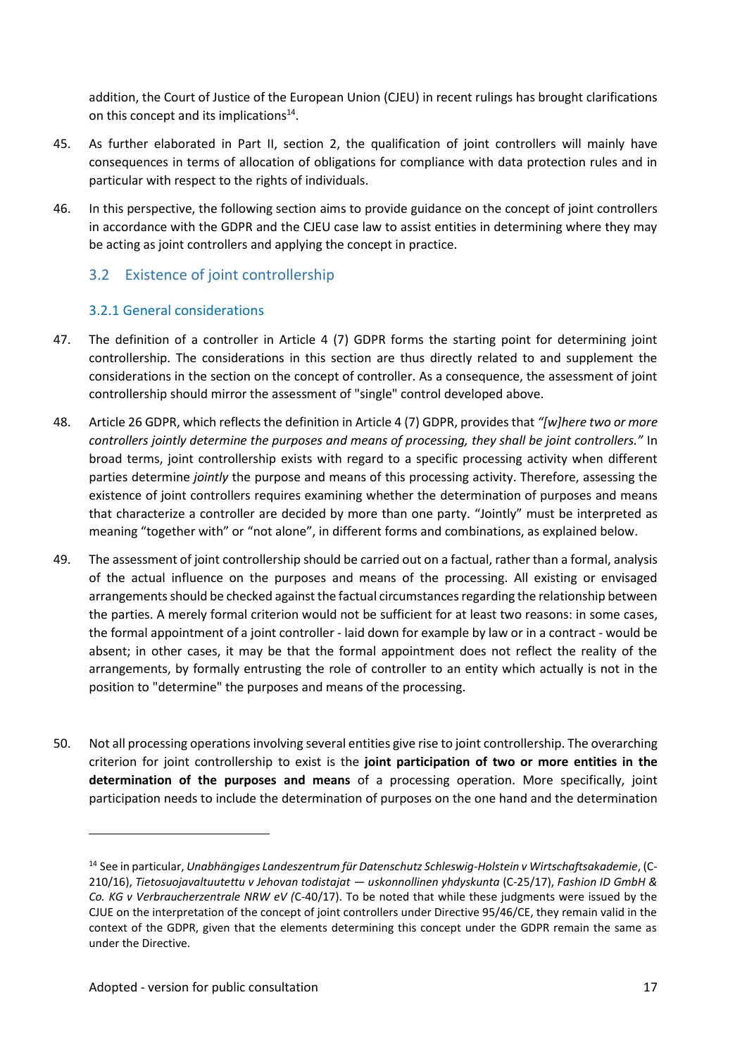addition, the Court of Justice of the European Union (CJEU) in recent rulings has brought clarifications on this concept and its implications[14].

45. As further elaborated in Part II, section 2, the qualification of joint controllers will mainly have consequences in terms of allocation of obligations for compliance with data protection rules and in particular with respect to the rights of individuals.

46. In this perspective, the following section aims to provide guidance on the concept of joint controllers in accordance with the GDPR and the CJEU case law to assist entities in determining where they may be acting as joint controllers and applying the concept in practice.

## 3.2 Existence of joint controllership

### 3.2.1 General considerations

47. The definition of a controller in Article 4 (7) GDPR forms the starting point for determining joint controllership. The considerations in this section are thus directly related to and supplement the considerations in the section on the concept of controller. As a consequence, the assessment of joint controllership should mirror the assessment of "single" control developed above.

48. Article 26 GDPR, which reflects the definition in Article 4 (7) GDPR, provides that *"[w]here two or more controllers jointly determine the purposes and means of processing, they shall be joint controllers."* In broad terms, joint controllership exists with regard to a specific processing activity when different parties determine *jointly* the purpose and means of this processing activity. Therefore, assessing the existence of joint controllers requires examining whether the determination of purposes and means that characterize a controller are decided by more than one party. "Jointly" must be interpreted as meaning "together with" or "not alone", in different forms and combinations, as explained below.

49. The assessment of joint controllership should be carried out on a factual, rather than a formal, analysis of the actual influence on the purposes and means of the processing. All existing or envisaged arrangements should be checked against the factual circumstances regarding the relationship between the parties. A merely formal criterion would not be sufficient for at least two reasons: in some cases, the formal appointment of a joint controller - laid down for example by law or in a contract - would be absent; in other cases, it may be that the formal appointment does not reflect the reality of the arrangements, by formally entrusting the role of controller to an entity which actually is not in the position to "determine" the purposes and means of the processing.

50. Not all processing operations involving several entities give rise to joint controllership. The overarching criterion for joint controllership to exist is the **joint participation of two or more entities in the determination of the purposes and means** of a processing operation. More specifically, joint participation needs to include the determination of purposes on the one hand and the determination

---

[14] See in particular, *Unabhängiges Landeszentrum für Datenschutz Schleswig-Holstein v Wirtschaftsakademie*, (C-210/16), *Tietosuojavaltuutettu v Jehovan todistajat — uskonnollinen yhdyskunta* (C-25/17), *Fashion ID GmbH & Co. KG v Verbraucherzentrale NRW eV (*C-40/17). To be noted that while these judgments were issued by the CJUE on the interpretation of the concept of joint controllers under Directive 95/46/CE, they remain valid in the context of the GDPR, given that the elements determining this concept under the GDPR remain the same as under the Directive.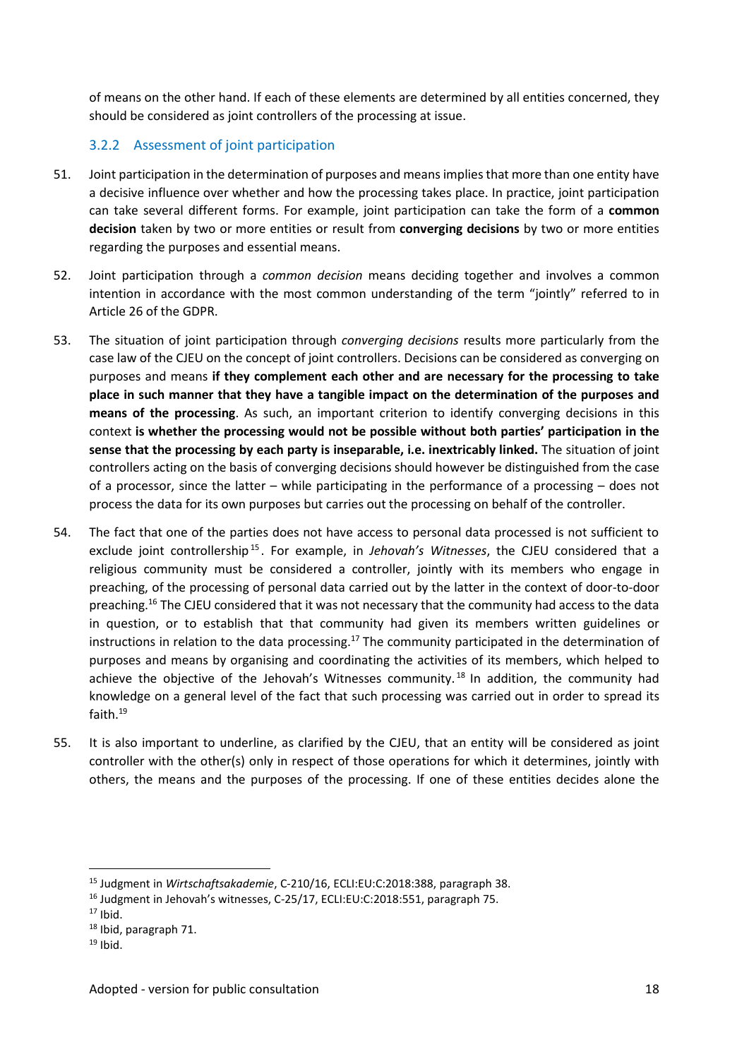of means on the other hand. If each of these elements are determined by all entities concerned, they should be considered as joint controllers of the processing at issue.

### 3.2.2 Assessment of joint participation

51. Joint participation in the determination of purposes and means implies that more than one entity have a decisive influence over whether and how the processing takes place. In practice, joint participation can take several different forms. For example, joint participation can take the form of a **common decision** taken by two or more entities or result from **converging decisions** by two or more entities regarding the purposes and essential means.

52. Joint participation through a *common decision* means deciding together and involves a common intention in accordance with the most common understanding of the term "jointly" referred to in Article 26 of the GDPR.

53. The situation of joint participation through *converging decisions* results more particularly from the case law of the CJEU on the concept of joint controllers. Decisions can be considered as converging on purposes and means **if they complement each other and are necessary for the processing to take place in such manner that they have a tangible impact on the determination of the purposes and means of the processing**. As such, an important criterion to identify converging decisions in this context **is whether the processing would not be possible without both parties' participation in the sense that the processing by each party is inseparable, i.e. inextricably linked.** The situation of joint controllers acting on the basis of converging decisions should however be distinguished from the case of a processor, since the latter – while participating in the performance of a processing – does not process the data for its own purposes but carries out the processing on behalf of the controller.

54. The fact that one of the parties does not have access to personal data processed is not sufficient to exclude joint controllership[15]. For example, in *Jehovah's Witnesses*, the CJEU considered that a religious community must be considered a controller, jointly with its members who engage in preaching, of the processing of personal data carried out by the latter in the context of door-to-door preaching.[16] The CJEU considered that it was not necessary that the community had access to the data in question, or to establish that that community had given its members written guidelines or instructions in relation to the data processing.[17] The community participated in the determination of purposes and means by organising and coordinating the activities of its members, which helped to achieve the objective of the Jehovah's Witnesses community.[18] In addition, the community had knowledge on a general level of the fact that such processing was carried out in order to spread its faith.[19]

55. It is also important to underline, as clarified by the CJEU, that an entity will be considered as joint controller with the other(s) only in respect of those operations for which it determines, jointly with others, the means and the purposes of the processing. If one of these entities decides alone the

---

[15] Judgment in *Wirtschaftsakademie*, C-210/16, ECLI:EU:C:2018:388, paragraph 38.

[16] Judgment in Jehovah's witnesses, C-25/17, ECLI:EU:C:2018:551, paragraph 75.

[17] Ibid.

[18] Ibid, paragraph 71.

[19] Ibid.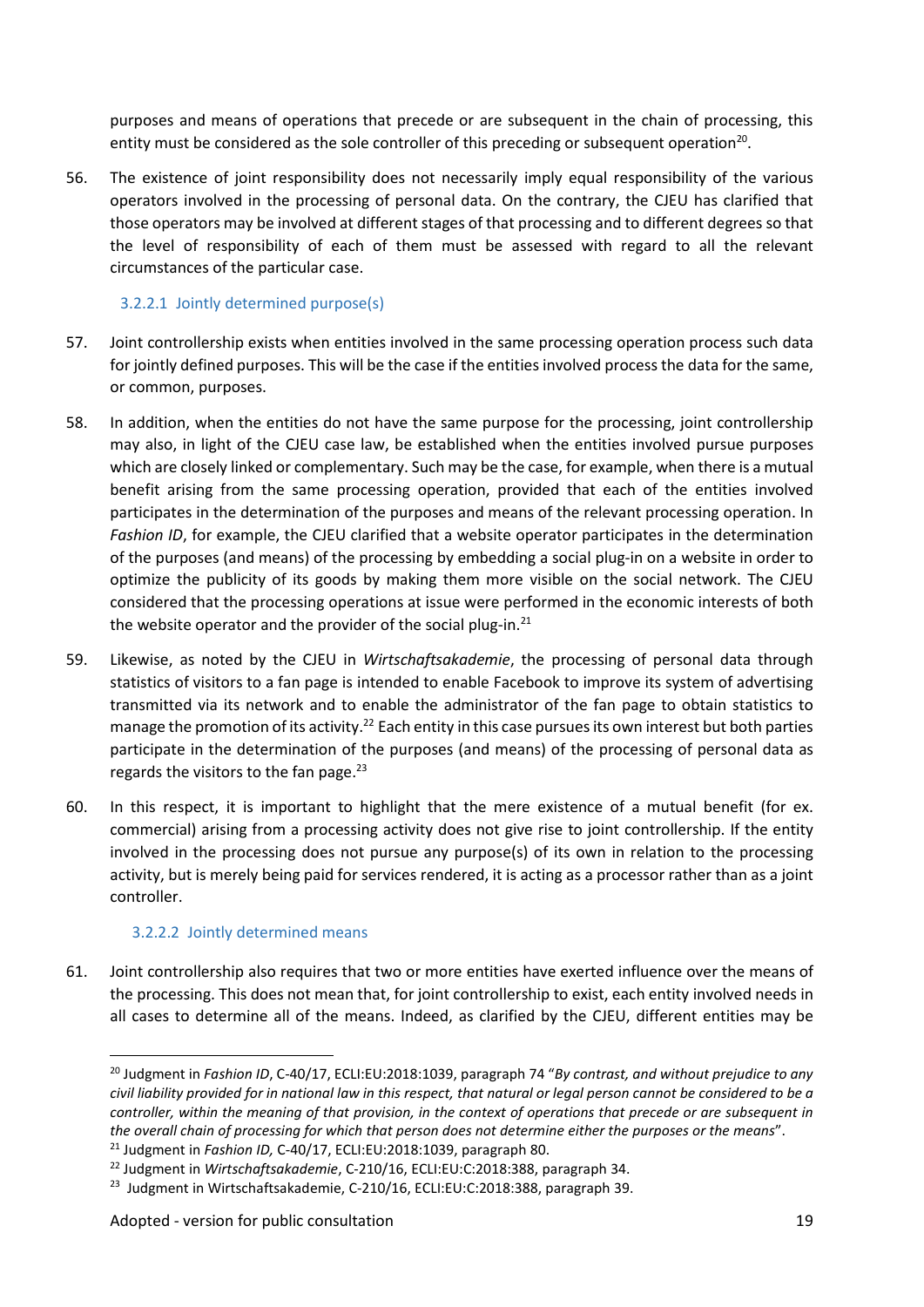purposes and means of operations that precede or are subsequent in the chain of processing, this entity must be considered as the sole controller of this preceding or subsequent operation[20].

56. The existence of joint responsibility does not necessarily imply equal responsibility of the various operators involved in the processing of personal data. On the contrary, the CJEU has clarified that those operators may be involved at different stages of that processing and to different degrees so that the level of responsibility of each of them must be assessed with regard to all the relevant circumstances of the particular case.

#### 3.2.2.1 Jointly determined purpose(s)

57. Joint controllership exists when entities involved in the same processing operation process such data for jointly defined purposes. This will be the case if the entities involved process the data for the same, or common, purposes.

58. In addition, when the entities do not have the same purpose for the processing, joint controllership may also, in light of the CJEU case law, be established when the entities involved pursue purposes which are closely linked or complementary. Such may be the case, for example, when there is a mutual benefit arising from the same processing operation, provided that each of the entities involved participates in the determination of the purposes and means of the relevant processing operation. In *Fashion ID*, for example, the CJEU clarified that a website operator participates in the determination of the purposes (and means) of the processing by embedding a social plug-in on a website in order to optimize the publicity of its goods by making them more visible on the social network. The CJEU considered that the processing operations at issue were performed in the economic interests of both the website operator and the provider of the social plug-in.[21]

59. Likewise, as noted by the CJEU in *Wirtschaftsakademie*, the processing of personal data through statistics of visitors to a fan page is intended to enable Facebook to improve its system of advertising transmitted via its network and to enable the administrator of the fan page to obtain statistics to manage the promotion of its activity.[22] Each entity in this case pursues its own interest but both parties participate in the determination of the purposes (and means) of the processing of personal data as regards the visitors to the fan page.[23]

60. In this respect, it is important to highlight that the mere existence of a mutual benefit (for ex. commercial) arising from a processing activity does not give rise to joint controllership. If the entity involved in the processing does not pursue any purpose(s) of its own in relation to the processing activity, but is merely being paid for services rendered, it is acting as a processor rather than as a joint controller.

#### 3.2.2.2 Jointly determined means

61. Joint controllership also requires that two or more entities have exerted influence over the means of the processing. This does not mean that, for joint controllership to exist, each entity involved needs in all cases to determine all of the means. Indeed, as clarified by the CJEU, different entities may be

---

[20] Judgment in *Fashion ID*, C-40/17, ECLI:EU:2018:1039, paragraph 74 "*By contrast, and without prejudice to any civil liability provided for in national law in this respect, that natural or legal person cannot be considered to be a controller, within the meaning of that provision, in the context of operations that precede or are subsequent in the overall chain of processing for which that person does not determine either the purposes or the means*".

[21] Judgment in *Fashion ID,* C-40/17, ECLI:EU:2018:1039, paragraph 80.

[22] Judgment in *Wirtschaftsakademie*, C-210/16, ECLI:EU:C:2018:388, paragraph 34.

[23] Judgment in Wirtschaftsakademie, C-210/16, ECLI:EU:C:2018:388, paragraph 39.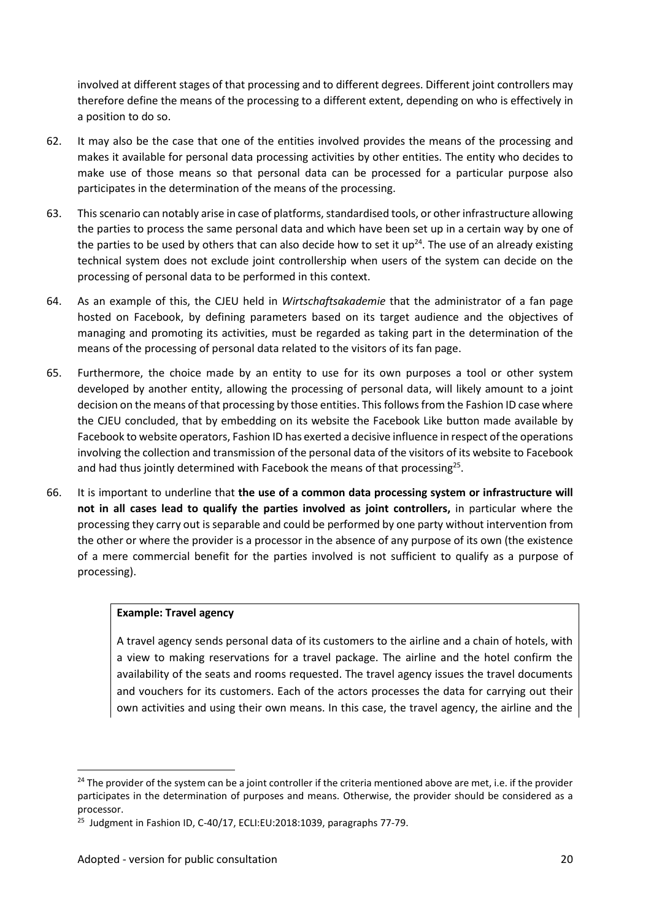involved at different stages of that processing and to different degrees. Different joint controllers may therefore define the means of the processing to a different extent, depending on who is effectively in a position to do so.

62. It may also be the case that one of the entities involved provides the means of the processing and makes it available for personal data processing activities by other entities. The entity who decides to make use of those means so that personal data can be processed for a particular purpose also participates in the determination of the means of the processing.

63. This scenario can notably arise in case of platforms, standardised tools, or other infrastructure allowing the parties to process the same personal data and which have been set up in a certain way by one of the parties to be used by others that can also decide how to set it up[24]. The use of an already existing technical system does not exclude joint controllership when users of the system can decide on the processing of personal data to be performed in this context.

64. As an example of this, the CJEU held in *Wirtschaftsakademie* that the administrator of a fan page hosted on Facebook, by defining parameters based on its target audience and the objectives of managing and promoting its activities, must be regarded as taking part in the determination of the means of the processing of personal data related to the visitors of its fan page.

65. Furthermore, the choice made by an entity to use for its own purposes a tool or other system developed by another entity, allowing the processing of personal data, will likely amount to a joint decision on the means of that processing by those entities. This follows from the Fashion ID case where the CJEU concluded, that by embedding on its website the Facebook Like button made available by Facebook to website operators, Fashion ID has exerted a decisive influence in respect of the operations involving the collection and transmission of the personal data of the visitors of its website to Facebook and had thus jointly determined with Facebook the means of that processing[25].

66. It is important to underline that **the use of a common data processing system or infrastructure will not in all cases lead to qualify the parties involved as joint controllers,** in particular where the processing they carry out is separable and could be performed by one party without intervention from the other or where the provider is a processor in the absence of any purpose of its own (the existence of a mere commercial benefit for the parties involved is not sufficient to qualify as a purpose of processing).

> **Example: Travel agency**
>
> A travel agency sends personal data of its customers to the airline and a chain of hotels, with a view to making reservations for a travel package. The airline and the hotel confirm the availability of the seats and rooms requested. The travel agency issues the travel documents and vouchers for its customers. Each of the actors processes the data for carrying out their own activities and using their own means. In this case, the travel agency, the airline and the

[24] The provider of the system can be a joint controller if the criteria mentioned above are met, i.e. if the provider participates in the determination of purposes and means. Otherwise, the provider should be considered as a processor.

[25] Judgment in Fashion ID, C-40/17, ECLI:EU:2018:1039, paragraphs 77-79.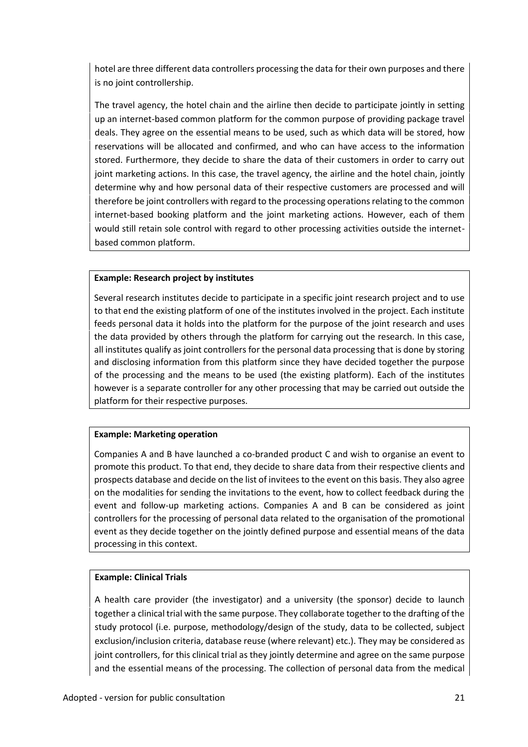hotel are three different data controllers processing the data for their own purposes and there is no joint controllership.

The travel agency, the hotel chain and the airline then decide to participate jointly in setting up an internet-based common platform for the common purpose of providing package travel deals. They agree on the essential means to be used, such as which data will be stored, how reservations will be allocated and confirmed, and who can have access to the information stored. Furthermore, they decide to share the data of their customers in order to carry out joint marketing actions. In this case, the travel agency, the airline and the hotel chain, jointly determine why and how personal data of their respective customers are processed and will therefore be joint controllers with regard to the processing operations relating to the common internet-based booking platform and the joint marketing actions. However, each of them would still retain sole control with regard to other processing activities outside the internet-based common platform.

**Example: Research project by institutes**

Several research institutes decide to participate in a specific joint research project and to use to that end the existing platform of one of the institutes involved in the project. Each institute feeds personal data it holds into the platform for the purpose of the joint research and uses the data provided by others through the platform for carrying out the research. In this case, all institutes qualify as joint controllers for the personal data processing that is done by storing and disclosing information from this platform since they have decided together the purpose of the processing and the means to be used (the existing platform). Each of the institutes however is a separate controller for any other processing that may be carried out outside the platform for their respective purposes.

**Example: Marketing operation**

Companies A and B have launched a co-branded product C and wish to organise an event to promote this product. To that end, they decide to share data from their respective clients and prospects database and decide on the list of invitees to the event on this basis. They also agree on the modalities for sending the invitations to the event, how to collect feedback during the event and follow-up marketing actions. Companies A and B can be considered as joint controllers for the processing of personal data related to the organisation of the promotional event as they decide together on the jointly defined purpose and essential means of the data processing in this context.

**Example: Clinical Trials**

A health care provider (the investigator) and a university (the sponsor) decide to launch together a clinical trial with the same purpose. They collaborate together to the drafting of the study protocol (i.e. purpose, methodology/design of the study, data to be collected, subject exclusion/inclusion criteria, database reuse (where relevant) etc.). They may be considered as joint controllers, for this clinical trial as they jointly determine and agree on the same purpose and the essential means of the processing. The collection of personal data from the medical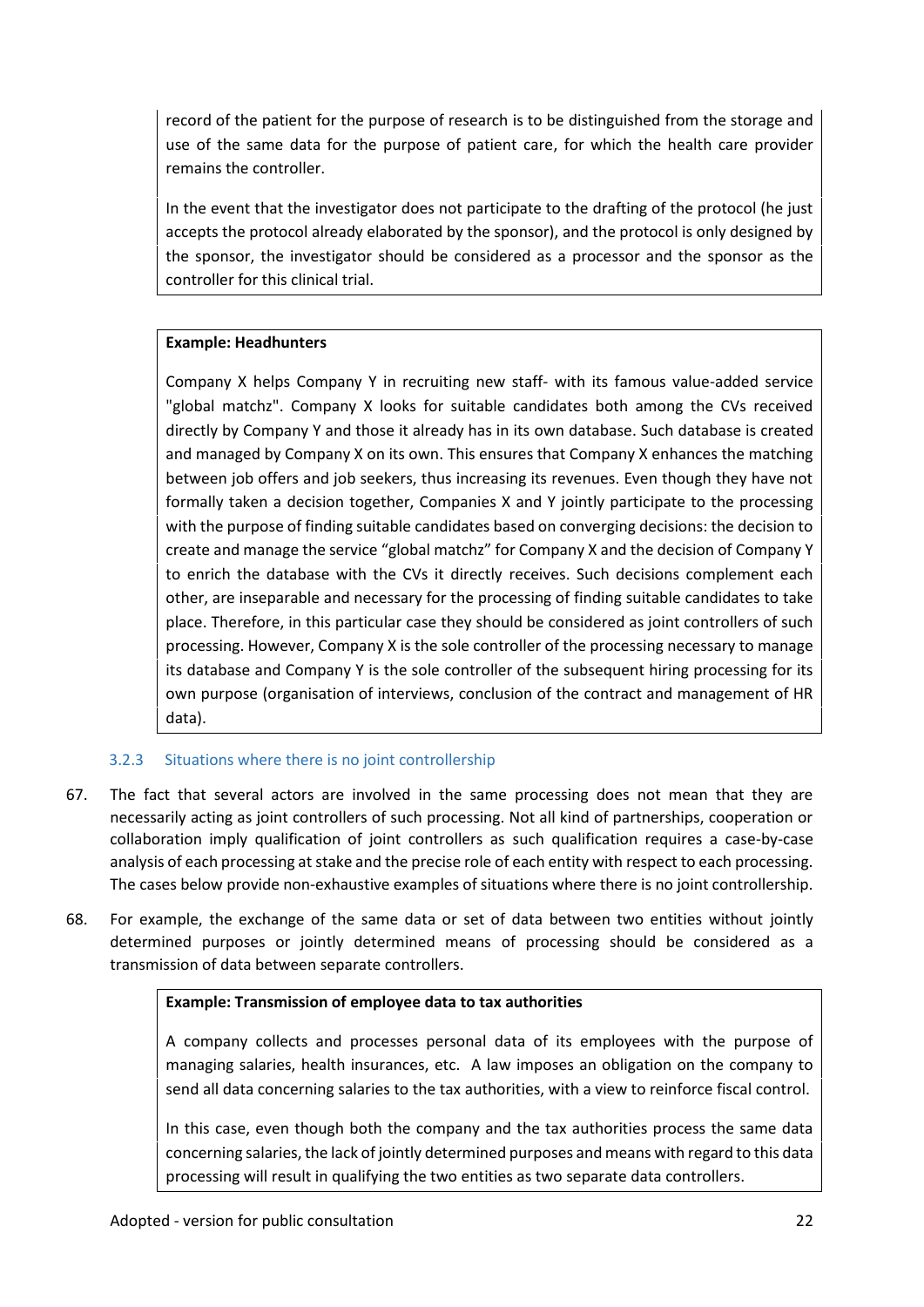record of the patient for the purpose of research is to be distinguished from the storage and use of the same data for the purpose of patient care, for which the health care provider remains the controller.

In the event that the investigator does not participate to the drafting of the protocol (he just accepts the protocol already elaborated by the sponsor), and the protocol is only designed by the sponsor, the investigator should be considered as a processor and the sponsor as the controller for this clinical trial.

**Example: Headhunters**

Company X helps Company Y in recruiting new staff- with its famous value-added service "global matchz". Company X looks for suitable candidates both among the CVs received directly by Company Y and those it already has in its own database. Such database is created and managed by Company X on its own. This ensures that Company X enhances the matching between job offers and job seekers, thus increasing its revenues. Even though they have not formally taken a decision together, Companies X and Y jointly participate to the processing with the purpose of finding suitable candidates based on converging decisions: the decision to create and manage the service "global matchz" for Company X and the decision of Company Y to enrich the database with the CVs it directly receives. Such decisions complement each other, are inseparable and necessary for the processing of finding suitable candidates to take place. Therefore, in this particular case they should be considered as joint controllers of such processing. However, Company X is the sole controller of the processing necessary to manage its database and Company Y is the sole controller of the subsequent hiring processing for its own purpose (organisation of interviews, conclusion of the contract and management of HR data).

### 3.2.3 Situations where there is no joint controllership

67. The fact that several actors are involved in the same processing does not mean that they are necessarily acting as joint controllers of such processing. Not all kind of partnerships, cooperation or collaboration imply qualification of joint controllers as such qualification requires a case-by-case analysis of each processing at stake and the precise role of each entity with respect to each processing. The cases below provide non-exhaustive examples of situations where there is no joint controllership.

68. For example, the exchange of the same data or set of data between two entities without jointly determined purposes or jointly determined means of processing should be considered as a transmission of data between separate controllers.

**Example: Transmission of employee data to tax authorities**

A company collects and processes personal data of its employees with the purpose of managing salaries, health insurances, etc. A law imposes an obligation on the company to send all data concerning salaries to the tax authorities, with a view to reinforce fiscal control.

In this case, even though both the company and the tax authorities process the same data concerning salaries, the lack of jointly determined purposes and means with regard to this data processing will result in qualifying the two entities as two separate data controllers.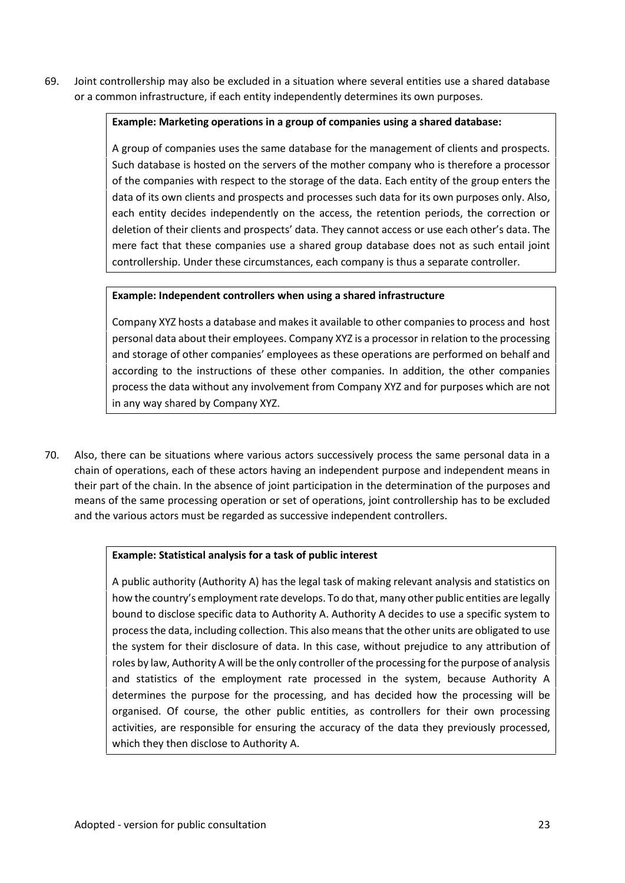69. Joint controllership may also be excluded in a situation where several entities use a shared database or a common infrastructure, if each entity independently determines its own purposes.

> **Example: Marketing operations in a group of companies using a shared database:**
>
> A group of companies uses the same database for the management of clients and prospects. Such database is hosted on the servers of the mother company who is therefore a processor of the companies with respect to the storage of the data. Each entity of the group enters the data of its own clients and prospects and processes such data for its own purposes only. Also, each entity decides independently on the access, the retention periods, the correction or deletion of their clients and prospects' data. They cannot access or use each other's data. The mere fact that these companies use a shared group database does not as such entail joint controllership. Under these circumstances, each company is thus a separate controller.

> **Example: Independent controllers when using a shared infrastructure**
>
> Company XYZ hosts a database and makes it available to other companies to process and host personal data about their employees. Company XYZ is a processor in relation to the processing and storage of other companies' employees as these operations are performed on behalf and according to the instructions of these other companies. In addition, the other companies process the data without any involvement from Company XYZ and for purposes which are not in any way shared by Company XYZ.

70. Also, there can be situations where various actors successively process the same personal data in a chain of operations, each of these actors having an independent purpose and independent means in their part of the chain. In the absence of joint participation in the determination of the purposes and means of the same processing operation or set of operations, joint controllership has to be excluded and the various actors must be regarded as successive independent controllers.

> **Example: Statistical analysis for a task of public interest**
>
> A public authority (Authority A) has the legal task of making relevant analysis and statistics on how the country's employment rate develops. To do that, many other public entities are legally bound to disclose specific data to Authority A. Authority A decides to use a specific system to process the data, including collection. This also means that the other units are obligated to use the system for their disclosure of data. In this case, without prejudice to any attribution of roles by law, Authority A will be the only controller of the processing for the purpose of analysis and statistics of the employment rate processed in the system, because Authority A determines the purpose for the processing, and has decided how the processing will be organised. Of course, the other public entities, as controllers for their own processing activities, are responsible for ensuring the accuracy of the data they previously processed, which they then disclose to Authority A.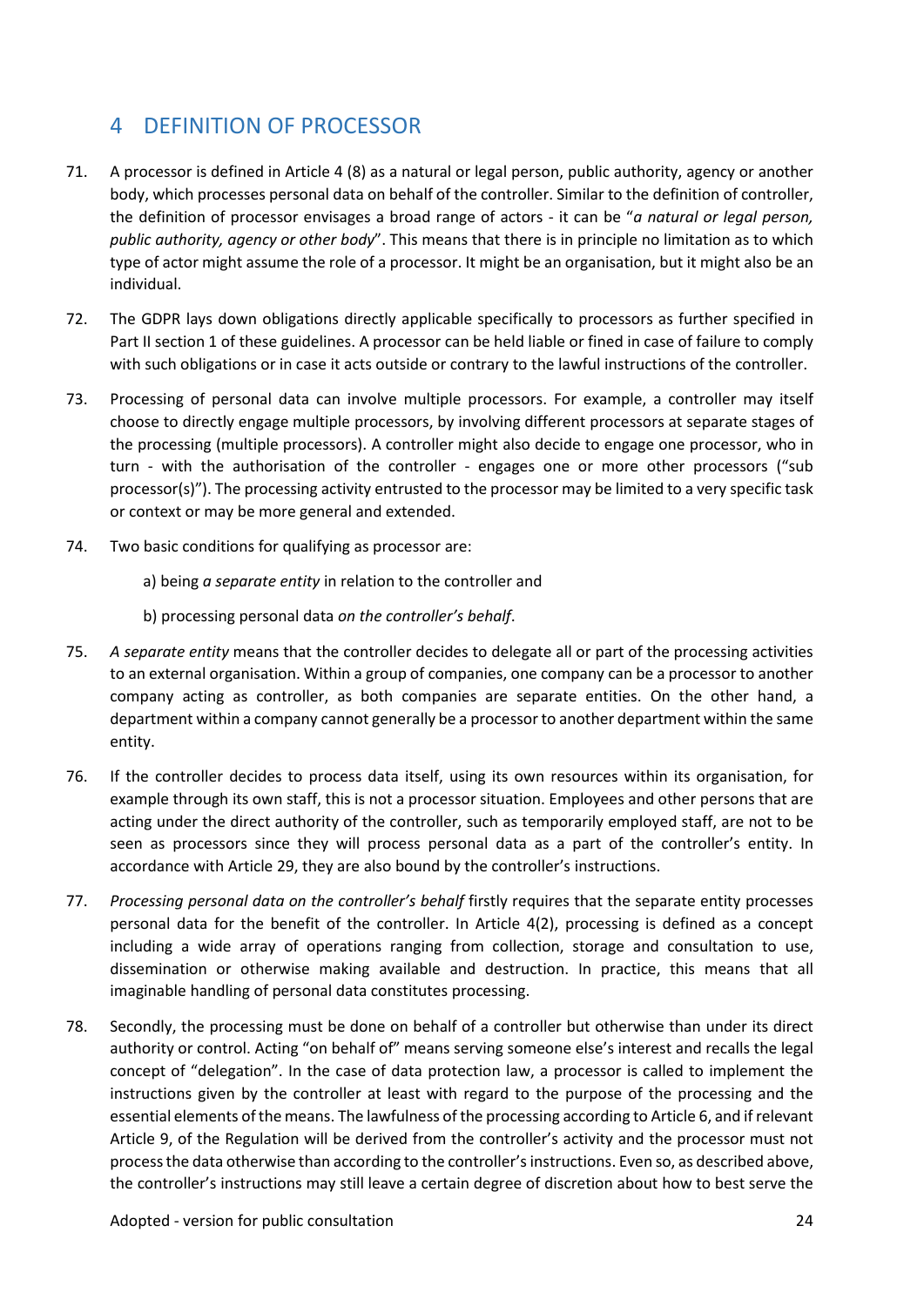## 4 DEFINITION OF PROCESSOR

71. A processor is defined in Article 4 (8) as a natural or legal person, public authority, agency or another body, which processes personal data on behalf of the controller. Similar to the definition of controller, the definition of processor envisages a broad range of actors - it can be "*a natural or legal person, public authority, agency or other body*". This means that there is in principle no limitation as to which type of actor might assume the role of a processor. It might be an organisation, but it might also be an individual.

72. The GDPR lays down obligations directly applicable specifically to processors as further specified in Part II section 1 of these guidelines. A processor can be held liable or fined in case of failure to comply with such obligations or in case it acts outside or contrary to the lawful instructions of the controller.

73. Processing of personal data can involve multiple processors. For example, a controller may itself choose to directly engage multiple processors, by involving different processors at separate stages of the processing (multiple processors). A controller might also decide to engage one processor, who in turn - with the authorisation of the controller - engages one or more other processors ("sub processor(s)"). The processing activity entrusted to the processor may be limited to a very specific task or context or may be more general and extended.

74. Two basic conditions for qualifying as processor are:

    a) being *a separate entity* in relation to the controller and

    b) processing personal data *on the controller's behalf*.

75. *A separate entity* means that the controller decides to delegate all or part of the processing activities to an external organisation. Within a group of companies, one company can be a processor to another company acting as controller, as both companies are separate entities. On the other hand, a department within a company cannot generally be a processor to another department within the same entity.

76. If the controller decides to process data itself, using its own resources within its organisation, for example through its own staff, this is not a processor situation. Employees and other persons that are acting under the direct authority of the controller, such as temporarily employed staff, are not to be seen as processors since they will process personal data as a part of the controller's entity. In accordance with Article 29, they are also bound by the controller's instructions.

77. *Processing personal data on the controller's behalf* firstly requires that the separate entity processes personal data for the benefit of the controller. In Article 4(2), processing is defined as a concept including a wide array of operations ranging from collection, storage and consultation to use, dissemination or otherwise making available and destruction. In practice, this means that all imaginable handling of personal data constitutes processing.

78. Secondly, the processing must be done on behalf of a controller but otherwise than under its direct authority or control. Acting "on behalf of" means serving someone else's interest and recalls the legal concept of "delegation". In the case of data protection law, a processor is called to implement the instructions given by the controller at least with regard to the purpose of the processing and the essential elements of the means. The lawfulness of the processing according to Article 6, and if relevant Article 9, of the Regulation will be derived from the controller's activity and the processor must not process the data otherwise than according to the controller's instructions. Even so, as described above, the controller's instructions may still leave a certain degree of discretion about how to best serve the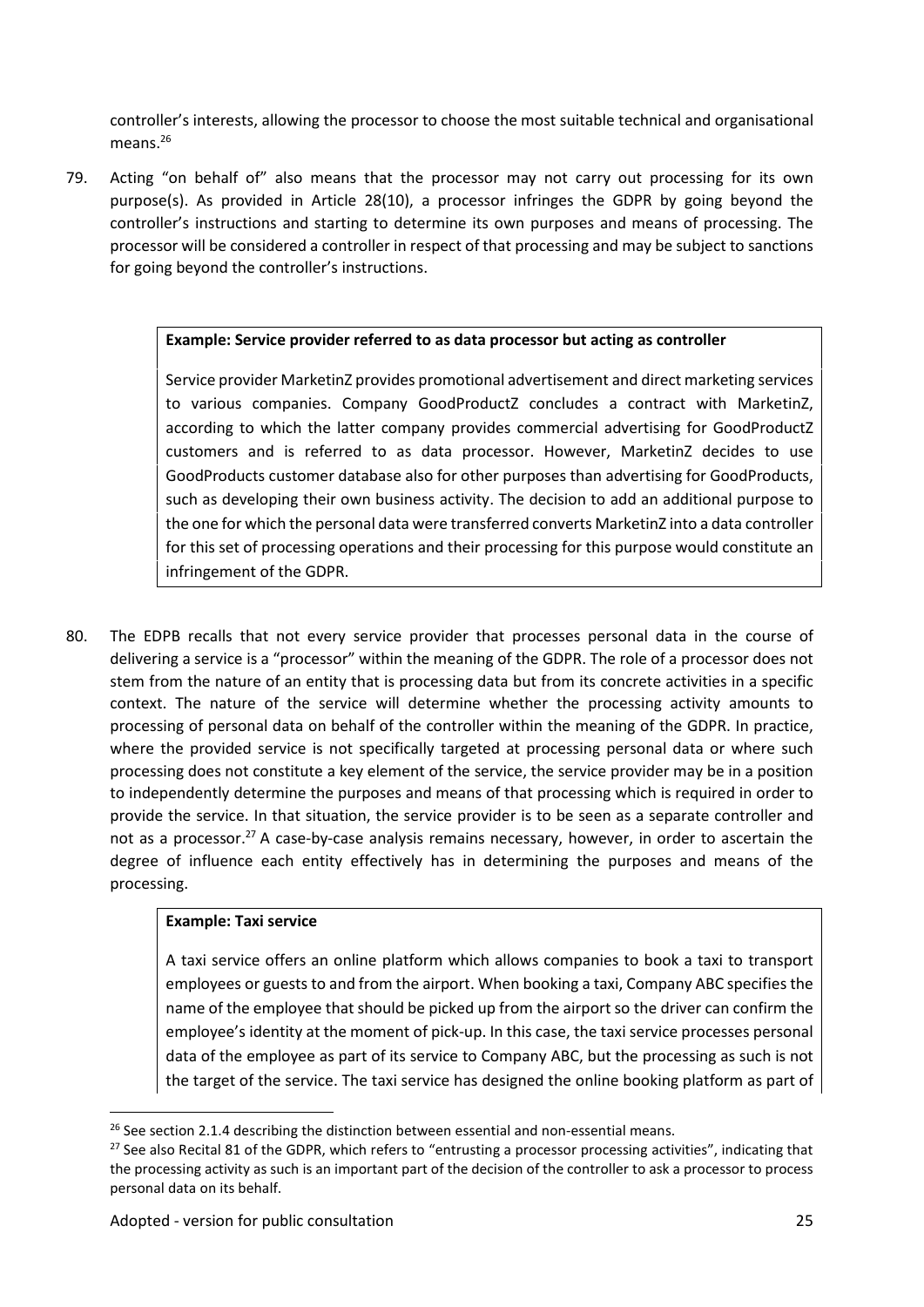controller's interests, allowing the processor to choose the most suitable technical and organisational means.[26]

79. Acting "on behalf of" also means that the processor may not carry out processing for its own purpose(s). As provided in Article 28(10), a processor infringes the GDPR by going beyond the controller's instructions and starting to determine its own purposes and means of processing. The processor will be considered a controller in respect of that processing and may be subject to sanctions for going beyond the controller's instructions.

> **Example: Service provider referred to as data processor but acting as controller**
>
> Service provider MarketinZ provides promotional advertisement and direct marketing services to various companies. Company GoodProductZ concludes a contract with MarketinZ, according to which the latter company provides commercial advertising for GoodProductZ customers and is referred to as data processor. However, MarketinZ decides to use GoodProducts customer database also for other purposes than advertising for GoodProducts, such as developing their own business activity. The decision to add an additional purpose to the one for which the personal data were transferred converts MarketinZ into a data controller for this set of processing operations and their processing for this purpose would constitute an infringement of the GDPR.

80. The EDPB recalls that not every service provider that processes personal data in the course of delivering a service is a "processor" within the meaning of the GDPR. The role of a processor does not stem from the nature of an entity that is processing data but from its concrete activities in a specific context. The nature of the service will determine whether the processing activity amounts to processing of personal data on behalf of the controller within the meaning of the GDPR. In practice, where the provided service is not specifically targeted at processing personal data or where such processing does not constitute a key element of the service, the service provider may be in a position to independently determine the purposes and means of that processing which is required in order to provide the service. In that situation, the service provider is to be seen as a separate controller and not as a processor.[27] A case-by-case analysis remains necessary, however, in order to ascertain the degree of influence each entity effectively has in determining the purposes and means of the processing.

> **Example: Taxi service**
>
> A taxi service offers an online platform which allows companies to book a taxi to transport employees or guests to and from the airport. When booking a taxi, Company ABC specifies the name of the employee that should be picked up from the airport so the driver can confirm the employee's identity at the moment of pick-up. In this case, the taxi service processes personal data of the employee as part of its service to Company ABC, but the processing as such is not the target of the service. The taxi service has designed the online booking platform as part of

[26] See section 2.1.4 describing the distinction between essential and non-essential means.

[27] See also Recital 81 of the GDPR, which refers to "entrusting a processor processing activities", indicating that the processing activity as such is an important part of the decision of the controller to ask a processor to process personal data on its behalf.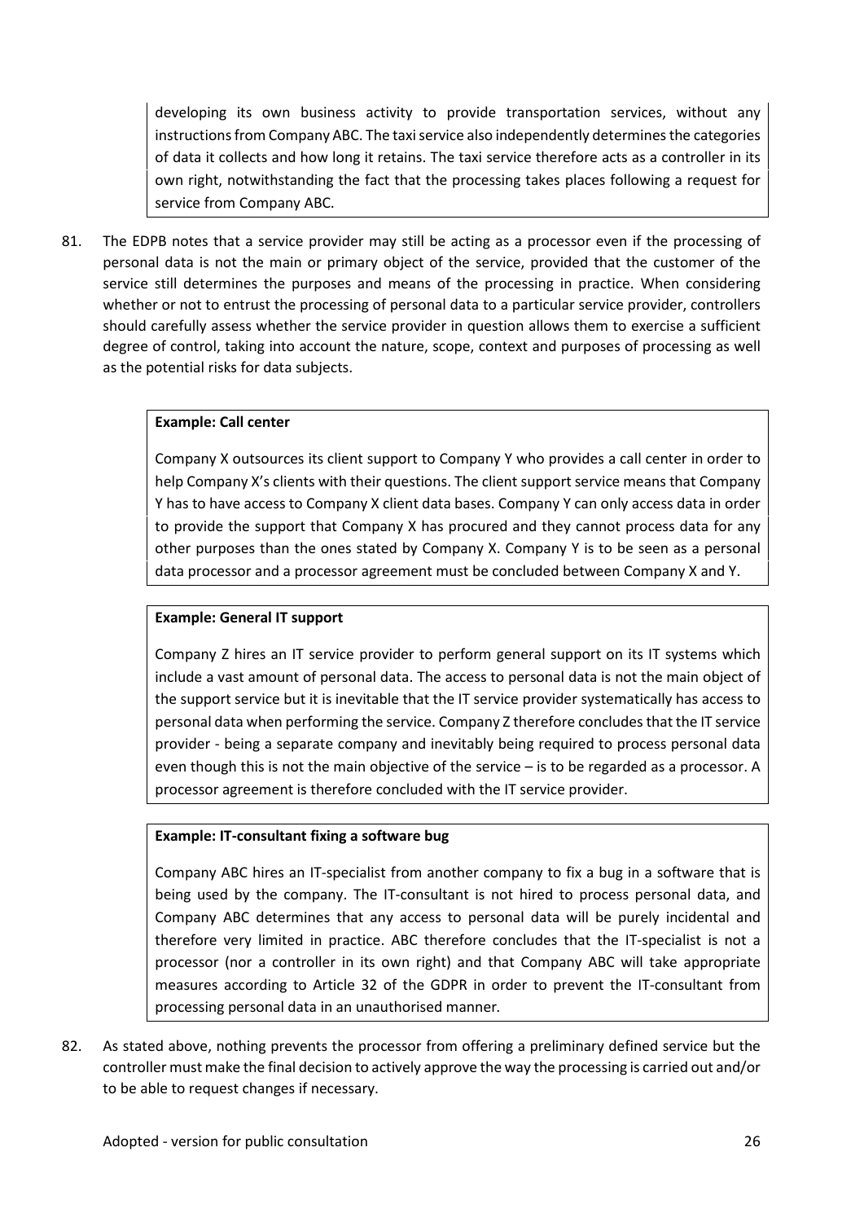developing its own business activity to provide transportation services, without any instructions from Company ABC. The taxi service also independently determines the categories of data it collects and how long it retains. The taxi service therefore acts as a controller in its own right, notwithstanding the fact that the processing takes places following a request for service from Company ABC.

81. The EDPB notes that a service provider may still be acting as a processor even if the processing of personal data is not the main or primary object of the service, provided that the customer of the service still determines the purposes and means of the processing in practice. When considering whether or not to entrust the processing of personal data to a particular service provider, controllers should carefully assess whether the service provider in question allows them to exercise a sufficient degree of control, taking into account the nature, scope, context and purposes of processing as well as the potential risks for data subjects.

**Example: Call center**

Company X outsources its client support to Company Y who provides a call center in order to help Company X's clients with their questions. The client support service means that Company Y has to have access to Company X client data bases. Company Y can only access data in order to provide the support that Company X has procured and they cannot process data for any other purposes than the ones stated by Company X. Company Y is to be seen as a personal data processor and a processor agreement must be concluded between Company X and Y.

**Example: General IT support**

Company Z hires an IT service provider to perform general support on its IT systems which include a vast amount of personal data. The access to personal data is not the main object of the support service but it is inevitable that the IT service provider systematically has access to personal data when performing the service. Company Z therefore concludes that the IT service provider - being a separate company and inevitably being required to process personal data even though this is not the main objective of the service – is to be regarded as a processor. A processor agreement is therefore concluded with the IT service provider.

**Example: IT-consultant fixing a software bug**

Company ABC hires an IT-specialist from another company to fix a bug in a software that is being used by the company. The IT-consultant is not hired to process personal data, and Company ABC determines that any access to personal data will be purely incidental and therefore very limited in practice. ABC therefore concludes that the IT-specialist is not a processor (nor a controller in its own right) and that Company ABC will take appropriate measures according to Article 32 of the GDPR in order to prevent the IT-consultant from processing personal data in an unauthorised manner.

82. As stated above, nothing prevents the processor from offering a preliminary defined service but the controller must make the final decision to actively approve the way the processing is carried out and/or to be able to request changes if necessary.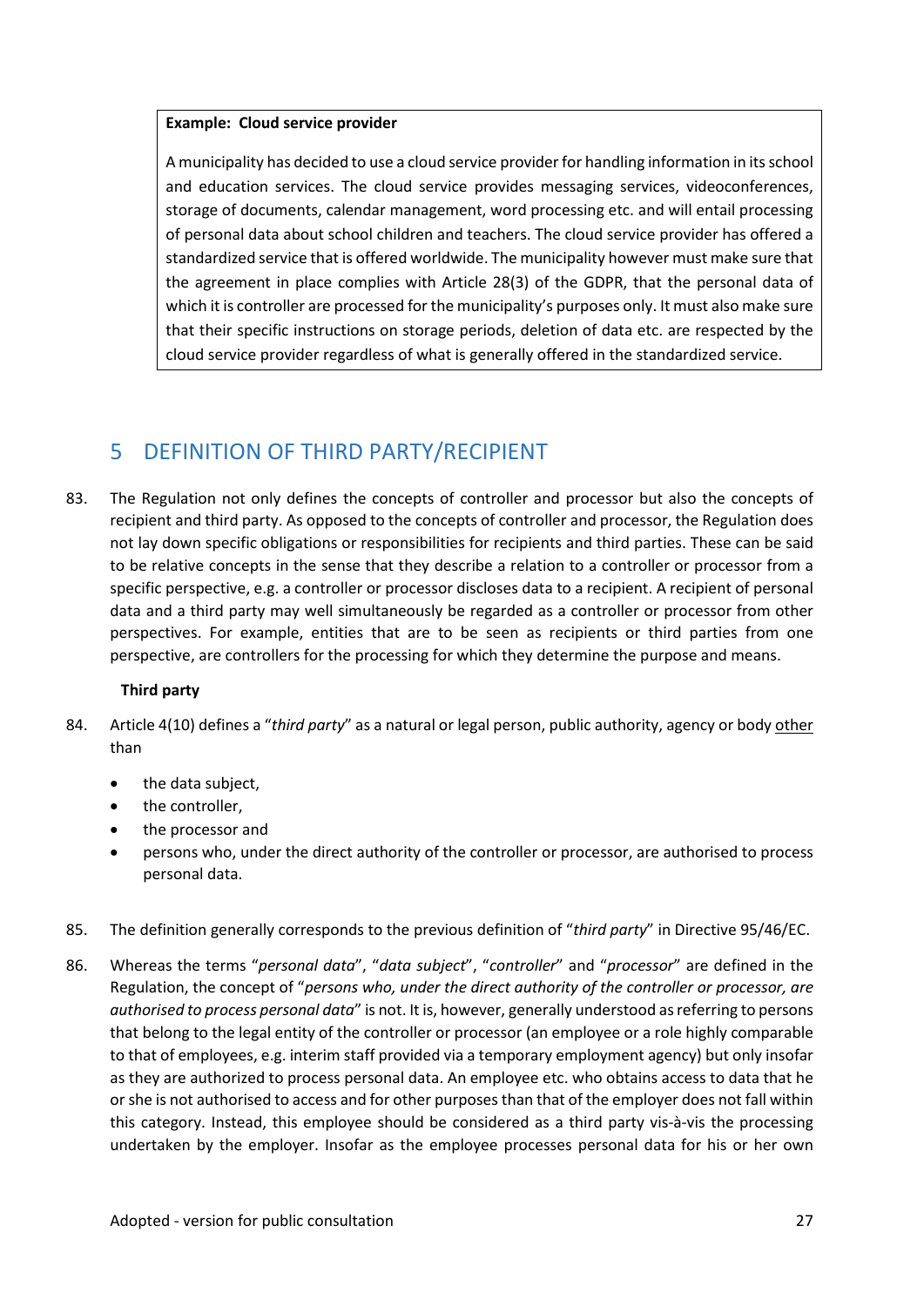**Example: Cloud service provider**

A municipality has decided to use a cloud service provider for handling information in its school and education services. The cloud service provides messaging services, videoconferences, storage of documents, calendar management, word processing etc. and will entail processing of personal data about school children and teachers. The cloud service provider has offered a standardized service that is offered worldwide. The municipality however must make sure that the agreement in place complies with Article 28(3) of the GDPR, that the personal data of which it is controller are processed for the municipality's purposes only. It must also make sure that their specific instructions on storage periods, deletion of data etc. are respected by the cloud service provider regardless of what is generally offered in the standardized service.

# 5 DEFINITION OF THIRD PARTY/RECIPIENT

83. The Regulation not only defines the concepts of controller and processor but also the concepts of recipient and third party. As opposed to the concepts of controller and processor, the Regulation does not lay down specific obligations or responsibilities for recipients and third parties. These can be said to be relative concepts in the sense that they describe a relation to a controller or processor from a specific perspective, e.g. a controller or processor discloses data to a recipient. A recipient of personal data and a third party may well simultaneously be regarded as a controller or processor from other perspectives. For example, entities that are to be seen as recipients or third parties from one perspective, are controllers for the processing for which they determine the purpose and means.

**Third party**

84. Article 4(10) defines a "*third party*" as a natural or legal person, public authority, agency or body other than

- the data subject,
- the controller,
- the processor and
- persons who, under the direct authority of the controller or processor, are authorised to process personal data.

85. The definition generally corresponds to the previous definition of "*third party*" in Directive 95/46/EC.

86. Whereas the terms "*personal data*", "*data subject*", "*controller*" and "*processor*" are defined in the Regulation, the concept of "*persons who, under the direct authority of the controller or processor, are authorised to process personal data*" is not. It is, however, generally understood as referring to persons that belong to the legal entity of the controller or processor (an employee or a role highly comparable to that of employees, e.g. interim staff provided via a temporary employment agency) but only insofar as they are authorized to process personal data. An employee etc. who obtains access to data that he or she is not authorised to access and for other purposes than that of the employer does not fall within this category. Instead, this employee should be considered as a third party vis-à-vis the processing undertaken by the employer. Insofar as the employee processes personal data for his or her own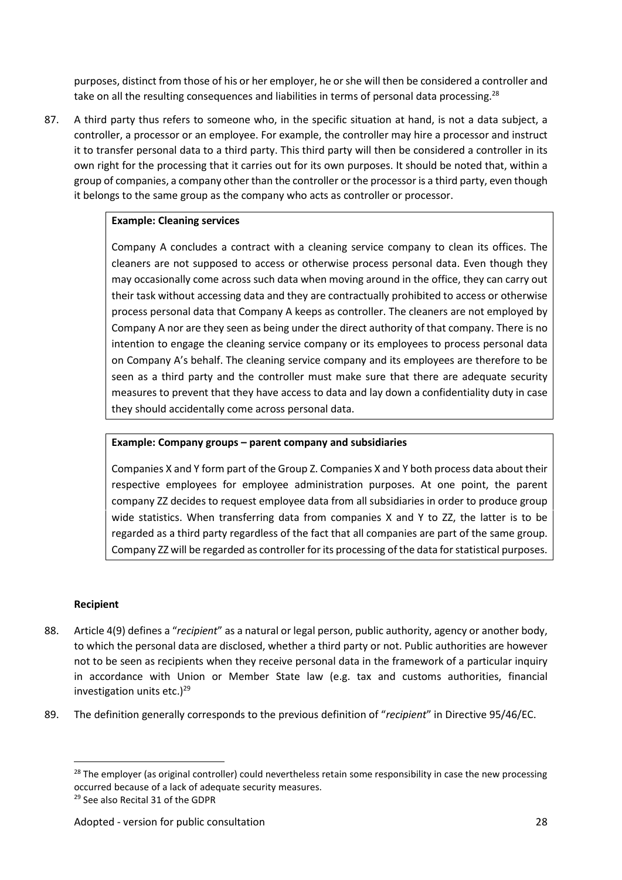purposes, distinct from those of his or her employer, he or she will then be considered a controller and take on all the resulting consequences and liabilities in terms of personal data processing.[28]

87. A third party thus refers to someone who, in the specific situation at hand, is not a data subject, a controller, a processor or an employee. For example, the controller may hire a processor and instruct it to transfer personal data to a third party. This third party will then be considered a controller in its own right for the processing that it carries out for its own purposes. It should be noted that, within a group of companies, a company other than the controller or the processor is a third party, even though it belongs to the same group as the company who acts as controller or processor.

> **Example: Cleaning services**
>
> Company A concludes a contract with a cleaning service company to clean its offices. The cleaners are not supposed to access or otherwise process personal data. Even though they may occasionally come across such data when moving around in the office, they can carry out their task without accessing data and they are contractually prohibited to access or otherwise process personal data that Company A keeps as controller. The cleaners are not employed by Company A nor are they seen as being under the direct authority of that company. There is no intention to engage the cleaning service company or its employees to process personal data on Company A's behalf. The cleaning service company and its employees are therefore to be seen as a third party and the controller must make sure that there are adequate security measures to prevent that they have access to data and lay down a confidentiality duty in case they should accidentally come across personal data.

> **Example: Company groups – parent company and subsidiaries**
>
> Companies X and Y form part of the Group Z. Companies X and Y both process data about their respective employees for employee administration purposes. At one point, the parent company ZZ decides to request employee data from all subsidiaries in order to produce group wide statistics. When transferring data from companies X and Y to ZZ, the latter is to be regarded as a third party regardless of the fact that all companies are part of the same group. Company ZZ will be regarded as controller for its processing of the data for statistical purposes.

**Recipient**

88. Article 4(9) defines a "*recipient*" as a natural or legal person, public authority, agency or another body, to which the personal data are disclosed, whether a third party or not. Public authorities are however not to be seen as recipients when they receive personal data in the framework of a particular inquiry in accordance with Union or Member State law (e.g. tax and customs authorities, financial investigation units etc.)[29]

89. The definition generally corresponds to the previous definition of "*recipient*" in Directive 95/46/EC.

---

[28] The employer (as original controller) could nevertheless retain some responsibility in case the new processing occurred because of a lack of adequate security measures.

[29] See also Recital 31 of the GDPR

Adopted - version for public consultation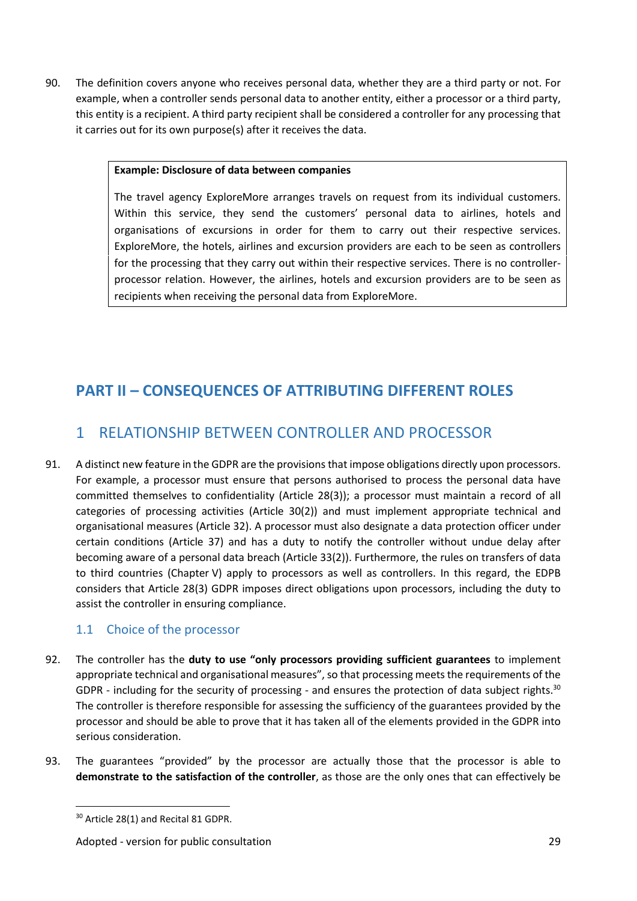90. The definition covers anyone who receives personal data, whether they are a third party or not. For example, when a controller sends personal data to another entity, either a processor or a third party, this entity is a recipient. A third party recipient shall be considered a controller for any processing that it carries out for its own purpose(s) after it receives the data.

> **Example: Disclosure of data between companies**
>
> The travel agency ExploreMore arranges travels on request from its individual customers. Within this service, they send the customers' personal data to airlines, hotels and organisations of excursions in order for them to carry out their respective services. ExploreMore, the hotels, airlines and excursion providers are each to be seen as controllers for the processing that they carry out within their respective services. There is no controller-processor relation. However, the airlines, hotels and excursion providers are to be seen as recipients when receiving the personal data from ExploreMore.

# PART II – CONSEQUENCES OF ATTRIBUTING DIFFERENT ROLES

## 1 RELATIONSHIP BETWEEN CONTROLLER AND PROCESSOR

91. A distinct new feature in the GDPR are the provisions that impose obligations directly upon processors. For example, a processor must ensure that persons authorised to process the personal data have committed themselves to confidentiality (Article 28(3)); a processor must maintain a record of all categories of processing activities (Article 30(2)) and must implement appropriate technical and organisational measures (Article 32). A processor must also designate a data protection officer under certain conditions (Article 37) and has a duty to notify the controller without undue delay after becoming aware of a personal data breach (Article 33(2)). Furthermore, the rules on transfers of data to third countries (Chapter V) apply to processors as well as controllers. In this regard, the EDPB considers that Article 28(3) GDPR imposes direct obligations upon processors, including the duty to assist the controller in ensuring compliance.

### 1.1 Choice of the processor

92. The controller has the **duty to use "only processors providing sufficient guarantees** to implement appropriate technical and organisational measures", so that processing meets the requirements of the GDPR - including for the security of processing - and ensures the protection of data subject rights.[30] The controller is therefore responsible for assessing the sufficiency of the guarantees provided by the processor and should be able to prove that it has taken all of the elements provided in the GDPR into serious consideration.

93. The guarantees "provided" by the processor are actually those that the processor is able to **demonstrate to the satisfaction of the controller**, as those are the only ones that can effectively be

[30] Article 28(1) and Recital 81 GDPR.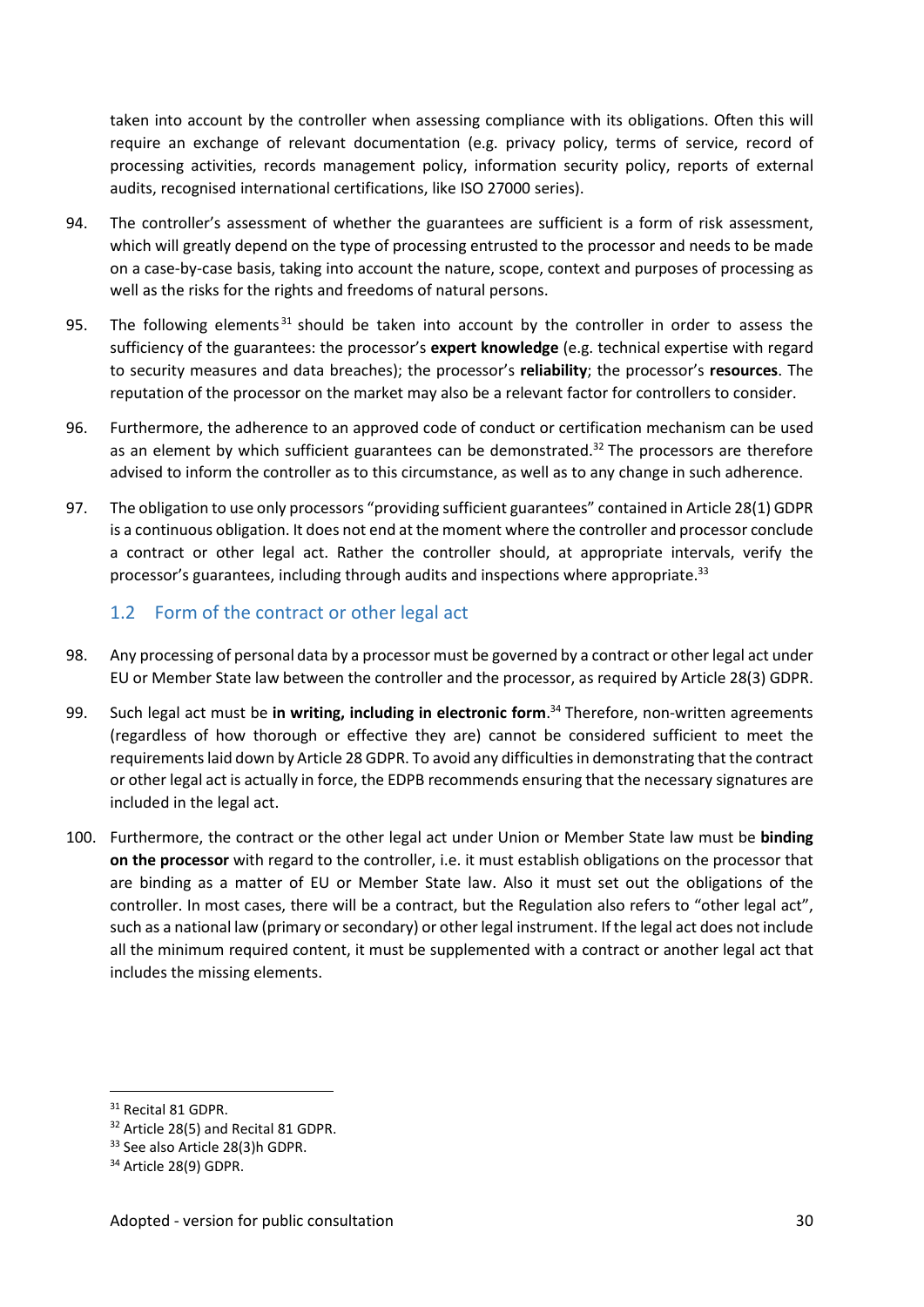taken into account by the controller when assessing compliance with its obligations. Often this will require an exchange of relevant documentation (e.g. privacy policy, terms of service, record of processing activities, records management policy, information security policy, reports of external audits, recognised international certifications, like ISO 27000 series).

94. The controller's assessment of whether the guarantees are sufficient is a form of risk assessment, which will greatly depend on the type of processing entrusted to the processor and needs to be made on a case-by-case basis, taking into account the nature, scope, context and purposes of processing as well as the risks for the rights and freedoms of natural persons.

95. The following elements[31] should be taken into account by the controller in order to assess the sufficiency of the guarantees: the processor's **expert knowledge** (e.g. technical expertise with regard to security measures and data breaches); the processor's **reliability**; the processor's **resources**. The reputation of the processor on the market may also be a relevant factor for controllers to consider.

96. Furthermore, the adherence to an approved code of conduct or certification mechanism can be used as an element by which sufficient guarantees can be demonstrated.[32] The processors are therefore advised to inform the controller as to this circumstance, as well as to any change in such adherence.

97. The obligation to use only processors "providing sufficient guarantees" contained in Article 28(1) GDPR is a continuous obligation. It does not end at the moment where the controller and processor conclude a contract or other legal act. Rather the controller should, at appropriate intervals, verify the processor's guarantees, including through audits and inspections where appropriate.[33]

## 1.2 Form of the contract or other legal act

98. Any processing of personal data by a processor must be governed by a contract or other legal act under EU or Member State law between the controller and the processor, as required by Article 28(3) GDPR.

99. Such legal act must be **in writing, including in electronic form**.[34] Therefore, non-written agreements (regardless of how thorough or effective they are) cannot be considered sufficient to meet the requirements laid down by Article 28 GDPR. To avoid any difficulties in demonstrating that the contract or other legal act is actually in force, the EDPB recommends ensuring that the necessary signatures are included in the legal act.

100. Furthermore, the contract or the other legal act under Union or Member State law must be **binding on the processor** with regard to the controller, i.e. it must establish obligations on the processor that are binding as a matter of EU or Member State law. Also it must set out the obligations of the controller. In most cases, there will be a contract, but the Regulation also refers to "other legal act", such as a national law (primary or secondary) or other legal instrument. If the legal act does not include all the minimum required content, it must be supplemented with a contract or another legal act that includes the missing elements.

---

[31] Recital 81 GDPR.

[32] Article 28(5) and Recital 81 GDPR.

[33] See also Article 28(3)h GDPR.

[34] Article 28(9) GDPR.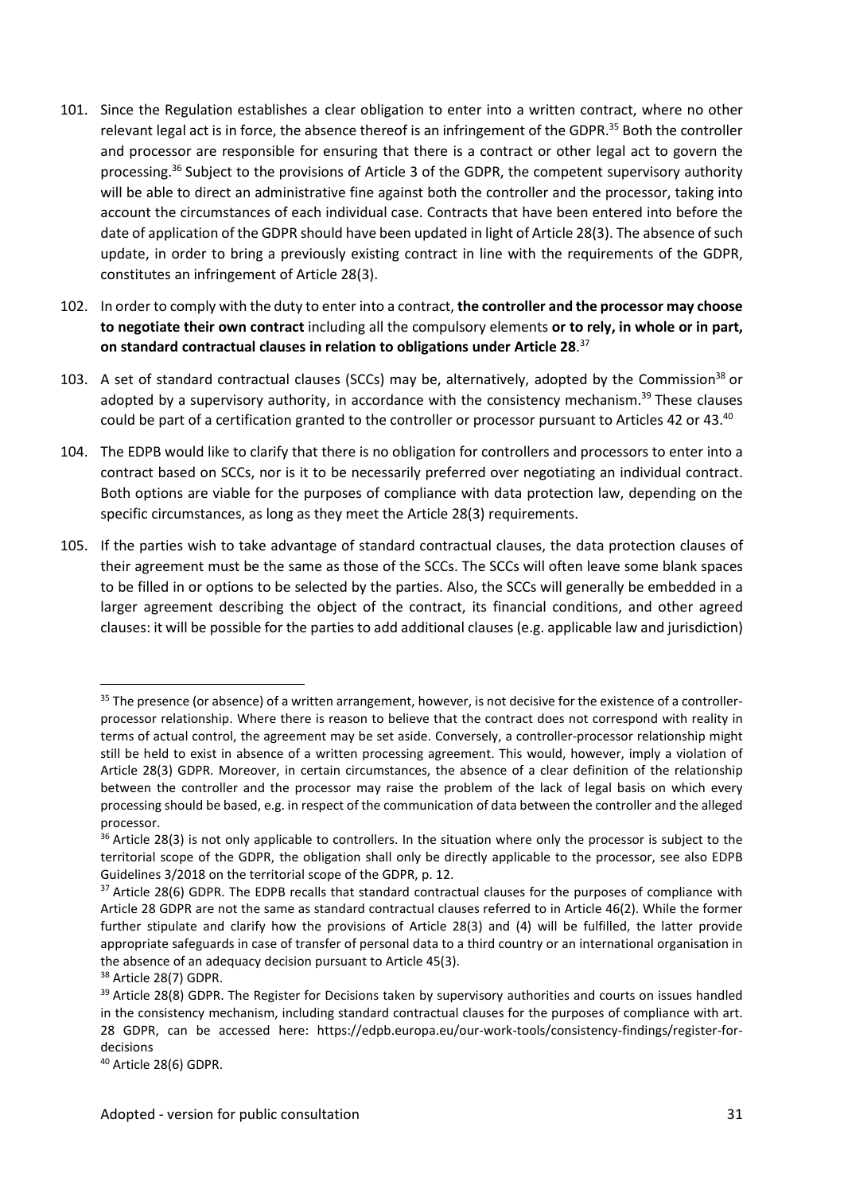101. Since the Regulation establishes a clear obligation to enter into a written contract, where no other relevant legal act is in force, the absence thereof is an infringement of the GDPR.[35] Both the controller and processor are responsible for ensuring that there is a contract or other legal act to govern the processing.[36] Subject to the provisions of Article 3 of the GDPR, the competent supervisory authority will be able to direct an administrative fine against both the controller and the processor, taking into account the circumstances of each individual case. Contracts that have been entered into before the date of application of the GDPR should have been updated in light of Article 28(3). The absence of such update, in order to bring a previously existing contract in line with the requirements of the GDPR, constitutes an infringement of Article 28(3).

102. In order to comply with the duty to enter into a contract, **the controller and the processor may choose to negotiate their own contract** including all the compulsory elements **or to rely, in whole or in part, on standard contractual clauses in relation to obligations under Article 28**.[37]

103. A set of standard contractual clauses (SCCs) may be, alternatively, adopted by the Commission[38] or adopted by a supervisory authority, in accordance with the consistency mechanism.[39] These clauses could be part of a certification granted to the controller or processor pursuant to Articles 42 or 43.[40]

104. The EDPB would like to clarify that there is no obligation for controllers and processors to enter into a contract based on SCCs, nor is it to be necessarily preferred over negotiating an individual contract. Both options are viable for the purposes of compliance with data protection law, depending on the specific circumstances, as long as they meet the Article 28(3) requirements.

105. If the parties wish to take advantage of standard contractual clauses, the data protection clauses of their agreement must be the same as those of the SCCs. The SCCs will often leave some blank spaces to be filled in or options to be selected by the parties. Also, the SCCs will generally be embedded in a larger agreement describing the object of the contract, its financial conditions, and other agreed clauses: it will be possible for the parties to add additional clauses (e.g. applicable law and jurisdiction)

---

[35] The presence (or absence) of a written arrangement, however, is not decisive for the existence of a controller-processor relationship. Where there is reason to believe that the contract does not correspond with reality in terms of actual control, the agreement may be set aside. Conversely, a controller-processor relationship might still be held to exist in absence of a written processing agreement. This would, however, imply a violation of Article 28(3) GDPR. Moreover, in certain circumstances, the absence of a clear definition of the relationship between the controller and the processor may raise the problem of the lack of legal basis on which every processing should be based, e.g. in respect of the communication of data between the controller and the alleged processor.

[36] Article 28(3) is not only applicable to controllers. In the situation where only the processor is subject to the territorial scope of the GDPR, the obligation shall only be directly applicable to the processor, see also EDPB Guidelines 3/2018 on the territorial scope of the GDPR, p. 12.

[37] Article 28(6) GDPR. The EDPB recalls that standard contractual clauses for the purposes of compliance with Article 28 GDPR are not the same as standard contractual clauses referred to in Article 46(2). While the former further stipulate and clarify how the provisions of Article 28(3) and (4) will be fulfilled, the latter provide appropriate safeguards in case of transfer of personal data to a third country or an international organisation in the absence of an adequacy decision pursuant to Article 45(3).

[38] Article 28(7) GDPR.

[39] Article 28(8) GDPR. The Register for Decisions taken by supervisory authorities and courts on issues handled in the consistency mechanism, including standard contractual clauses for the purposes of compliance with art. 28 GDPR, can be accessed here: https://edpb.europa.eu/our-work-tools/consistency-findings/register-for-decisions

[40] Article 28(6) GDPR.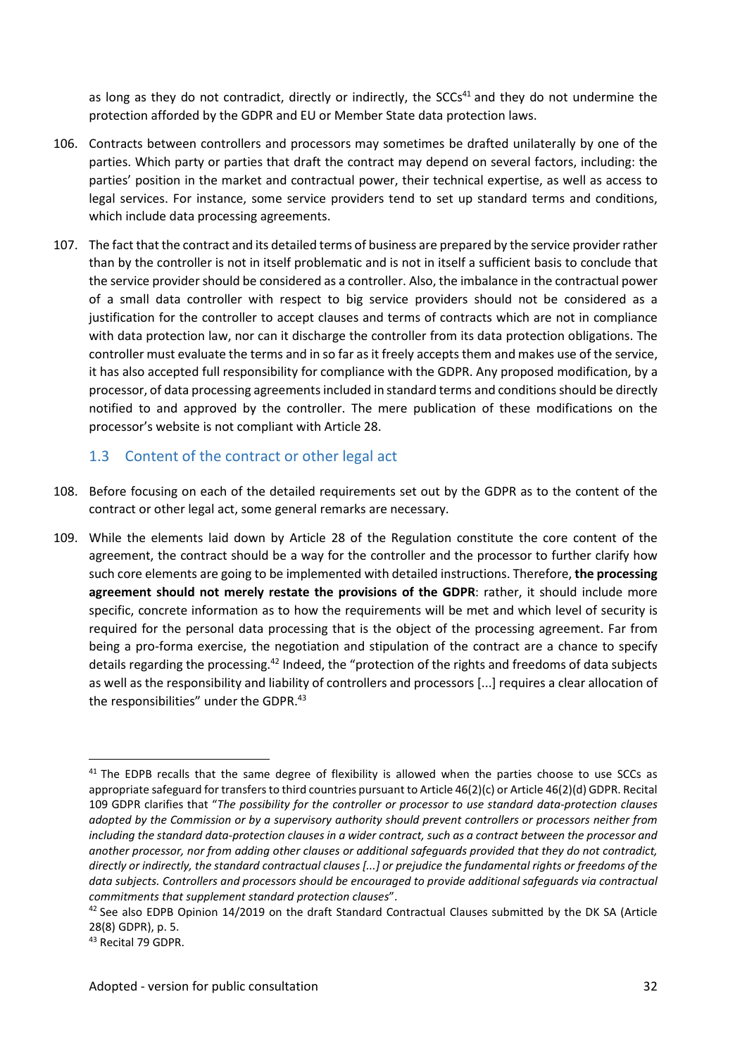as long as they do not contradict, directly or indirectly, the SCCs[41] and they do not undermine the protection afforded by the GDPR and EU or Member State data protection laws.

106. Contracts between controllers and processors may sometimes be drafted unilaterally by one of the parties. Which party or parties that draft the contract may depend on several factors, including: the parties' position in the market and contractual power, their technical expertise, as well as access to legal services. For instance, some service providers tend to set up standard terms and conditions, which include data processing agreements.

107. The fact that the contract and its detailed terms of business are prepared by the service provider rather than by the controller is not in itself problematic and is not in itself a sufficient basis to conclude that the service provider should be considered as a controller. Also, the imbalance in the contractual power of a small data controller with respect to big service providers should not be considered as a justification for the controller to accept clauses and terms of contracts which are not in compliance with data protection law, nor can it discharge the controller from its data protection obligations. The controller must evaluate the terms and in so far as it freely accepts them and makes use of the service, it has also accepted full responsibility for compliance with the GDPR. Any proposed modification, by a processor, of data processing agreements included in standard terms and conditions should be directly notified to and approved by the controller. The mere publication of these modifications on the processor's website is not compliant with Article 28.

## 1.3 Content of the contract or other legal act

108. Before focusing on each of the detailed requirements set out by the GDPR as to the content of the contract or other legal act, some general remarks are necessary.

109. While the elements laid down by Article 28 of the Regulation constitute the core content of the agreement, the contract should be a way for the controller and the processor to further clarify how such core elements are going to be implemented with detailed instructions. Therefore, **the processing agreement should not merely restate the provisions of the GDPR**: rather, it should include more specific, concrete information as to how the requirements will be met and which level of security is required for the personal data processing that is the object of the processing agreement. Far from being a pro-forma exercise, the negotiation and stipulation of the contract are a chance to specify details regarding the processing.[42] Indeed, the "protection of the rights and freedoms of data subjects as well as the responsibility and liability of controllers and processors [...] requires a clear allocation of the responsibilities" under the GDPR.[43]

---

[41] The EDPB recalls that the same degree of flexibility is allowed when the parties choose to use SCCs as appropriate safeguard for transfers to third countries pursuant to Article 46(2)(c) or Article 46(2)(d) GDPR. Recital 109 GDPR clarifies that "*The possibility for the controller or processor to use standard data-protection clauses adopted by the Commission or by a supervisory authority should prevent controllers or processors neither from including the standard data-protection clauses in a wider contract, such as a contract between the processor and another processor, nor from adding other clauses or additional safeguards provided that they do not contradict, directly or indirectly, the standard contractual clauses [...] or prejudice the fundamental rights or freedoms of the data subjects. Controllers and processors should be encouraged to provide additional safeguards via contractual commitments that supplement standard protection clauses*".

[42] See also EDPB Opinion 14/2019 on the draft Standard Contractual Clauses submitted by the DK SA (Article 28(8) GDPR), p. 5.

[43] Recital 79 GDPR.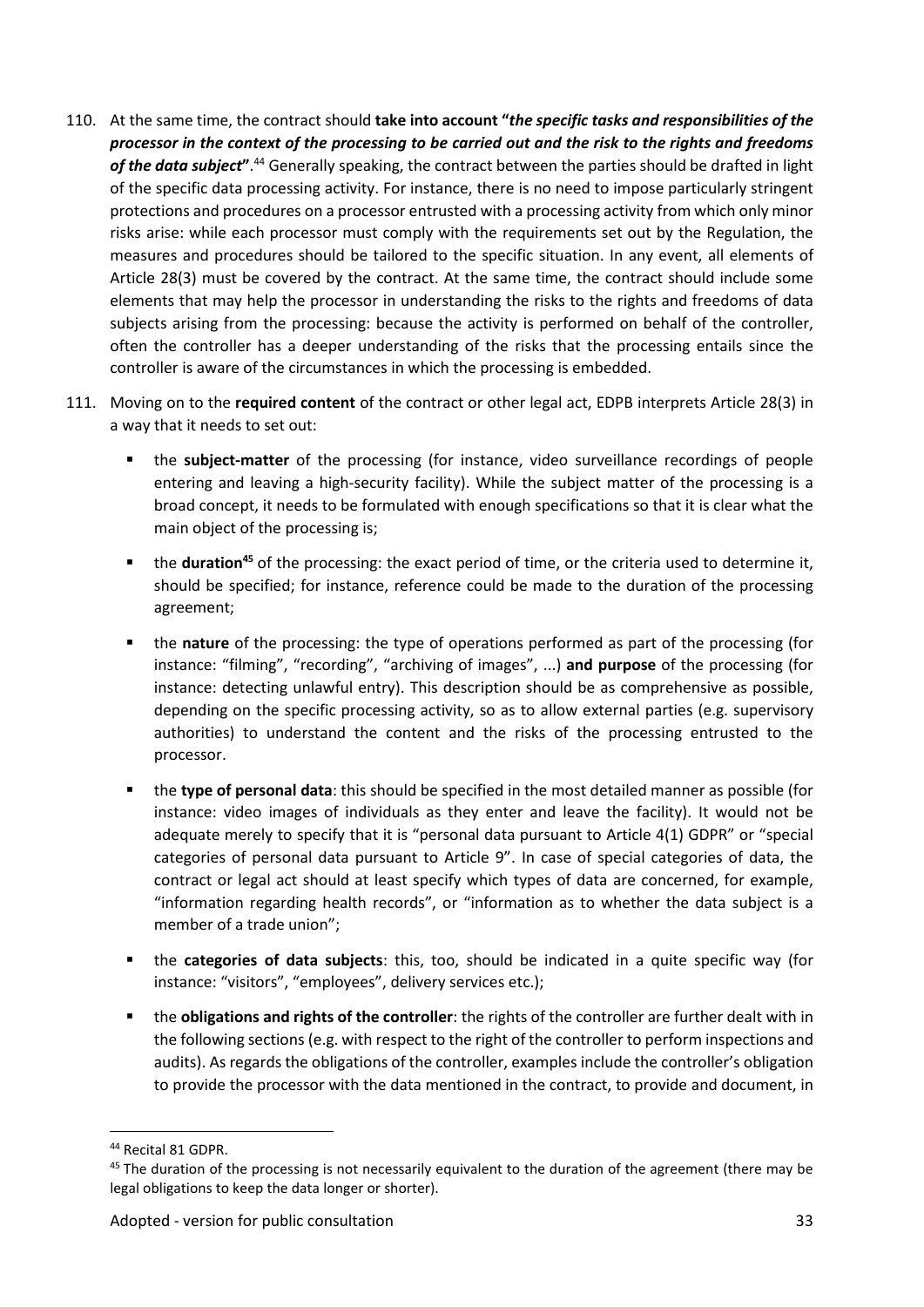110. At the same time, the contract should **take into account "*the specific tasks and responsibilities of the processor in the context of the processing to be carried out and the risk to the rights and freedoms of the data subject*"**.[44] Generally speaking, the contract between the parties should be drafted in light of the specific data processing activity. For instance, there is no need to impose particularly stringent protections and procedures on a processor entrusted with a processing activity from which only minor risks arise: while each processor must comply with the requirements set out by the Regulation, the measures and procedures should be tailored to the specific situation. In any event, all elements of Article 28(3) must be covered by the contract. At the same time, the contract should include some elements that may help the processor in understanding the risks to the rights and freedoms of data subjects arising from the processing: because the activity is performed on behalf of the controller, often the controller has a deeper understanding of the risks that the processing entails since the controller is aware of the circumstances in which the processing is embedded.

111. Moving on to the **required content** of the contract or other legal act, EDPB interprets Article 28(3) in a way that it needs to set out:

- the **subject-matter** of the processing (for instance, video surveillance recordings of people entering and leaving a high-security facility). While the subject matter of the processing is a broad concept, it needs to be formulated with enough specifications so that it is clear what the main object of the processing is;
- the **duration**[45] of the processing: the exact period of time, or the criteria used to determine it, should be specified; for instance, reference could be made to the duration of the processing agreement;
- the **nature** of the processing: the type of operations performed as part of the processing (for instance: "filming", "recording", "archiving of images", ...) **and purpose** of the processing (for instance: detecting unlawful entry). This description should be as comprehensive as possible, depending on the specific processing activity, so as to allow external parties (e.g. supervisory authorities) to understand the content and the risks of the processing entrusted to the processor.
- the **type of personal data**: this should be specified in the most detailed manner as possible (for instance: video images of individuals as they enter and leave the facility). It would not be adequate merely to specify that it is "personal data pursuant to Article 4(1) GDPR" or "special categories of personal data pursuant to Article 9". In case of special categories of data, the contract or legal act should at least specify which types of data are concerned, for example, "information regarding health records", or "information as to whether the data subject is a member of a trade union";
- the **categories of data subjects**: this, too, should be indicated in a quite specific way (for instance: "visitors", "employees", delivery services etc.);
- the **obligations and rights of the controller**: the rights of the controller are further dealt with in the following sections (e.g. with respect to the right of the controller to perform inspections and audits). As regards the obligations of the controller, examples include the controller's obligation to provide the processor with the data mentioned in the contract, to provide and document, in

[44] Recital 81 GDPR.

[45] The duration of the processing is not necessarily equivalent to the duration of the agreement (there may be legal obligations to keep the data longer or shorter).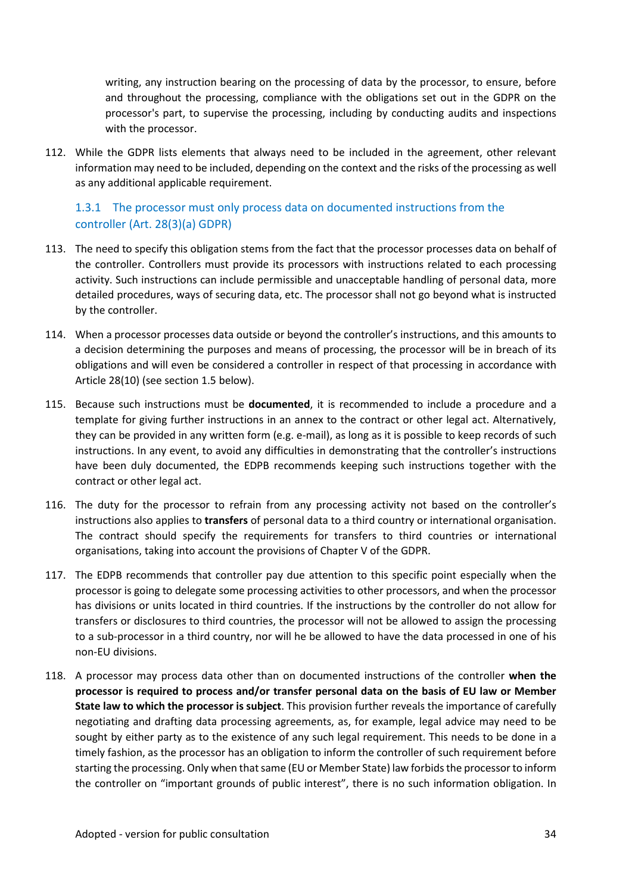writing, any instruction bearing on the processing of data by the processor, to ensure, before and throughout the processing, compliance with the obligations set out in the GDPR on the processor's part, to supervise the processing, including by conducting audits and inspections with the processor.

112. While the GDPR lists elements that always need to be included in the agreement, other relevant information may need to be included, depending on the context and the risks of the processing as well as any additional applicable requirement.

### 1.3.1 The processor must only process data on documented instructions from the controller (Art. 28(3)(a) GDPR)

113. The need to specify this obligation stems from the fact that the processor processes data on behalf of the controller. Controllers must provide its processors with instructions related to each processing activity. Such instructions can include permissible and unacceptable handling of personal data, more detailed procedures, ways of securing data, etc. The processor shall not go beyond what is instructed by the controller.

114. When a processor processes data outside or beyond the controller's instructions, and this amounts to a decision determining the purposes and means of processing, the processor will be in breach of its obligations and will even be considered a controller in respect of that processing in accordance with Article 28(10) (see section 1.5 below).

115. Because such instructions must be **documented**, it is recommended to include a procedure and a template for giving further instructions in an annex to the contract or other legal act. Alternatively, they can be provided in any written form (e.g. e-mail), as long as it is possible to keep records of such instructions. In any event, to avoid any difficulties in demonstrating that the controller's instructions have been duly documented, the EDPB recommends keeping such instructions together with the contract or other legal act.

116. The duty for the processor to refrain from any processing activity not based on the controller's instructions also applies to **transfers** of personal data to a third country or international organisation. The contract should specify the requirements for transfers to third countries or international organisations, taking into account the provisions of Chapter V of the GDPR.

117. The EDPB recommends that controller pay due attention to this specific point especially when the processor is going to delegate some processing activities to other processors, and when the processor has divisions or units located in third countries. If the instructions by the controller do not allow for transfers or disclosures to third countries, the processor will not be allowed to assign the processing to a sub-processor in a third country, nor will he be allowed to have the data processed in one of his non-EU divisions.

118. A processor may process data other than on documented instructions of the controller **when the processor is required to process and/or transfer personal data on the basis of EU law or Member State law to which the processor is subject**. This provision further reveals the importance of carefully negotiating and drafting data processing agreements, as, for example, legal advice may need to be sought by either party as to the existence of any such legal requirement. This needs to be done in a timely fashion, as the processor has an obligation to inform the controller of such requirement before starting the processing. Only when that same (EU or Member State) law forbids the processor to inform the controller on "important grounds of public interest", there is no such information obligation. In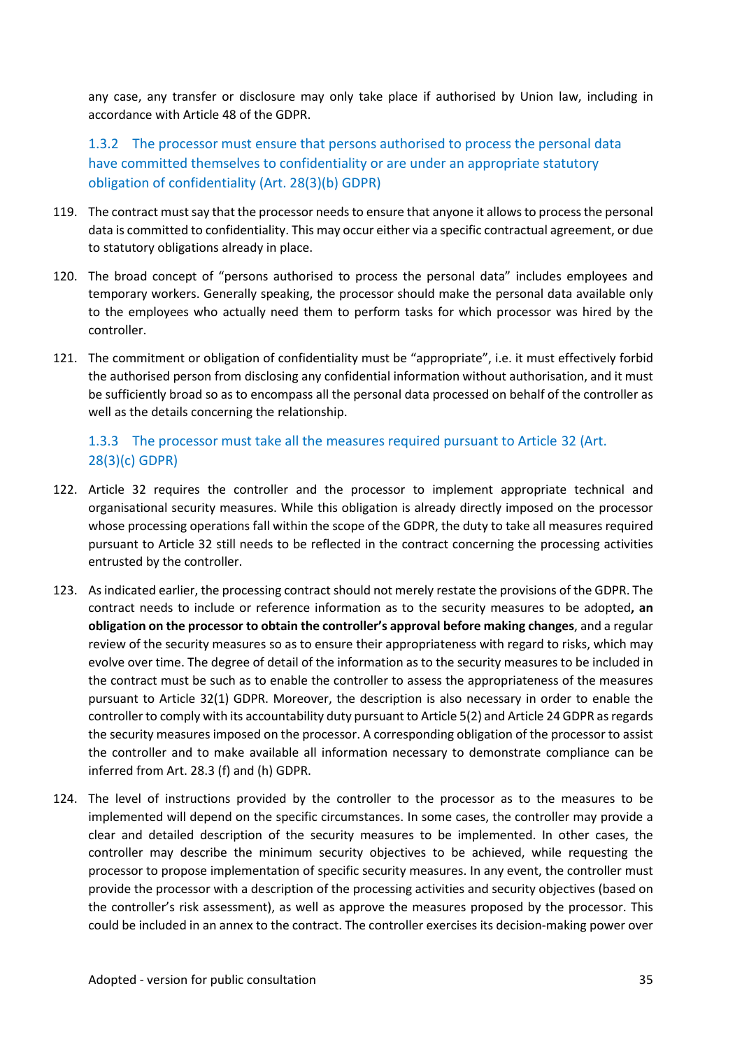any case, any transfer or disclosure may only take place if authorised by Union law, including in accordance with Article 48 of the GDPR.

### 1.3.2 The processor must ensure that persons authorised to process the personal data have committed themselves to confidentiality or are under an appropriate statutory obligation of confidentiality (Art. 28(3)(b) GDPR)

119. The contract must say that the processor needs to ensure that anyone it allows to process the personal data is committed to confidentiality. This may occur either via a specific contractual agreement, or due to statutory obligations already in place.

120. The broad concept of "persons authorised to process the personal data" includes employees and temporary workers. Generally speaking, the processor should make the personal data available only to the employees who actually need them to perform tasks for which processor was hired by the controller.

121. The commitment or obligation of confidentiality must be "appropriate", i.e. it must effectively forbid the authorised person from disclosing any confidential information without authorisation, and it must be sufficiently broad so as to encompass all the personal data processed on behalf of the controller as well as the details concerning the relationship.

### 1.3.3 The processor must take all the measures required pursuant to Article 32 (Art. 28(3)(c) GDPR)

122. Article 32 requires the controller and the processor to implement appropriate technical and organisational security measures. While this obligation is already directly imposed on the processor whose processing operations fall within the scope of the GDPR, the duty to take all measures required pursuant to Article 32 still needs to be reflected in the contract concerning the processing activities entrusted by the controller.

123. As indicated earlier, the processing contract should not merely restate the provisions of the GDPR. The contract needs to include or reference information as to the security measures to be adopted**, an obligation on the processor to obtain the controller's approval before making changes**, and a regular review of the security measures so as to ensure their appropriateness with regard to risks, which may evolve over time. The degree of detail of the information as to the security measures to be included in the contract must be such as to enable the controller to assess the appropriateness of the measures pursuant to Article 32(1) GDPR. Moreover, the description is also necessary in order to enable the controller to comply with its accountability duty pursuant to Article 5(2) and Article 24 GDPR as regards the security measures imposed on the processor. A corresponding obligation of the processor to assist the controller and to make available all information necessary to demonstrate compliance can be inferred from Art. 28.3 (f) and (h) GDPR.

124. The level of instructions provided by the controller to the processor as to the measures to be implemented will depend on the specific circumstances. In some cases, the controller may provide a clear and detailed description of the security measures to be implemented. In other cases, the controller may describe the minimum security objectives to be achieved, while requesting the processor to propose implementation of specific security measures. In any event, the controller must provide the processor with a description of the processing activities and security objectives (based on the controller's risk assessment), as well as approve the measures proposed by the processor. This could be included in an annex to the contract. The controller exercises its decision-making power over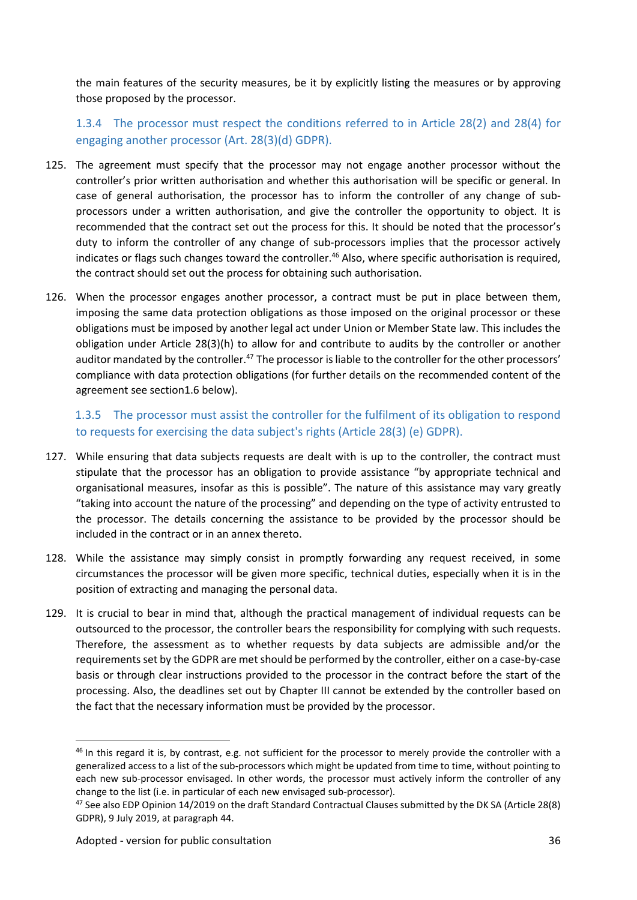the main features of the security measures, be it by explicitly listing the measures or by approving those proposed by the processor.

### 1.3.4 The processor must respect the conditions referred to in Article 28(2) and 28(4) for engaging another processor (Art. 28(3)(d) GDPR).

125. The agreement must specify that the processor may not engage another processor without the controller's prior written authorisation and whether this authorisation will be specific or general. In case of general authorisation, the processor has to inform the controller of any change of sub-processors under a written authorisation, and give the controller the opportunity to object. It is recommended that the contract set out the process for this. It should be noted that the processor's duty to inform the controller of any change of sub-processors implies that the processor actively indicates or flags such changes toward the controller.[46] Also, where specific authorisation is required, the contract should set out the process for obtaining such authorisation.

126. When the processor engages another processor, a contract must be put in place between them, imposing the same data protection obligations as those imposed on the original processor or these obligations must be imposed by another legal act under Union or Member State law. This includes the obligation under Article 28(3)(h) to allow for and contribute to audits by the controller or another auditor mandated by the controller.[47] The processor is liable to the controller for the other processors' compliance with data protection obligations (for further details on the recommended content of the agreement see section1.6 below).

### 1.3.5 The processor must assist the controller for the fulfilment of its obligation to respond to requests for exercising the data subject's rights (Article 28(3) (e) GDPR).

127. While ensuring that data subjects requests are dealt with is up to the controller, the contract must stipulate that the processor has an obligation to provide assistance "by appropriate technical and organisational measures, insofar as this is possible". The nature of this assistance may vary greatly "taking into account the nature of the processing" and depending on the type of activity entrusted to the processor. The details concerning the assistance to be provided by the processor should be included in the contract or in an annex thereto.

128. While the assistance may simply consist in promptly forwarding any request received, in some circumstances the processor will be given more specific, technical duties, especially when it is in the position of extracting and managing the personal data.

129. It is crucial to bear in mind that, although the practical management of individual requests can be outsourced to the processor, the controller bears the responsibility for complying with such requests. Therefore, the assessment as to whether requests by data subjects are admissible and/or the requirements set by the GDPR are met should be performed by the controller, either on a case-by-case basis or through clear instructions provided to the processor in the contract before the start of the processing. Also, the deadlines set out by Chapter III cannot be extended by the controller based on the fact that the necessary information must be provided by the processor.

---

[46] In this regard it is, by contrast, e.g. not sufficient for the processor to merely provide the controller with a generalized access to a list of the sub-processors which might be updated from time to time, without pointing to each new sub-processor envisaged. In other words, the processor must actively inform the controller of any change to the list (i.e. in particular of each new envisaged sub-processor).

[47] See also EDP Opinion 14/2019 on the draft Standard Contractual Clauses submitted by the DK SA (Article 28(8) GDPR), 9 July 2019, at paragraph 44.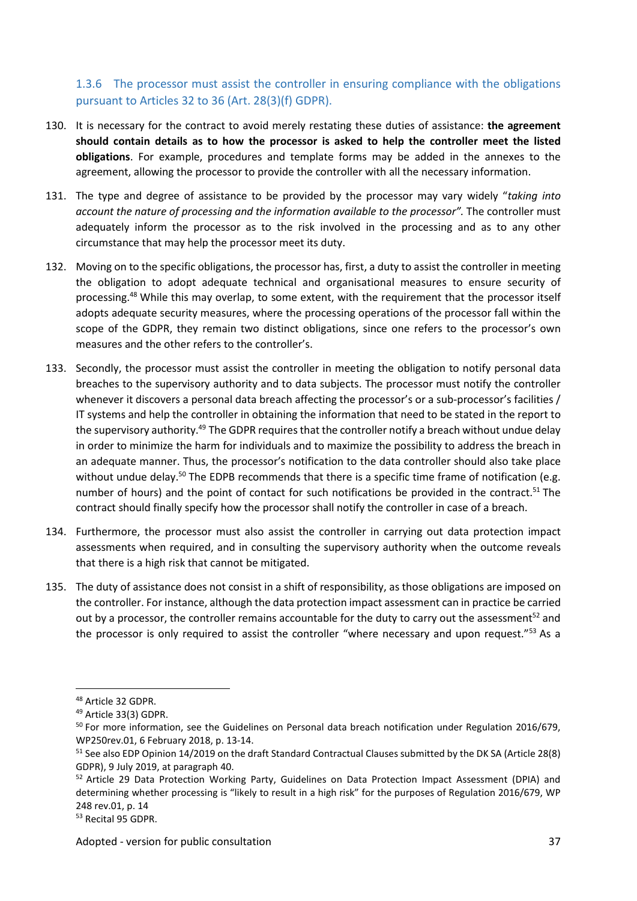### 1.3.6 The processor must assist the controller in ensuring compliance with the obligations pursuant to Articles 32 to 36 (Art. 28(3)(f) GDPR).

130. It is necessary for the contract to avoid merely restating these duties of assistance: **the agreement should contain details as to how the processor is asked to help the controller meet the listed obligations**. For example, procedures and template forms may be added in the annexes to the agreement, allowing the processor to provide the controller with all the necessary information.

131. The type and degree of assistance to be provided by the processor may vary widely "*taking into account the nature of processing and the information available to the processor".* The controller must adequately inform the processor as to the risk involved in the processing and as to any other circumstance that may help the processor meet its duty.

132. Moving on to the specific obligations, the processor has, first, a duty to assist the controller in meeting the obligation to adopt adequate technical and organisational measures to ensure security of processing.[48] While this may overlap, to some extent, with the requirement that the processor itself adopts adequate security measures, where the processing operations of the processor fall within the scope of the GDPR, they remain two distinct obligations, since one refers to the processor's own measures and the other refers to the controller's.

133. Secondly, the processor must assist the controller in meeting the obligation to notify personal data breaches to the supervisory authority and to data subjects. The processor must notify the controller whenever it discovers a personal data breach affecting the processor's or a sub-processor's facilities / IT systems and help the controller in obtaining the information that need to be stated in the report to the supervisory authority.[49] The GDPR requires that the controller notify a breach without undue delay in order to minimize the harm for individuals and to maximize the possibility to address the breach in an adequate manner. Thus, the processor's notification to the data controller should also take place without undue delay.[50] The EDPB recommends that there is a specific time frame of notification (e.g. number of hours) and the point of contact for such notifications be provided in the contract.[51] The contract should finally specify how the processor shall notify the controller in case of a breach.

134. Furthermore, the processor must also assist the controller in carrying out data protection impact assessments when required, and in consulting the supervisory authority when the outcome reveals that there is a high risk that cannot be mitigated.

135. The duty of assistance does not consist in a shift of responsibility, as those obligations are imposed on the controller. For instance, although the data protection impact assessment can in practice be carried out by a processor, the controller remains accountable for the duty to carry out the assessment[52] and the processor is only required to assist the controller "where necessary and upon request."[53] As a

---

[48] Article 32 GDPR.

[49] Article 33(3) GDPR.

[50] For more information, see the Guidelines on Personal data breach notification under Regulation 2016/679, WP250rev.01, 6 February 2018, p. 13-14.

[51] See also EDP Opinion 14/2019 on the draft Standard Contractual Clauses submitted by the DK SA (Article 28(8) GDPR), 9 July 2019, at paragraph 40.

[52] Article 29 Data Protection Working Party, Guidelines on Data Protection Impact Assessment (DPIA) and determining whether processing is "likely to result in a high risk" for the purposes of Regulation 2016/679, WP 248 rev.01, p. 14

[53] Recital 95 GDPR.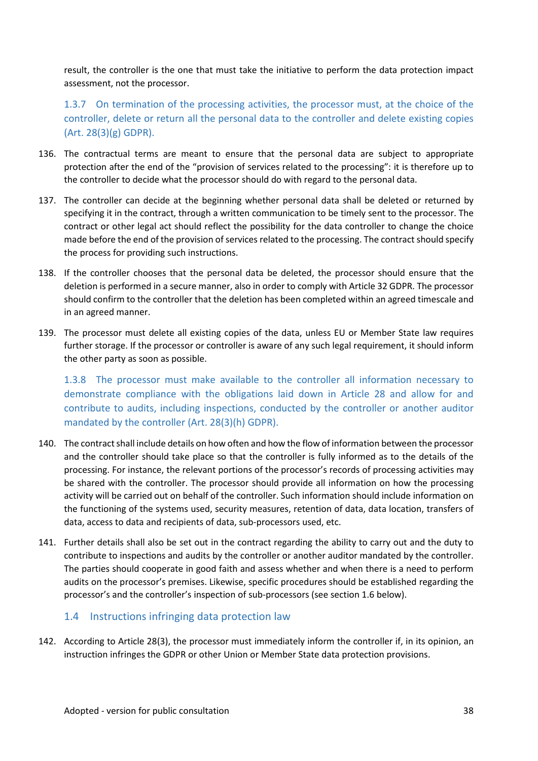result, the controller is the one that must take the initiative to perform the data protection impact assessment, not the processor.

#### 1.3.7 On termination of the processing activities, the processor must, at the choice of the controller, delete or return all the personal data to the controller and delete existing copies (Art. 28(3)(g) GDPR).

136. The contractual terms are meant to ensure that the personal data are subject to appropriate protection after the end of the "provision of services related to the processing": it is therefore up to the controller to decide what the processor should do with regard to the personal data.

137. The controller can decide at the beginning whether personal data shall be deleted or returned by specifying it in the contract, through a written communication to be timely sent to the processor. The contract or other legal act should reflect the possibility for the data controller to change the choice made before the end of the provision of services related to the processing. The contract should specify the process for providing such instructions.

138. If the controller chooses that the personal data be deleted, the processor should ensure that the deletion is performed in a secure manner, also in order to comply with Article 32 GDPR. The processor should confirm to the controller that the deletion has been completed within an agreed timescale and in an agreed manner.

139. The processor must delete all existing copies of the data, unless EU or Member State law requires further storage. If the processor or controller is aware of any such legal requirement, it should inform the other party as soon as possible.

#### 1.3.8 The processor must make available to the controller all information necessary to demonstrate compliance with the obligations laid down in Article 28 and allow for and contribute to audits, including inspections, conducted by the controller or another auditor mandated by the controller (Art. 28(3)(h) GDPR).

140. The contract shall include details on how often and how the flow of information between the processor and the controller should take place so that the controller is fully informed as to the details of the processing. For instance, the relevant portions of the processor's records of processing activities may be shared with the controller. The processor should provide all information on how the processing activity will be carried out on behalf of the controller. Such information should include information on the functioning of the systems used, security measures, retention of data, data location, transfers of data, access to data and recipients of data, sub-processors used, etc.

141. Further details shall also be set out in the contract regarding the ability to carry out and the duty to contribute to inspections and audits by the controller or another auditor mandated by the controller. The parties should cooperate in good faith and assess whether and when there is a need to perform audits on the processor's premises. Likewise, specific procedures should be established regarding the processor's and the controller's inspection of sub-processors (see section 1.6 below).

### 1.4 Instructions infringing data protection law

142. According to Article 28(3), the processor must immediately inform the controller if, in its opinion, an instruction infringes the GDPR or other Union or Member State data protection provisions.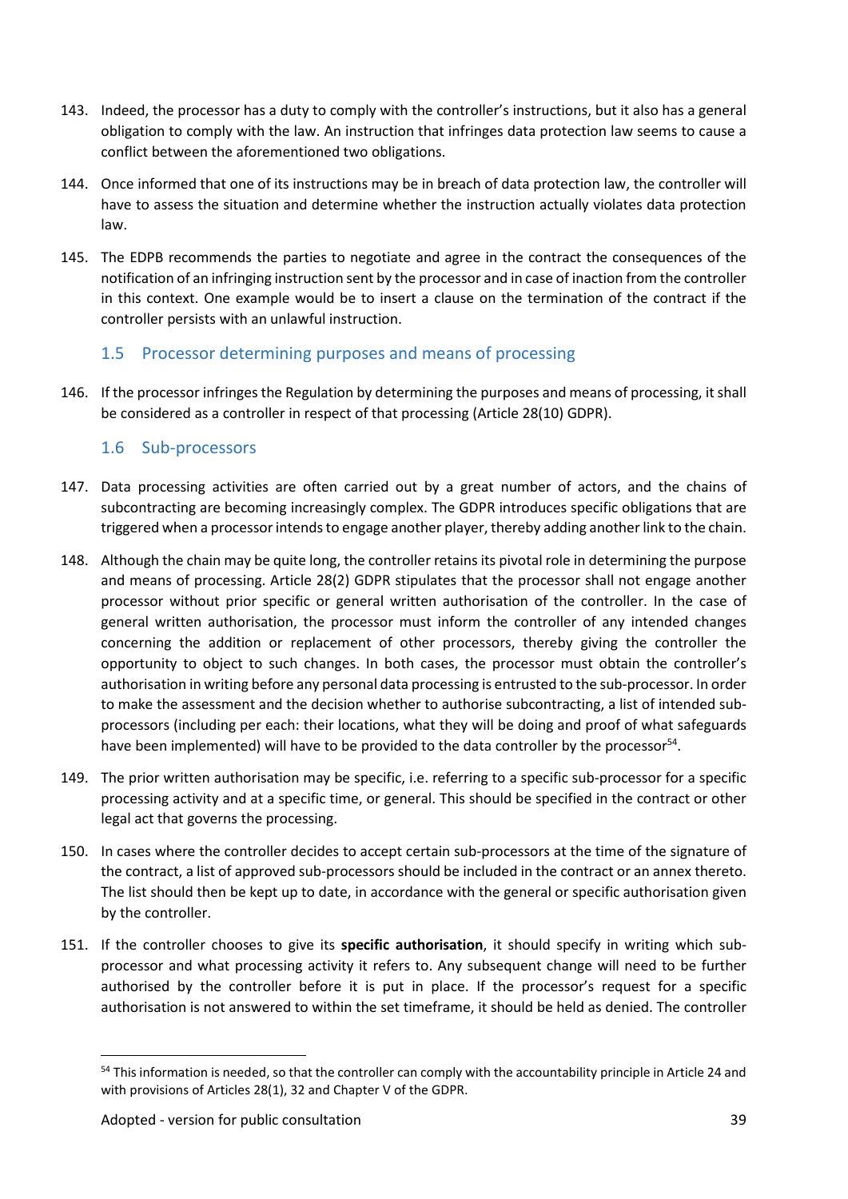143. Indeed, the processor has a duty to comply with the controller's instructions, but it also has a general obligation to comply with the law. An instruction that infringes data protection law seems to cause a conflict between the aforementioned two obligations.

144. Once informed that one of its instructions may be in breach of data protection law, the controller will have to assess the situation and determine whether the instruction actually violates data protection law.

145. The EDPB recommends the parties to negotiate and agree in the contract the consequences of the notification of an infringing instruction sent by the processor and in case of inaction from the controller in this context. One example would be to insert a clause on the termination of the contract if the controller persists with an unlawful instruction.

## 1.5 Processor determining purposes and means of processing

146. If the processor infringes the Regulation by determining the purposes and means of processing, it shall be considered as a controller in respect of that processing (Article 28(10) GDPR).

## 1.6 Sub-processors

147. Data processing activities are often carried out by a great number of actors, and the chains of subcontracting are becoming increasingly complex. The GDPR introduces specific obligations that are triggered when a processor intends to engage another player, thereby adding another link to the chain.

148. Although the chain may be quite long, the controller retains its pivotal role in determining the purpose and means of processing. Article 28(2) GDPR stipulates that the processor shall not engage another processor without prior specific or general written authorisation of the controller. In the case of general written authorisation, the processor must inform the controller of any intended changes concerning the addition or replacement of other processors, thereby giving the controller the opportunity to object to such changes. In both cases, the processor must obtain the controller's authorisation in writing before any personal data processing is entrusted to the sub-processor. In order to make the assessment and the decision whether to authorise subcontracting, a list of intended sub-processors (including per each: their locations, what they will be doing and proof of what safeguards have been implemented) will have to be provided to the data controller by the processor[54].

149. The prior written authorisation may be specific, i.e. referring to a specific sub-processor for a specific processing activity and at a specific time, or general. This should be specified in the contract or other legal act that governs the processing.

150. In cases where the controller decides to accept certain sub-processors at the time of the signature of the contract, a list of approved sub-processors should be included in the contract or an annex thereto. The list should then be kept up to date, in accordance with the general or specific authorisation given by the controller.

151. If the controller chooses to give its **specific authorisation**, it should specify in writing which sub-processor and what processing activity it refers to. Any subsequent change will need to be further authorised by the controller before it is put in place. If the processor's request for a specific authorisation is not answered to within the set timeframe, it should be held as denied. The controller

[54] This information is needed, so that the controller can comply with the accountability principle in Article 24 and with provisions of Articles 28(1), 32 and Chapter V of the GDPR.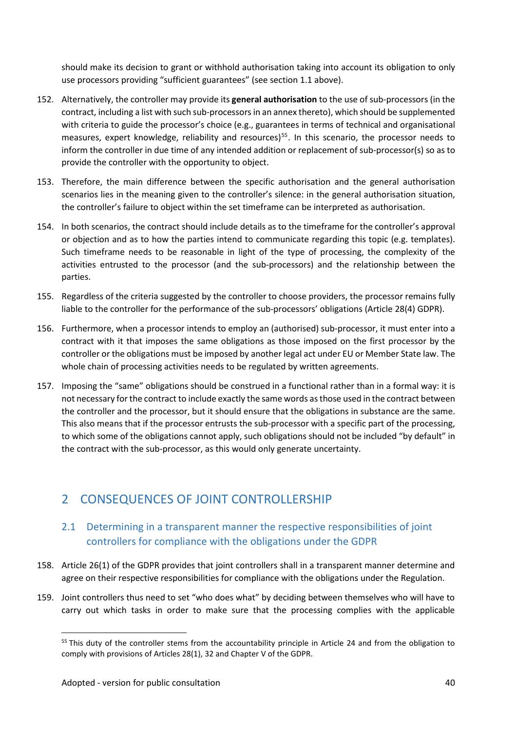should make its decision to grant or withhold authorisation taking into account its obligation to only use processors providing "sufficient guarantees" (see section 1.1 above).

152. Alternatively, the controller may provide its **general authorisation** to the use of sub-processors (in the contract, including a list with such sub-processors in an annex thereto), which should be supplemented with criteria to guide the processor's choice (e.g., guarantees in terms of technical and organisational measures, expert knowledge, reliability and resources)[55]. In this scenario, the processor needs to inform the controller in due time of any intended addition or replacement of sub-processor(s) so as to provide the controller with the opportunity to object.

153. Therefore, the main difference between the specific authorisation and the general authorisation scenarios lies in the meaning given to the controller's silence: in the general authorisation situation, the controller's failure to object within the set timeframe can be interpreted as authorisation.

154. In both scenarios, the contract should include details as to the timeframe for the controller's approval or objection and as to how the parties intend to communicate regarding this topic (e.g. templates). Such timeframe needs to be reasonable in light of the type of processing, the complexity of the activities entrusted to the processor (and the sub-processors) and the relationship between the parties.

155. Regardless of the criteria suggested by the controller to choose providers, the processor remains fully liable to the controller for the performance of the sub-processors' obligations (Article 28(4) GDPR).

156. Furthermore, when a processor intends to employ an (authorised) sub-processor, it must enter into a contract with it that imposes the same obligations as those imposed on the first processor by the controller or the obligations must be imposed by another legal act under EU or Member State law. The whole chain of processing activities needs to be regulated by written agreements.

157. Imposing the "same" obligations should be construed in a functional rather than in a formal way: it is not necessary for the contract to include exactly the same words as those used in the contract between the controller and the processor, but it should ensure that the obligations in substance are the same. This also means that if the processor entrusts the sub-processor with a specific part of the processing, to which some of the obligations cannot apply, such obligations should not be included "by default" in the contract with the sub-processor, as this would only generate uncertainty.

# 2 CONSEQUENCES OF JOINT CONTROLLERSHIP

## 2.1 Determining in a transparent manner the respective responsibilities of joint controllers for compliance with the obligations under the GDPR

158. Article 26(1) of the GDPR provides that joint controllers shall in a transparent manner determine and agree on their respective responsibilities for compliance with the obligations under the Regulation.

159. Joint controllers thus need to set "who does what" by deciding between themselves who will have to carry out which tasks in order to make sure that the processing complies with the applicable

---

[55] This duty of the controller stems from the accountability principle in Article 24 and from the obligation to comply with provisions of Articles 28(1), 32 and Chapter V of the GDPR.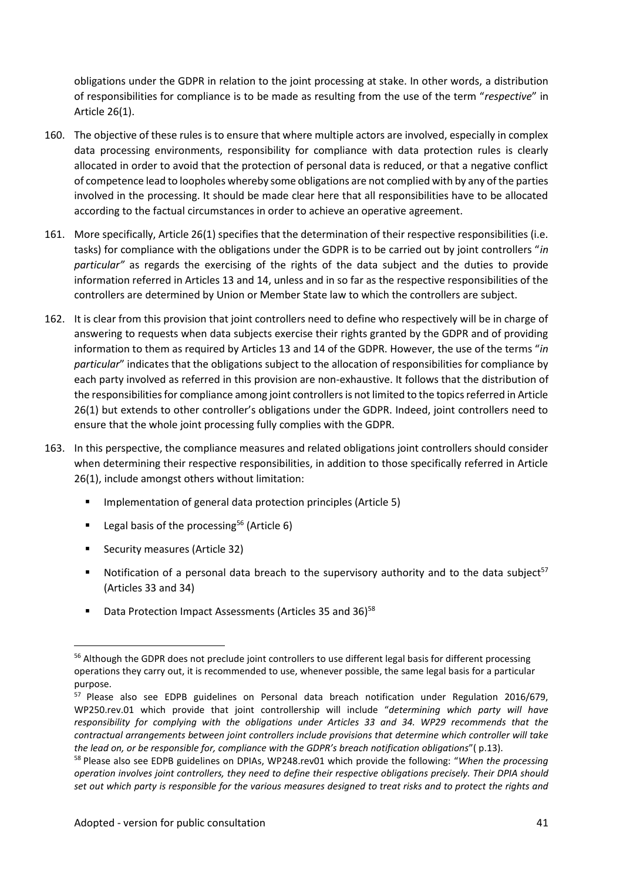obligations under the GDPR in relation to the joint processing at stake. In other words, a distribution of responsibilities for compliance is to be made as resulting from the use of the term "*respective*" in Article 26(1).

160. The objective of these rules is to ensure that where multiple actors are involved, especially in complex data processing environments, responsibility for compliance with data protection rules is clearly allocated in order to avoid that the protection of personal data is reduced, or that a negative conflict of competence lead to loopholes whereby some obligations are not complied with by any of the parties involved in the processing. It should be made clear here that all responsibilities have to be allocated according to the factual circumstances in order to achieve an operative agreement.

161. More specifically, Article 26(1) specifies that the determination of their respective responsibilities (i.e. tasks) for compliance with the obligations under the GDPR is to be carried out by joint controllers "*in particular"* as regards the exercising of the rights of the data subject and the duties to provide information referred in Articles 13 and 14, unless and in so far as the respective responsibilities of the controllers are determined by Union or Member State law to which the controllers are subject.

162. It is clear from this provision that joint controllers need to define who respectively will be in charge of answering to requests when data subjects exercise their rights granted by the GDPR and of providing information to them as required by Articles 13 and 14 of the GDPR. However, the use of the terms "*in particular*" indicates that the obligations subject to the allocation of responsibilities for compliance by each party involved as referred in this provision are non-exhaustive. It follows that the distribution of the responsibilities for compliance among joint controllers is not limited to the topics referred in Article 26(1) but extends to other controller's obligations under the GDPR. Indeed, joint controllers need to ensure that the whole joint processing fully complies with the GDPR.

163. In this perspective, the compliance measures and related obligations joint controllers should consider when determining their respective responsibilities, in addition to those specifically referred in Article 26(1), include amongst others without limitation:

    - Implementation of general data protection principles (Article 5)
    - Legal basis of the processing[56] (Article 6)
    - Security measures (Article 32)
    - Notification of a personal data breach to the supervisory authority and to the data subject[57] (Articles 33 and 34)
    - Data Protection Impact Assessments (Articles 35 and 36)[58]

---

[56] Although the GDPR does not preclude joint controllers to use different legal basis for different processing operations they carry out, it is recommended to use, whenever possible, the same legal basis for a particular purpose.

[57] Please also see EDPB guidelines on Personal data breach notification under Regulation 2016/679, WP250.rev.01 which provide that joint controllership will include "*determining which party will have responsibility for complying with the obligations under Articles 33 and 34. WP29 recommends that the contractual arrangements between joint controllers include provisions that determine which controller will take the lead on, or be responsible for, compliance with the GDPR's breach notification obligations*"( p.13).

[58] Please also see EDPB guidelines on DPIAs, WP248.rev01 which provide the following: "*When the processing operation involves joint controllers, they need to define their respective obligations precisely. Their DPIA should set out which party is responsible for the various measures designed to treat risks and to protect the rights and*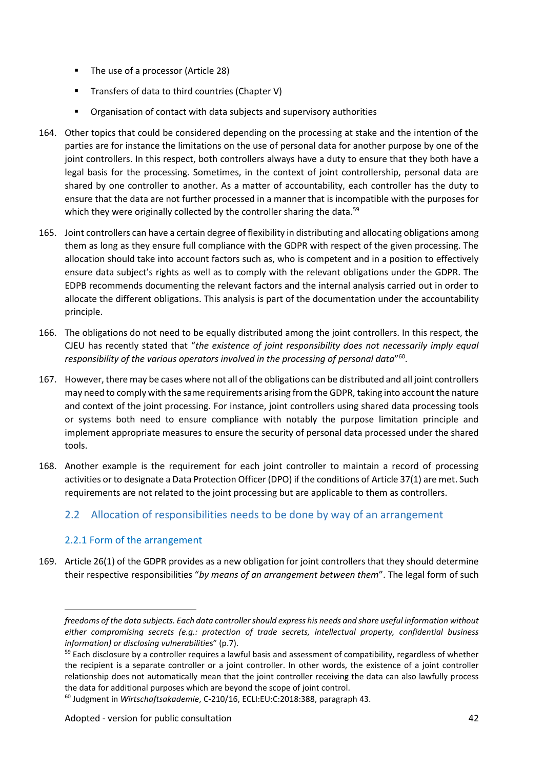- The use of a processor (Article 28)
- Transfers of data to third countries (Chapter V)
- Organisation of contact with data subjects and supervisory authorities

164. Other topics that could be considered depending on the processing at stake and the intention of the parties are for instance the limitations on the use of personal data for another purpose by one of the joint controllers. In this respect, both controllers always have a duty to ensure that they both have a legal basis for the processing. Sometimes, in the context of joint controllership, personal data are shared by one controller to another. As a matter of accountability, each controller has the duty to ensure that the data are not further processed in a manner that is incompatible with the purposes for which they were originally collected by the controller sharing the data.[59]

165. Joint controllers can have a certain degree of flexibility in distributing and allocating obligations among them as long as they ensure full compliance with the GDPR with respect of the given processing. The allocation should take into account factors such as, who is competent and in a position to effectively ensure data subject's rights as well as to comply with the relevant obligations under the GDPR. The EDPB recommends documenting the relevant factors and the internal analysis carried out in order to allocate the different obligations. This analysis is part of the documentation under the accountability principle.

166. The obligations do not need to be equally distributed among the joint controllers. In this respect, the CJEU has recently stated that "*the existence of joint responsibility does not necessarily imply equal responsibility of the various operators involved in the processing of personal data*"[60].

167. However, there may be cases where not all of the obligations can be distributed and all joint controllers may need to comply with the same requirements arising from the GDPR, taking into account the nature and context of the joint processing. For instance, joint controllers using shared data processing tools or systems both need to ensure compliance with notably the purpose limitation principle and implement appropriate measures to ensure the security of personal data processed under the shared tools.

168. Another example is the requirement for each joint controller to maintain a record of processing activities or to designate a Data Protection Officer (DPO) if the conditions of Article 37(1) are met. Such requirements are not related to the joint processing but are applicable to them as controllers.

## 2.2 Allocation of responsibilities needs to be done by way of an arrangement

### 2.2.1 Form of the arrangement

169. Article 26(1) of the GDPR provides as a new obligation for joint controllers that they should determine their respective responsibilities "*by means of an arrangement between them*". The legal form of such

---

*freedoms of the data subjects. Each data controller should express his needs and share useful information without either compromising secrets (e.g.: protection of trade secrets, intellectual property, confidential business information) or disclosing vulnerabilities*" (p.7).

[59] Each disclosure by a controller requires a lawful basis and assessment of compatibility, regardless of whether the recipient is a separate controller or a joint controller. In other words, the existence of a joint controller relationship does not automatically mean that the joint controller receiving the data can also lawfully process the data for additional purposes which are beyond the scope of joint control.

[60] Judgment in *Wirtschaftsakademie*, C-210/16, ECLI:EU:C:2018:388, paragraph 43.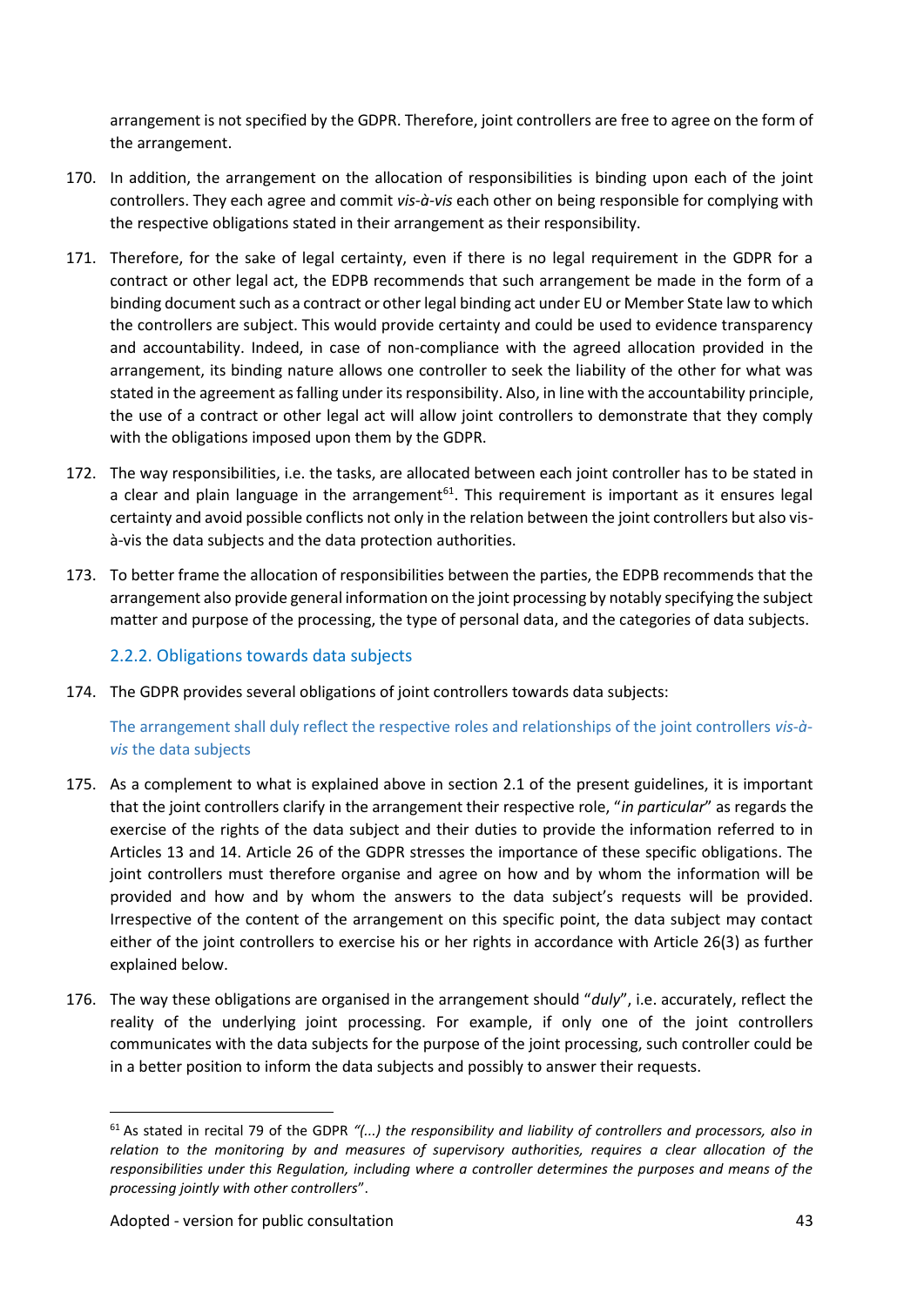arrangement is not specified by the GDPR. Therefore, joint controllers are free to agree on the form of the arrangement.

170. In addition, the arrangement on the allocation of responsibilities is binding upon each of the joint controllers. They each agree and commit *vis-à-vis* each other on being responsible for complying with the respective obligations stated in their arrangement as their responsibility.

171. Therefore, for the sake of legal certainty, even if there is no legal requirement in the GDPR for a contract or other legal act, the EDPB recommends that such arrangement be made in the form of a binding document such as a contract or other legal binding act under EU or Member State law to which the controllers are subject. This would provide certainty and could be used to evidence transparency and accountability. Indeed, in case of non-compliance with the agreed allocation provided in the arrangement, its binding nature allows one controller to seek the liability of the other for what was stated in the agreement as falling under its responsibility. Also, in line with the accountability principle, the use of a contract or other legal act will allow joint controllers to demonstrate that they comply with the obligations imposed upon them by the GDPR.

172. The way responsibilities, i.e. the tasks, are allocated between each joint controller has to be stated in a clear and plain language in the arrangement[61]. This requirement is important as it ensures legal certainty and avoid possible conflicts not only in the relation between the joint controllers but also vis-à-vis the data subjects and the data protection authorities.

173. To better frame the allocation of responsibilities between the parties, the EDPB recommends that the arrangement also provide general information on the joint processing by notably specifying the subject matter and purpose of the processing, the type of personal data, and the categories of data subjects.

### 2.2.2. Obligations towards data subjects

174. The GDPR provides several obligations of joint controllers towards data subjects:

#### The arrangement shall duly reflect the respective roles and relationships of the joint controllers *vis-à-vis* the data subjects

175. As a complement to what is explained above in section 2.1 of the present guidelines, it is important that the joint controllers clarify in the arrangement their respective role, "*in particular*" as regards the exercise of the rights of the data subject and their duties to provide the information referred to in Articles 13 and 14. Article 26 of the GDPR stresses the importance of these specific obligations. The joint controllers must therefore organise and agree on how and by whom the information will be provided and how and by whom the answers to the data subject's requests will be provided. Irrespective of the content of the arrangement on this specific point, the data subject may contact either of the joint controllers to exercise his or her rights in accordance with Article 26(3) as further explained below.

176. The way these obligations are organised in the arrangement should "*duly*", i.e. accurately, reflect the reality of the underlying joint processing. For example, if only one of the joint controllers communicates with the data subjects for the purpose of the joint processing, such controller could be in a better position to inform the data subjects and possibly to answer their requests.

---

[61] As stated in recital 79 of the GDPR *"(...) the responsibility and liability of controllers and processors, also in relation to the monitoring by and measures of supervisory authorities, requires a clear allocation of the responsibilities under this Regulation, including where a controller determines the purposes and means of the processing jointly with other controllers*".

Adopted - version for public consultation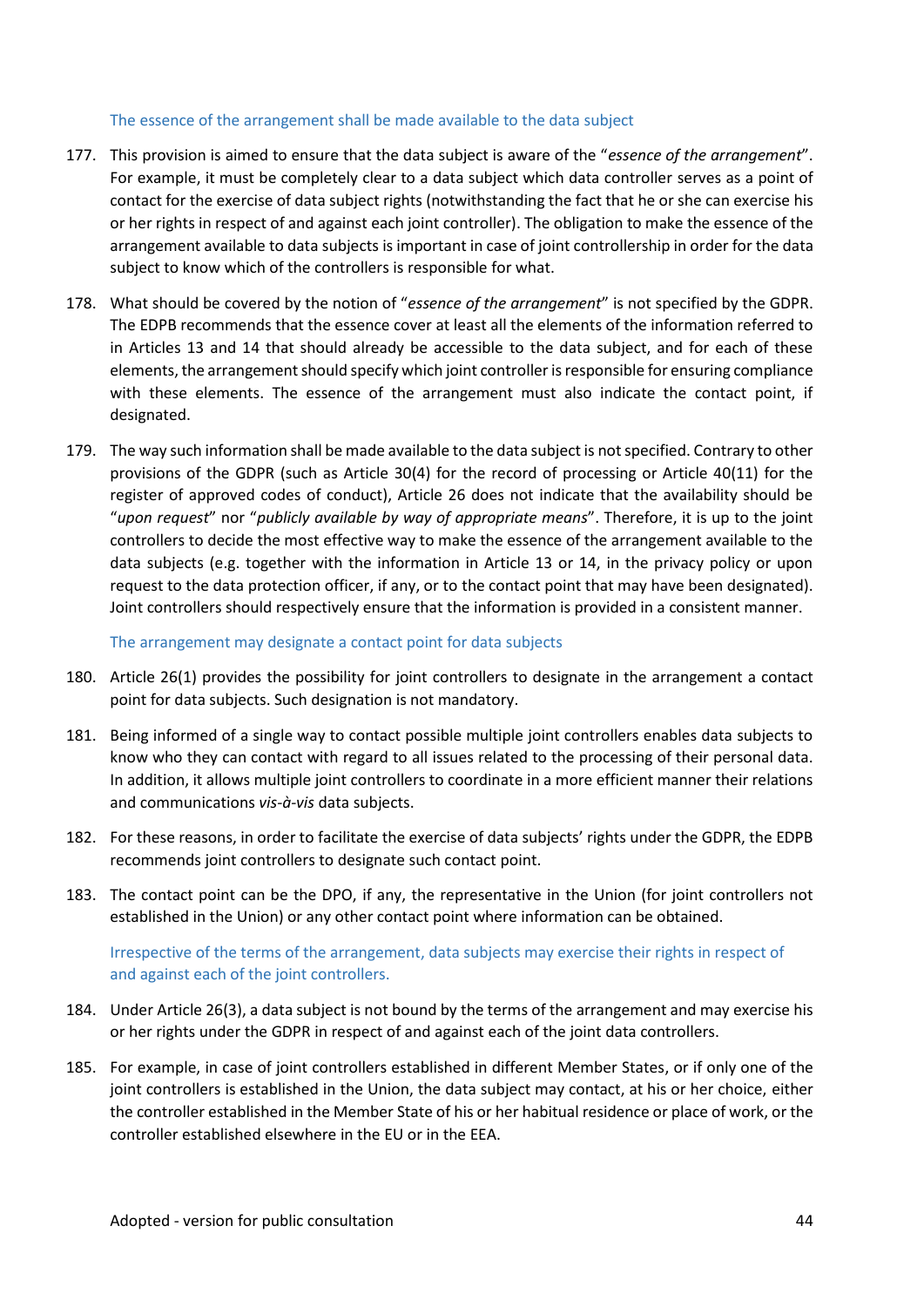### The essence of the arrangement shall be made available to the data subject

177. This provision is aimed to ensure that the data subject is aware of the "*essence of the arrangement*". For example, it must be completely clear to a data subject which data controller serves as a point of contact for the exercise of data subject rights (notwithstanding the fact that he or she can exercise his or her rights in respect of and against each joint controller). The obligation to make the essence of the arrangement available to data subjects is important in case of joint controllership in order for the data subject to know which of the controllers is responsible for what.

178. What should be covered by the notion of "*essence of the arrangement*" is not specified by the GDPR. The EDPB recommends that the essence cover at least all the elements of the information referred to in Articles 13 and 14 that should already be accessible to the data subject, and for each of these elements, the arrangement should specify which joint controller is responsible for ensuring compliance with these elements. The essence of the arrangement must also indicate the contact point, if designated.

179. The way such information shall be made available to the data subject is not specified. Contrary to other provisions of the GDPR (such as Article 30(4) for the record of processing or Article 40(11) for the register of approved codes of conduct), Article 26 does not indicate that the availability should be "*upon request*" nor "*publicly available by way of appropriate means*". Therefore, it is up to the joint controllers to decide the most effective way to make the essence of the arrangement available to the data subjects (e.g. together with the information in Article 13 or 14, in the privacy policy or upon request to the data protection officer, if any, or to the contact point that may have been designated). Joint controllers should respectively ensure that the information is provided in a consistent manner.

### The arrangement may designate a contact point for data subjects

180. Article 26(1) provides the possibility for joint controllers to designate in the arrangement a contact point for data subjects. Such designation is not mandatory.

181. Being informed of a single way to contact possible multiple joint controllers enables data subjects to know who they can contact with regard to all issues related to the processing of their personal data. In addition, it allows multiple joint controllers to coordinate in a more efficient manner their relations and communications *vis-à-vis* data subjects.

182. For these reasons, in order to facilitate the exercise of data subjects' rights under the GDPR, the EDPB recommends joint controllers to designate such contact point.

183. The contact point can be the DPO, if any, the representative in the Union (for joint controllers not established in the Union) or any other contact point where information can be obtained.

### Irrespective of the terms of the arrangement, data subjects may exercise their rights in respect of and against each of the joint controllers.

184. Under Article 26(3), a data subject is not bound by the terms of the arrangement and may exercise his or her rights under the GDPR in respect of and against each of the joint data controllers.

185. For example, in case of joint controllers established in different Member States, or if only one of the joint controllers is established in the Union, the data subject may contact, at his or her choice, either the controller established in the Member State of his or her habitual residence or place of work, or the controller established elsewhere in the EU or in the EEA.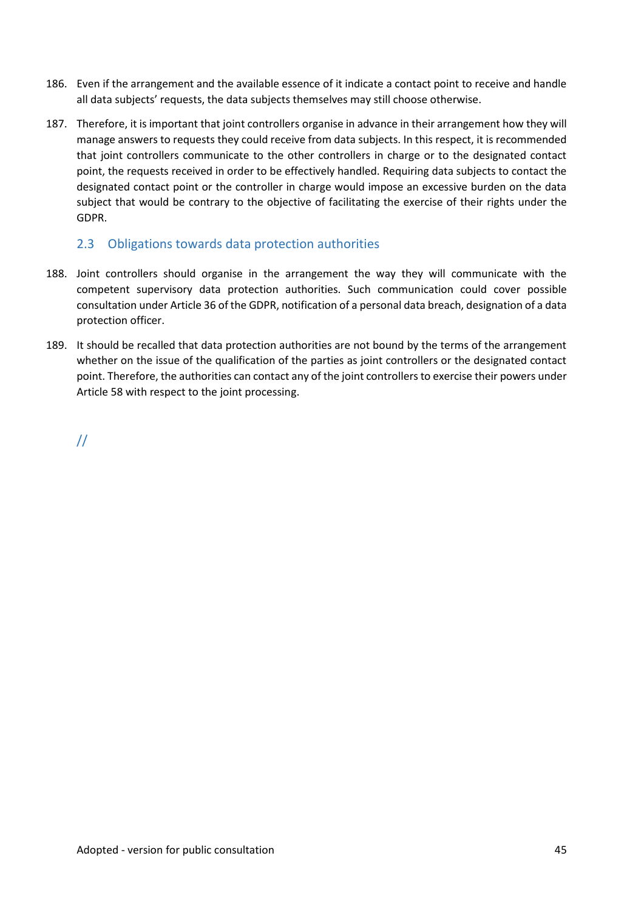186. Even if the arrangement and the available essence of it indicate a contact point to receive and handle all data subjects' requests, the data subjects themselves may still choose otherwise.

187. Therefore, it is important that joint controllers organise in advance in their arrangement how they will manage answers to requests they could receive from data subjects. In this respect, it is recommended that joint controllers communicate to the other controllers in charge or to the designated contact point, the requests received in order to be effectively handled. Requiring data subjects to contact the designated contact point or the controller in charge would impose an excessive burden on the data subject that would be contrary to the objective of facilitating the exercise of their rights under the GDPR.

## 2.3 Obligations towards data protection authorities

188. Joint controllers should organise in the arrangement the way they will communicate with the competent supervisory data protection authorities. Such communication could cover possible consultation under Article 36 of the GDPR, notification of a personal data breach, designation of a data protection officer.

189. It should be recalled that data protection authorities are not bound by the terms of the arrangement whether on the issue of the qualification of the parties as joint controllers or the designated contact point. Therefore, the authorities can contact any of the joint controllers to exercise their powers under Article 58 with respect to the joint processing.

//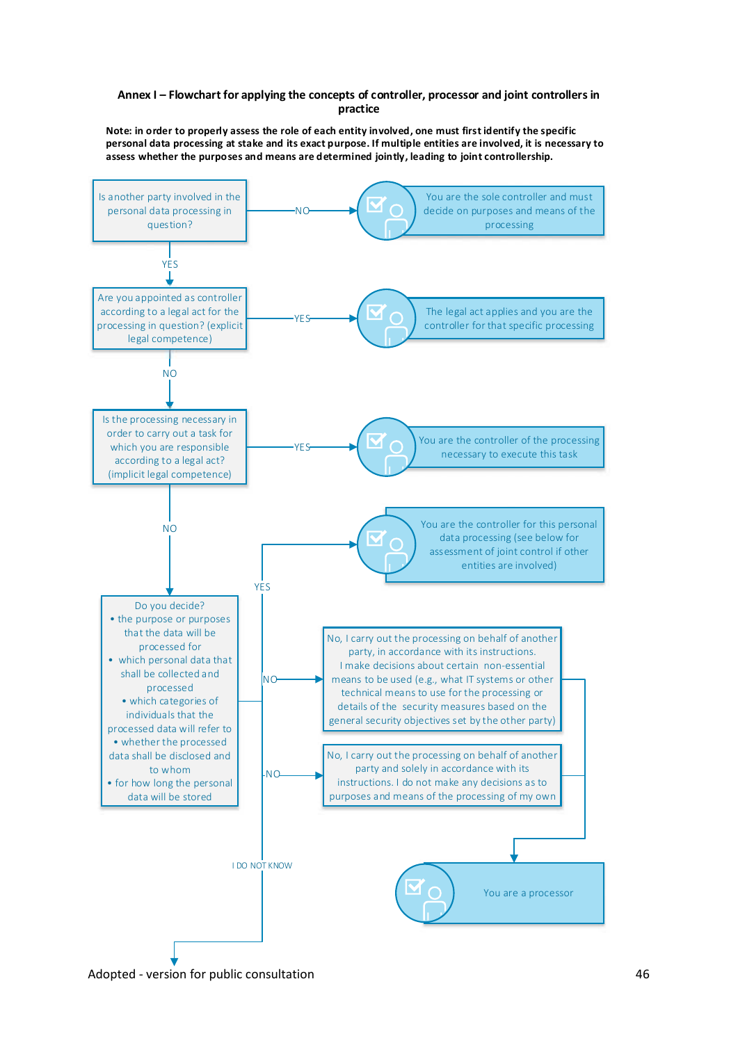**Annex I – Flowchart for applying the concepts of controller, processor and joint controllers in practice**

**Note: in order to properly assess the role of each entity involved, one must first identify the specific personal data processing at stake and its exact purpose. If multiple entities are involved, it is necessary to assess whether the purposes and means are determined jointly, leading to joint controllership.**

Is another party involved in the personal data processing in question?

- NO → You are the sole controller and must decide on purposes and means of the processing
- YES ↓

Are you appointed as controller according to a legal act for the processing in question? (explicit legal competence)

- YES → The legal act applies and you are the controller for that specific processing
- NO ↓

Is the processing necessary in order to carry out a task for which you are responsible according to a legal act? (implicit legal competence)

- YES → You are the controller of the processing necessary to execute this task
- NO ↓

Do you decide?

- the purpose or purposes that the data will be processed for
- which personal data that shall be collected and processed
- which categories of individuals that the processed data will refer to
- whether the processed data shall be disclosed and to whom
- for how long the personal data will be stored

Answers:

- YES → You are the controller for this personal data processing (see below for assessment of joint control if other entities are involved)
- NO → No, I carry out the processing on behalf of another party, in accordance with its instructions. I make decisions about certain non-essential means to be used (e.g., what IT systems or other technical means to use for the processing or details of the security measures based on the general security objectives set by the other party) → You are a processor
- NO → No, I carry out the processing on behalf of another party and solely in accordance with its instructions. I do not make any decisions as to purposes and means of the processing of my own → You are a processor
- I DO NOT KNOW ↓

Adopted - version for public consultation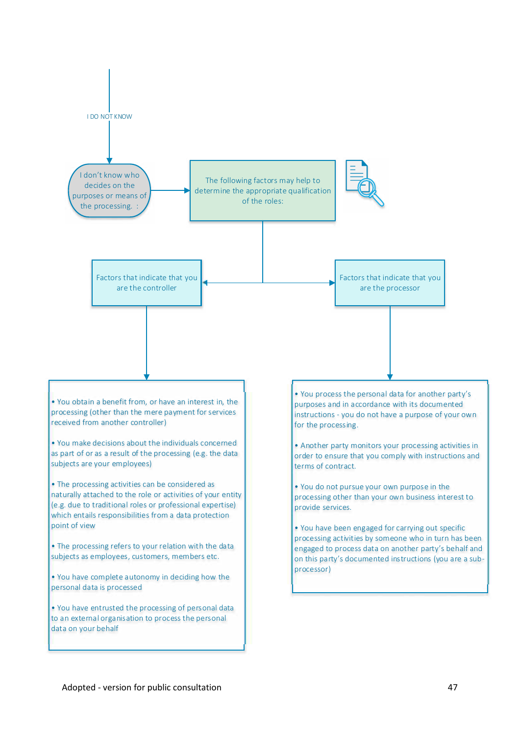I DO NOT KNOW

I don't know who decides on the purposes or means of the processing. :

The following factors may help to determine the appropriate qualification of the roles:

**Factors that indicate that you are the controller**

- You obtain a benefit from, or have an interest in, the processing (other than the mere payment for services received from another controller)
- You make decisions about the individuals concerned as part of or as a result of the processing (e.g. the data subjects are your employees)
- The processing activities can be considered as naturally attached to the role or activities of your entity (e.g. due to traditional roles or professional expertise) which entails responsibilities from a data protection point of view
- The processing refers to your relation with the data subjects as employees, customers, members etc.
- You have complete autonomy in deciding how the personal data is processed
- You have entrusted the processing of personal data to an external organisation to process the personal data on your behalf

**Factors that indicate that you are the processor**

- You process the personal data for another party's purposes and in accordance with its documented instructions - you do not have a purpose of your own for the processing.
- Another party monitors your processing activities in order to ensure that you comply with instructions and terms of contract.
- You do not pursue your own purpose in the processing other than your own business interest to provide services.
- You have been engaged for carrying out specific processing activities by someone who in turn has been engaged to process data on another party's behalf and on this party's documented instructions (you are a sub-processor)

Adopted - version for public consultation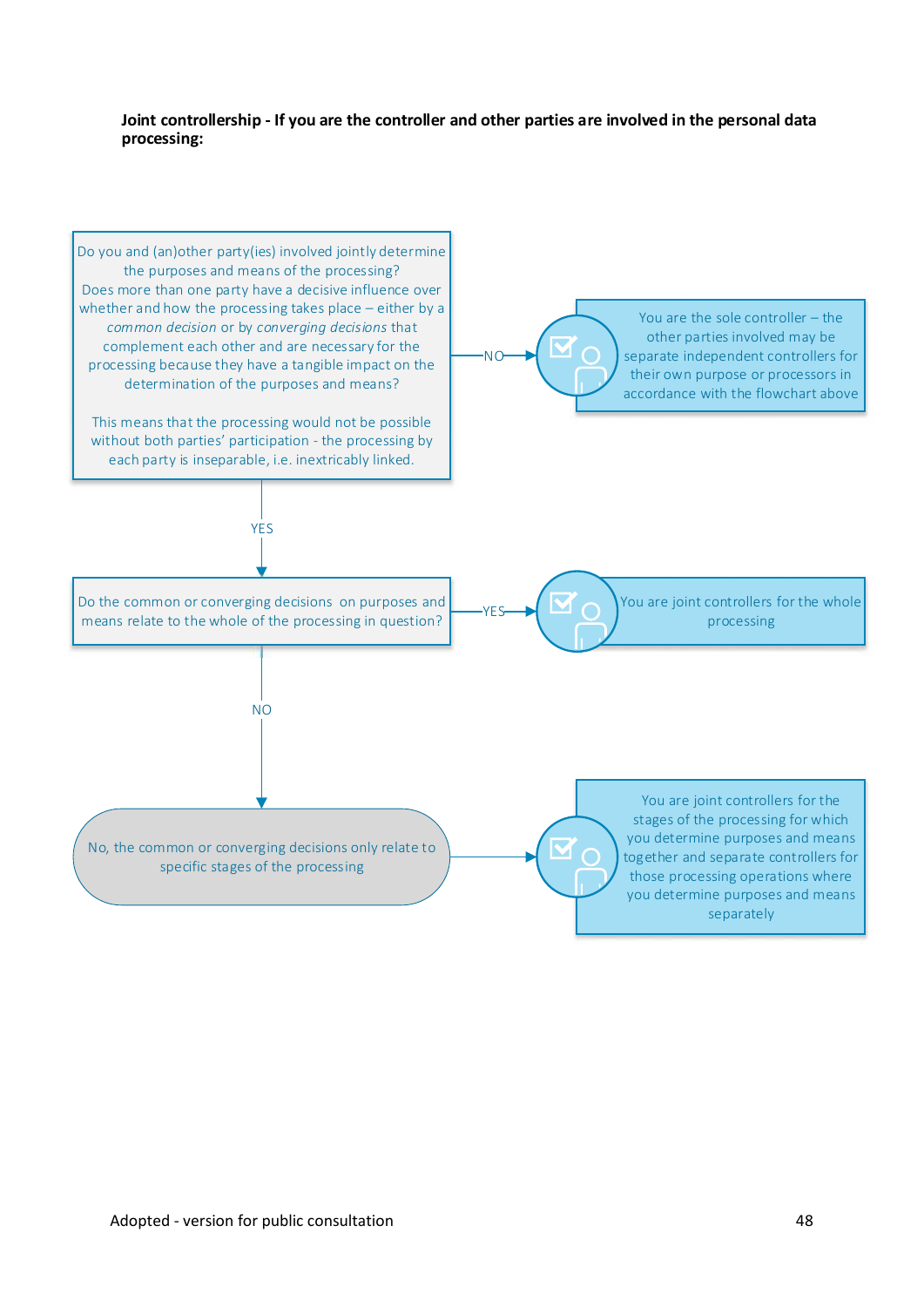**Joint controllership - If you are the controller and other parties are involved in the personal data processing:**

Do you and (an)other party(ies) involved jointly determine the purposes and means of the processing? Does more than one party have a decisive influence over whether and how the processing takes place – either by a *common decision* or by *converging decisions* that complement each other and are necessary for the processing because they have a tangible impact on the determination of the purposes and means?

This means that the processing would not be possible without both parties' participation - the processing by each party is inseparable, i.e. inextricably linked.

NO

You are the sole controller – the other parties involved may be separate independent controllers for their own purpose or processors in accordance with the flowchart above

YES

Do the common or converging decisions on purposes and means relate to the whole of the processing in question?

YES

You are joint controllers for the whole processing

NO

No, the common or converging decisions only relate to specific stages of the processing

You are joint controllers for the stages of the processing for which you determine purposes and means together and separate controllers for those processing operations where you determine purposes and means separately

Adopted - version for public consultation